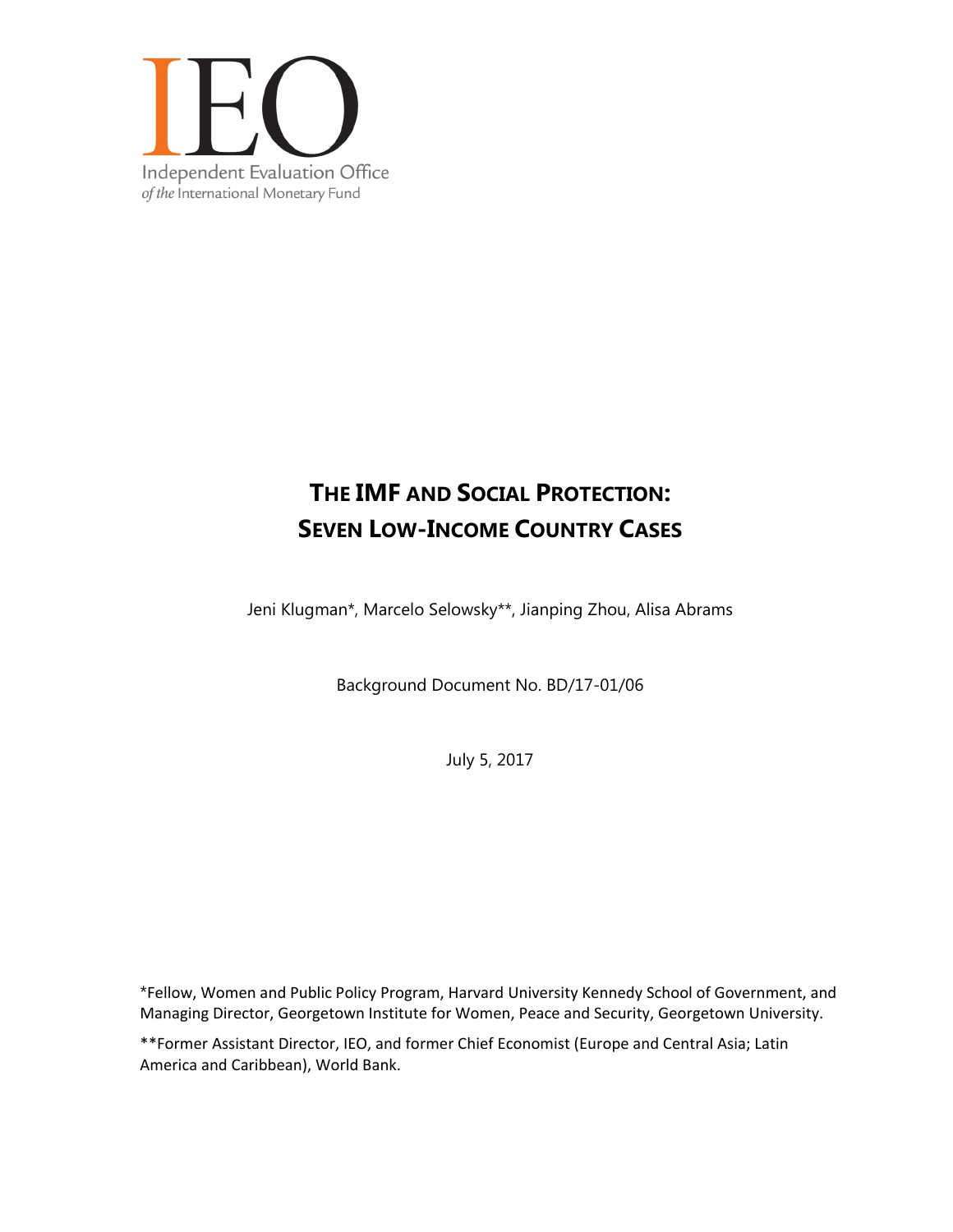IEO

Independent Evaluation Office
*of the* International Monetary Fund

# THE IMF AND SOCIAL PROTECTION: SEVEN LOW-INCOME COUNTRY CASES

Jeni Klugman*, Marcelo Selowsky**, Jianping Zhou, Alisa Abrams

Background Document No. BD/17-01/06

July 5, 2017

*Fellow, Women and Public Policy Program, Harvard University Kennedy School of Government, and Managing Director, Georgetown Institute for Women, Peace and Security, Georgetown University.

**Former Assistant Director, IEO, and former Chief Economist (Europe and Central Asia; Latin America and Caribbean), World Bank.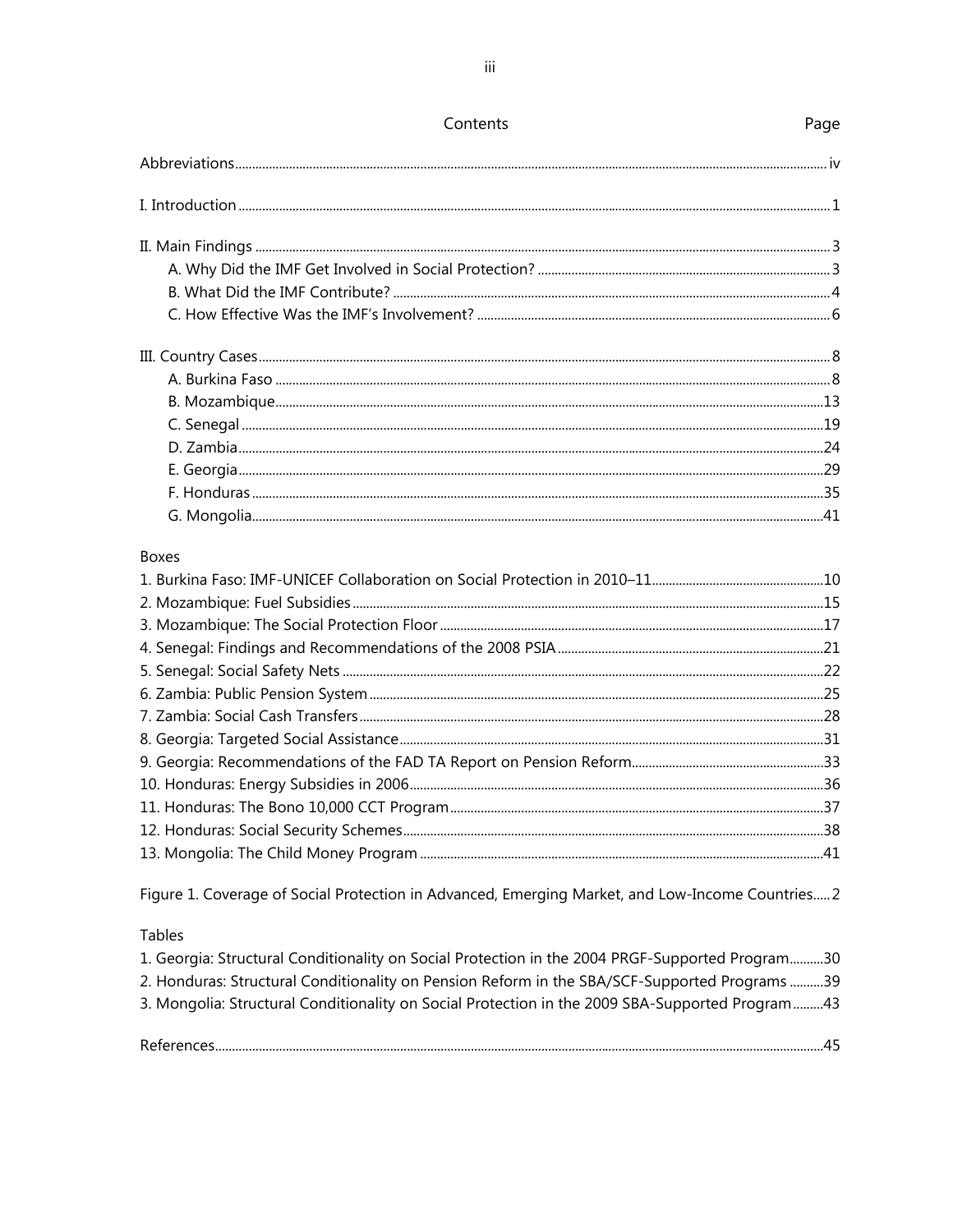# Contents

| | Page |
|---|---|
| Abbreviations | iv |
| I. Introduction | 1 |
| II. Main Findings | 3 |
| A. Why Did the IMF Get Involved in Social Protection? | 3 |
| B. What Did the IMF Contribute? | 4 |
| C. How Effective Was the IMF's Involvement? | 6 |
| III. Country Cases | 8 |
| A. Burkina Faso | 8 |
| B. Mozambique | 13 |
| C. Senegal | 19 |
| D. Zambia | 24 |
| E. Georgia | 29 |
| F. Honduras | 35 |
| G. Mongolia | 41 |

**Boxes**

| | |
|---|---|
| 1. Burkina Faso: IMF-UNICEF Collaboration on Social Protection in 2010–11 | 10 |
| 2. Mozambique: Fuel Subsidies | 15 |
| 3. Mozambique: The Social Protection Floor | 17 |
| 4. Senegal: Findings and Recommendations of the 2008 PSIA | 21 |
| 5. Senegal: Social Safety Nets | 22 |
| 6. Zambia: Public Pension System | 25 |
| 7. Zambia: Social Cash Transfers | 28 |
| 8. Georgia: Targeted Social Assistance | 31 |
| 9. Georgia: Recommendations of the FAD TA Report on Pension Reform | 33 |
| 10. Honduras: Energy Subsidies in 2006 | 36 |
| 11. Honduras: The Bono 10,000 CCT Program | 37 |
| 12. Honduras: Social Security Schemes | 38 |
| 13. Mongolia: The Child Money Program | 41 |

| | |
|---|---|
| Figure 1. Coverage of Social Protection in Advanced, Emerging Market, and Low-Income Countries | 2 |

**Tables**

| | |
|---|---|
| 1. Georgia: Structural Conditionality on Social Protection in the 2004 PRGF-Supported Program | 30 |
| 2. Honduras: Structural Conditionality on Pension Reform in the SBA/SCF-Supported Programs | 39 |
| 3. Mongolia: Structural Conditionality on Social Protection in the 2009 SBA-Supported Program | 43 |

| | |
|---|---|
| References | 45 |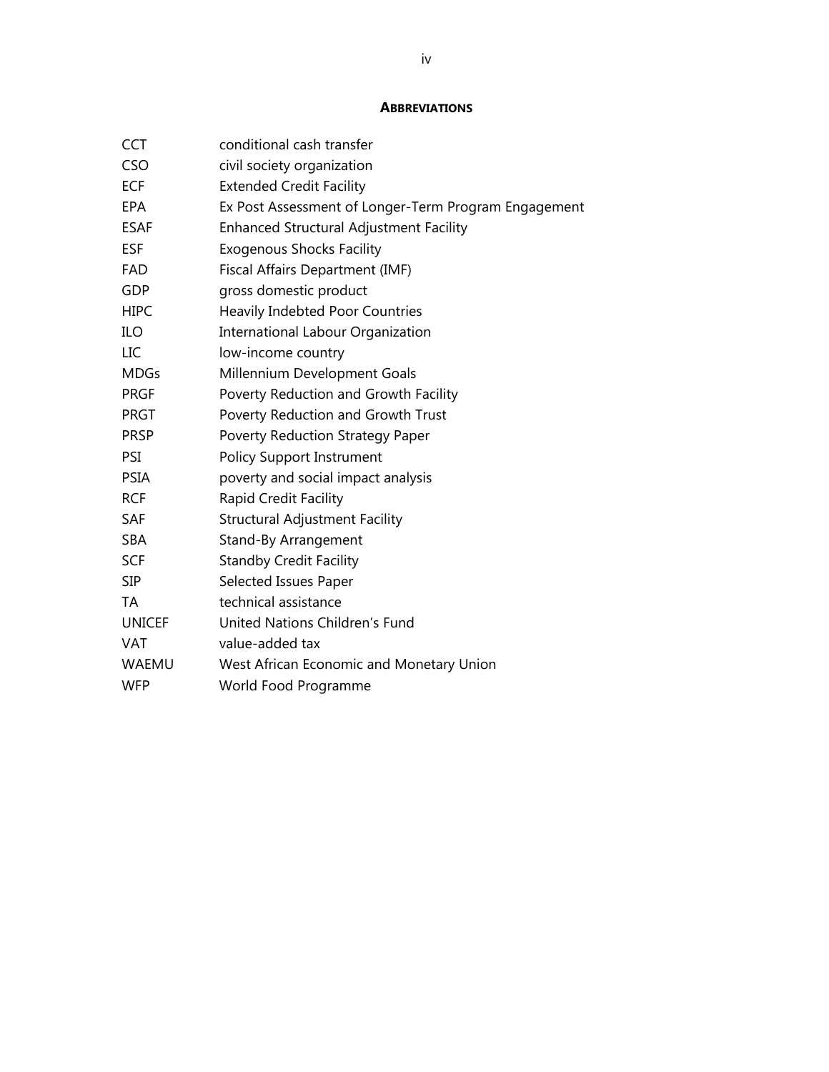## ABBREVIATIONS

| | |
|---|---|
| CCT | conditional cash transfer |
| CSO | civil society organization |
| ECF | Extended Credit Facility |
| EPA | Ex Post Assessment of Longer-Term Program Engagement |
| ESAF | Enhanced Structural Adjustment Facility |
| ESF | Exogenous Shocks Facility |
| FAD | Fiscal Affairs Department (IMF) |
| GDP | gross domestic product |
| HIPC | Heavily Indebted Poor Countries |
| ILO | International Labour Organization |
| LIC | low-income country |
| MDGs | Millennium Development Goals |
| PRGF | Poverty Reduction and Growth Facility |
| PRGT | Poverty Reduction and Growth Trust |
| PRSP | Poverty Reduction Strategy Paper |
| PSI | Policy Support Instrument |
| PSIA | poverty and social impact analysis |
| RCF | Rapid Credit Facility |
| SAF | Structural Adjustment Facility |
| SBA | Stand-By Arrangement |
| SCF | Standby Credit Facility |
| SIP | Selected Issues Paper |
| TA | technical assistance |
| UNICEF | United Nations Children's Fund |
| VAT | value-added tax |
| WAEMU | West African Economic and Monetary Union |
| WFP | World Food Programme |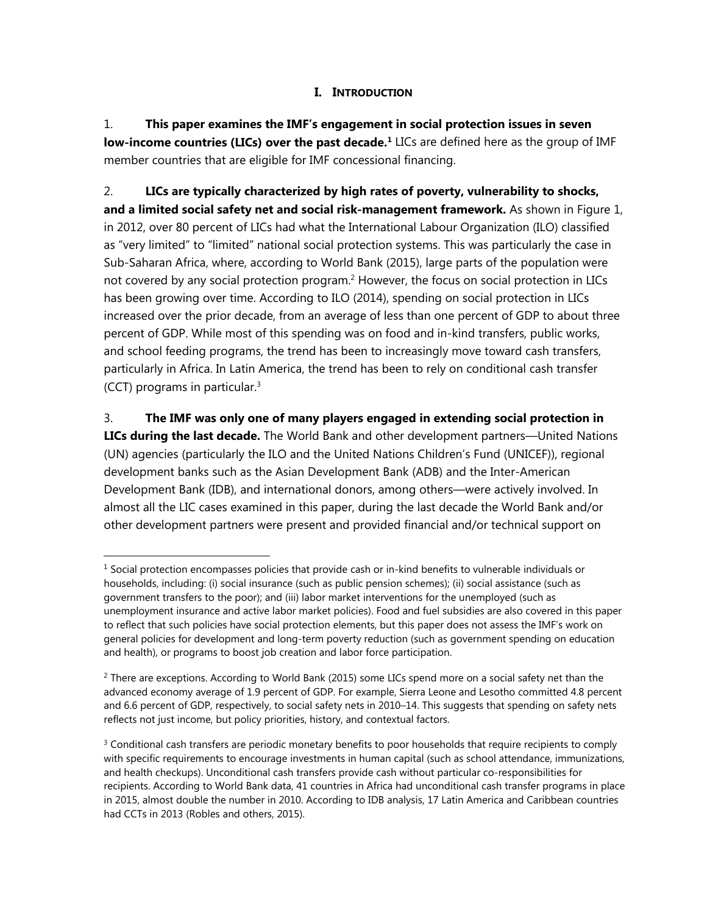# I. INTRODUCTION

1. **This paper examines the IMF's engagement in social protection issues in seven low-income countries (LICs) over the past decade.**[1] LICs are defined here as the group of IMF member countries that are eligible for IMF concessional financing.

2. **LICs are typically characterized by high rates of poverty, vulnerability to shocks, and a limited social safety net and social risk-management framework.** As shown in Figure 1, in 2012, over 80 percent of LICs had what the International Labour Organization (ILO) classified as "very limited" to "limited" national social protection systems. This was particularly the case in Sub-Saharan Africa, where, according to World Bank (2015), large parts of the population were not covered by any social protection program.[2] However, the focus on social protection in LICs has been growing over time. According to ILO (2014), spending on social protection in LICs increased over the prior decade, from an average of less than one percent of GDP to about three percent of GDP. While most of this spending was on food and in-kind transfers, public works, and school feeding programs, the trend has been to increasingly move toward cash transfers, particularly in Africa. In Latin America, the trend has been to rely on conditional cash transfer (CCT) programs in particular.[3]

3. **The IMF was only one of many players engaged in extending social protection in LICs during the last decade.** The World Bank and other development partners—United Nations (UN) agencies (particularly the ILO and the United Nations Children's Fund (UNICEF)), regional development banks such as the Asian Development Bank (ADB) and the Inter-American Development Bank (IDB), and international donors, among others—were actively involved. In almost all the LIC cases examined in this paper, during the last decade the World Bank and/or other development partners were present and provided financial and/or technical support on

---

[1] Social protection encompasses policies that provide cash or in-kind benefits to vulnerable individuals or households, including: (i) social insurance (such as public pension schemes); (ii) social assistance (such as government transfers to the poor); and (iii) labor market interventions for the unemployed (such as unemployment insurance and active labor market policies). Food and fuel subsidies are also covered in this paper to reflect that such policies have social protection elements, but this paper does not assess the IMF's work on general policies for development and long-term poverty reduction (such as government spending on education and health), or programs to boost job creation and labor force participation.

[2] There are exceptions. According to World Bank (2015) some LICs spend more on a social safety net than the advanced economy average of 1.9 percent of GDP. For example, Sierra Leone and Lesotho committed 4.8 percent and 6.6 percent of GDP, respectively, to social safety nets in 2010–14. This suggests that spending on safety nets reflects not just income, but policy priorities, history, and contextual factors.

[3] Conditional cash transfers are periodic monetary benefits to poor households that require recipients to comply with specific requirements to encourage investments in human capital (such as school attendance, immunizations, and health checkups). Unconditional cash transfers provide cash without particular co-responsibilities for recipients. According to World Bank data, 41 countries in Africa had unconditional cash transfer programs in place in 2015, almost double the number in 2010. According to IDB analysis, 17 Latin America and Caribbean countries had CCTs in 2013 (Robles and others, 2015).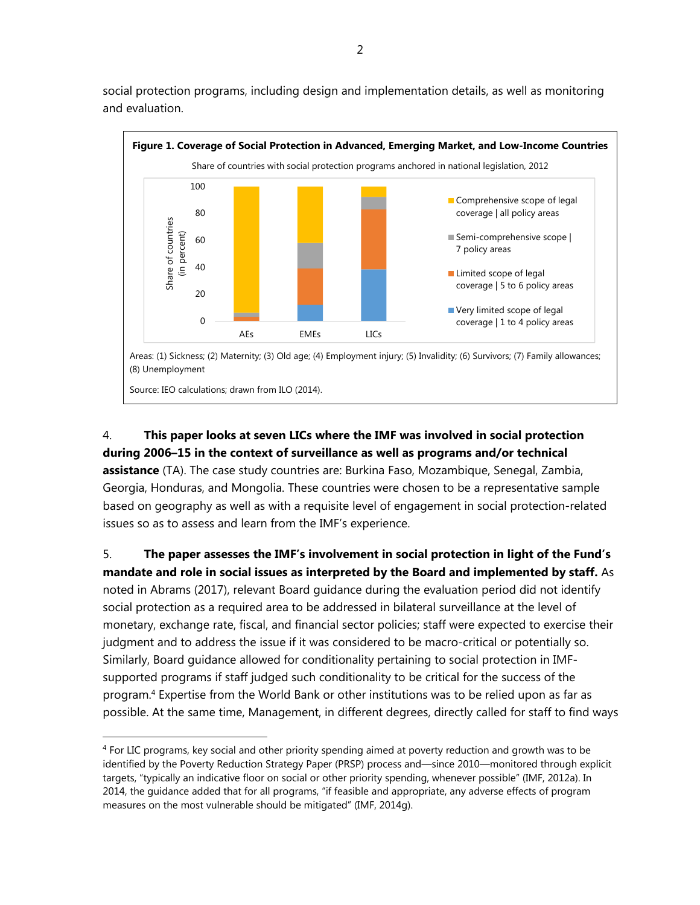social protection programs, including design and implementation details, as well as monitoring and evaluation.

**Figure 1. Coverage of Social Protection in Advanced, Emerging Market, and Low-Income Countries**

Share of countries with social protection programs anchored in national legislation, 2012

Areas: (1) Sickness; (2) Maternity; (3) Old age; (4) Employment injury; (5) Invalidity; (6) Survivors; (7) Family allowances; (8) Unemployment

Source: IEO calculations; drawn from ILO (2014).

4. **This paper looks at seven LICs where the IMF was involved in social protection during 2006–15 in the context of surveillance as well as programs and/or technical assistance** (TA). The case study countries are: Burkina Faso, Mozambique, Senegal, Zambia, Georgia, Honduras, and Mongolia. These countries were chosen to be a representative sample based on geography as well as with a requisite level of engagement in social protection-related issues so as to assess and learn from the IMF's experience.

5. **The paper assesses the IMF's involvement in social protection in light of the Fund's mandate and role in social issues as interpreted by the Board and implemented by staff.** As noted in Abrams (2017), relevant Board guidance during the evaluation period did not identify social protection as a required area to be addressed in bilateral surveillance at the level of monetary, exchange rate, fiscal, and financial sector policies; staff were expected to exercise their judgment and to address the issue if it was considered to be macro-critical or potentially so. Similarly, Board guidance allowed for conditionality pertaining to social protection in IMF-supported programs if staff judged such conditionality to be critical for the success of the program.[4] Expertise from the World Bank or other institutions was to be relied upon as far as possible. At the same time, Management, in different degrees, directly called for staff to find ways

---

[4] For LIC programs, key social and other priority spending aimed at poverty reduction and growth was to be identified by the Poverty Reduction Strategy Paper (PRSP) process and—since 2010—monitored through explicit targets, "typically an indicative floor on social or other priority spending, whenever possible" (IMF, 2012a). In 2014, the guidance added that for all programs, "if feasible and appropriate, any adverse effects of program measures on the most vulnerable should be mitigated" (IMF, 2014g).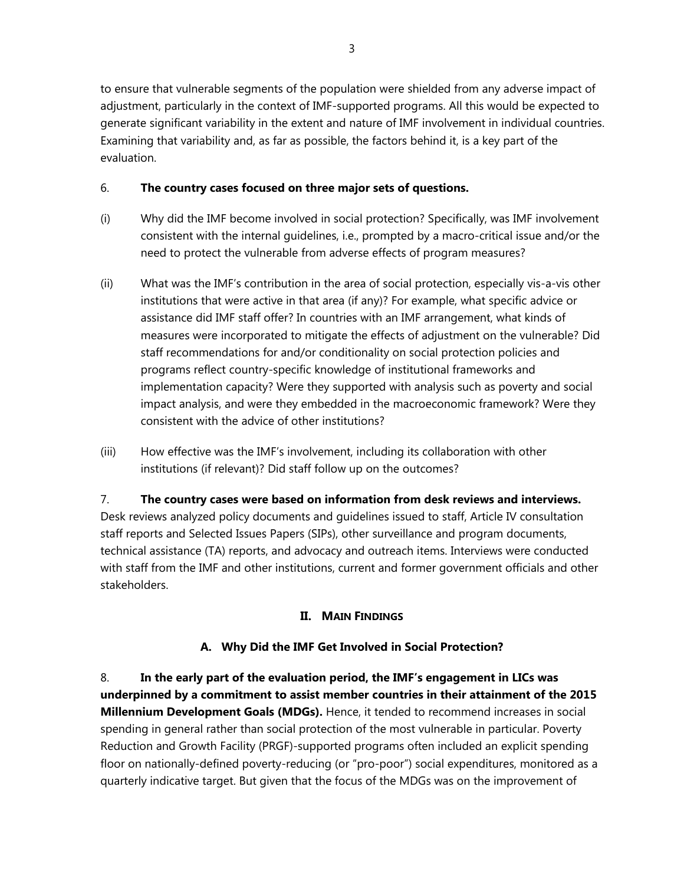to ensure that vulnerable segments of the population were shielded from any adverse impact of adjustment, particularly in the context of IMF-supported programs. All this would be expected to generate significant variability in the extent and nature of IMF involvement in individual countries. Examining that variability and, as far as possible, the factors behind it, is a key part of the evaluation.

6. **The country cases focused on three major sets of questions.**

(i) Why did the IMF become involved in social protection? Specifically, was IMF involvement consistent with the internal guidelines, i.e., prompted by a macro-critical issue and/or the need to protect the vulnerable from adverse effects of program measures?

(ii) What was the IMF's contribution in the area of social protection, especially vis-a-vis other institutions that were active in that area (if any)? For example, what specific advice or assistance did IMF staff offer? In countries with an IMF arrangement, what kinds of measures were incorporated to mitigate the effects of adjustment on the vulnerable? Did staff recommendations for and/or conditionality on social protection policies and programs reflect country-specific knowledge of institutional frameworks and implementation capacity? Were they supported with analysis such as poverty and social impact analysis, and were they embedded in the macroeconomic framework? Were they consistent with the advice of other institutions?

(iii) How effective was the IMF's involvement, including its collaboration with other institutions (if relevant)? Did staff follow up on the outcomes?

7. **The country cases were based on information from desk reviews and interviews.** Desk reviews analyzed policy documents and guidelines issued to staff, Article IV consultation staff reports and Selected Issues Papers (SIPs), other surveillance and program documents, technical assistance (TA) reports, and advocacy and outreach items. Interviews were conducted with staff from the IMF and other institutions, current and former government officials and other stakeholders.

## II. Main Findings

### A. Why Did the IMF Get Involved in Social Protection?

8. **In the early part of the evaluation period, the IMF's engagement in LICs was underpinned by a commitment to assist member countries in their attainment of the 2015 Millennium Development Goals (MDGs).** Hence, it tended to recommend increases in social spending in general rather than social protection of the most vulnerable in particular. Poverty Reduction and Growth Facility (PRGF)-supported programs often included an explicit spending floor on nationally-defined poverty-reducing (or "pro-poor") social expenditures, monitored as a quarterly indicative target. But given that the focus of the MDGs was on the improvement of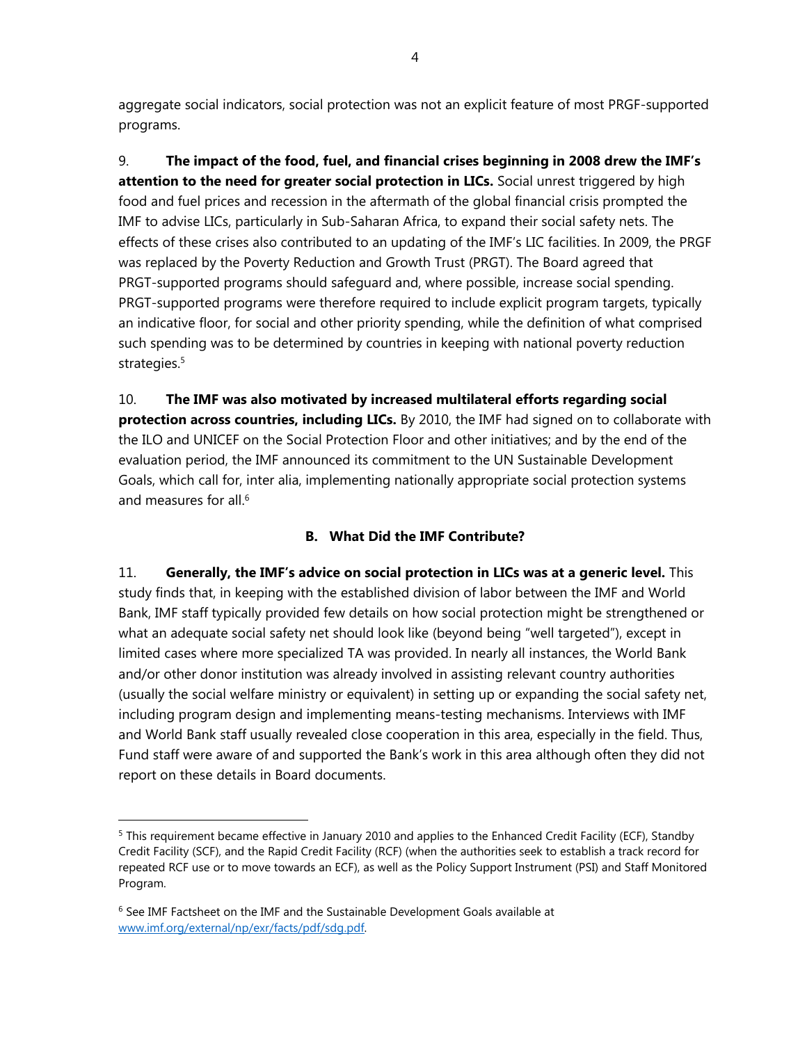aggregate social indicators, social protection was not an explicit feature of most PRGF-supported programs.

9. **The impact of the food, fuel, and financial crises beginning in 2008 drew the IMF's attention to the need for greater social protection in LICs.** Social unrest triggered by high food and fuel prices and recession in the aftermath of the global financial crisis prompted the IMF to advise LICs, particularly in Sub-Saharan Africa, to expand their social safety nets. The effects of these crises also contributed to an updating of the IMF's LIC facilities. In 2009, the PRGF was replaced by the Poverty Reduction and Growth Trust (PRGT). The Board agreed that PRGT-supported programs should safeguard and, where possible, increase social spending. PRGT-supported programs were therefore required to include explicit program targets, typically an indicative floor, for social and other priority spending, while the definition of what comprised such spending was to be determined by countries in keeping with national poverty reduction strategies.[5]

10. **The IMF was also motivated by increased multilateral efforts regarding social protection across countries, including LICs.** By 2010, the IMF had signed on to collaborate with the ILO and UNICEF on the Social Protection Floor and other initiatives; and by the end of the evaluation period, the IMF announced its commitment to the UN Sustainable Development Goals, which call for, inter alia, implementing nationally appropriate social protection systems and measures for all.[6]

### B. What Did the IMF Contribute?

11. **Generally, the IMF's advice on social protection in LICs was at a generic level.** This study finds that, in keeping with the established division of labor between the IMF and World Bank, IMF staff typically provided few details on how social protection might be strengthened or what an adequate social safety net should look like (beyond being "well targeted"), except in limited cases where more specialized TA was provided. In nearly all instances, the World Bank and/or other donor institution was already involved in assisting relevant country authorities (usually the social welfare ministry or equivalent) in setting up or expanding the social safety net, including program design and implementing means-testing mechanisms. Interviews with IMF and World Bank staff usually revealed close cooperation in this area, especially in the field. Thus, Fund staff were aware of and supported the Bank's work in this area although often they did not report on these details in Board documents.

---

[5] This requirement became effective in January 2010 and applies to the Enhanced Credit Facility (ECF), Standby Credit Facility (SCF), and the Rapid Credit Facility (RCF) (when the authorities seek to establish a track record for repeated RCF use or to move towards an ECF), as well as the Policy Support Instrument (PSI) and Staff Monitored Program.

[6] See IMF Factsheet on the IMF and the Sustainable Development Goals available at www.imf.org/external/np/exr/facts/pdf/sdg.pdf.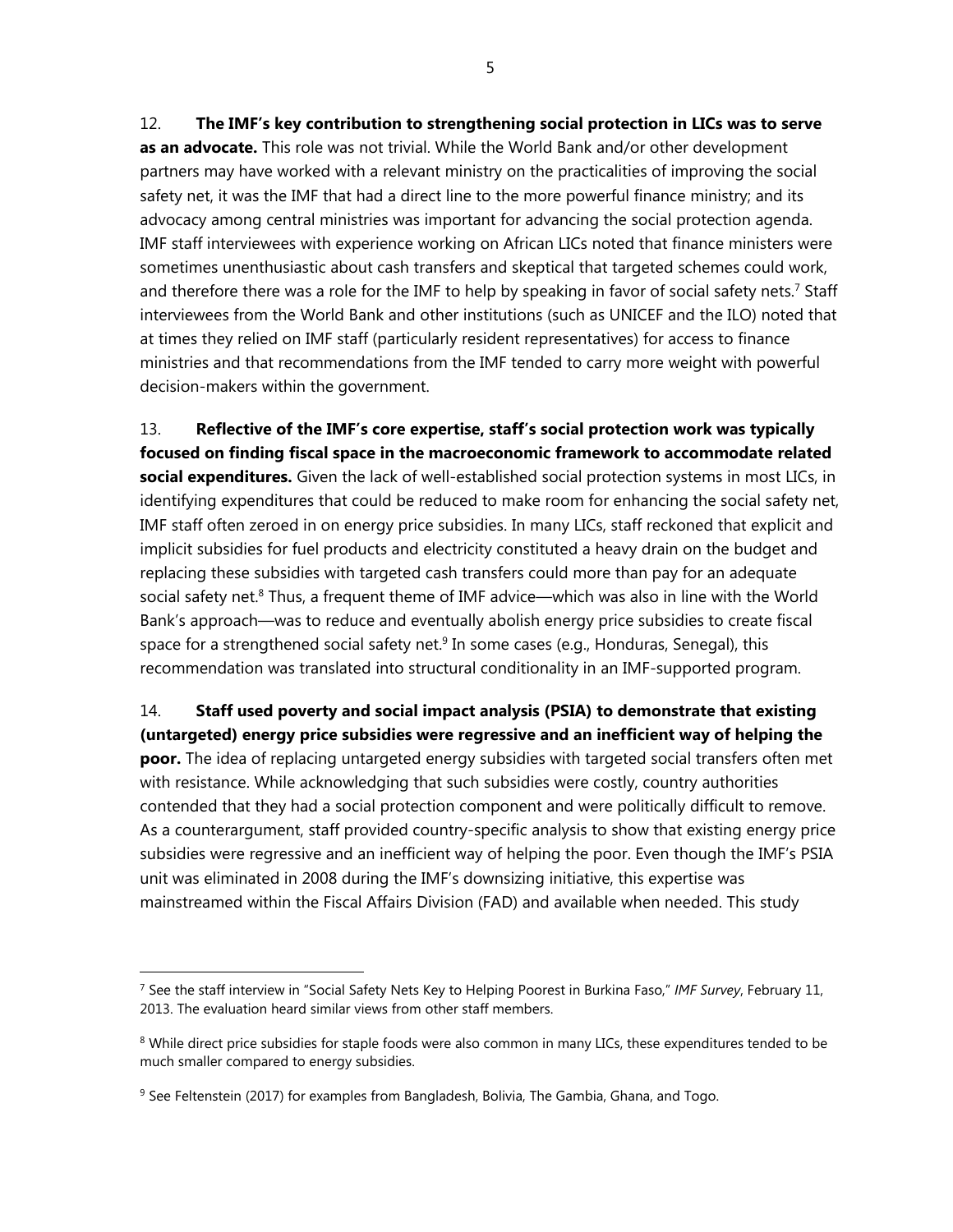12. **The IMF's key contribution to strengthening social protection in LICs was to serve as an advocate.** This role was not trivial. While the World Bank and/or other development partners may have worked with a relevant ministry on the practicalities of improving the social safety net, it was the IMF that had a direct line to the more powerful finance ministry; and its advocacy among central ministries was important for advancing the social protection agenda. IMF staff interviewees with experience working on African LICs noted that finance ministers were sometimes unenthusiastic about cash transfers and skeptical that targeted schemes could work, and therefore there was a role for the IMF to help by speaking in favor of social safety nets.[7] Staff interviewees from the World Bank and other institutions (such as UNICEF and the ILO) noted that at times they relied on IMF staff (particularly resident representatives) for access to finance ministries and that recommendations from the IMF tended to carry more weight with powerful decision-makers within the government.

13. **Reflective of the IMF's core expertise, staff's social protection work was typically focused on finding fiscal space in the macroeconomic framework to accommodate related social expenditures.** Given the lack of well-established social protection systems in most LICs, in identifying expenditures that could be reduced to make room for enhancing the social safety net, IMF staff often zeroed in on energy price subsidies. In many LICs, staff reckoned that explicit and implicit subsidies for fuel products and electricity constituted a heavy drain on the budget and replacing these subsidies with targeted cash transfers could more than pay for an adequate social safety net.[8] Thus, a frequent theme of IMF advice—which was also in line with the World Bank's approach—was to reduce and eventually abolish energy price subsidies to create fiscal space for a strengthened social safety net.[9] In some cases (e.g., Honduras, Senegal), this recommendation was translated into structural conditionality in an IMF-supported program.

14. **Staff used poverty and social impact analysis (PSIA) to demonstrate that existing (untargeted) energy price subsidies were regressive and an inefficient way of helping the poor.** The idea of replacing untargeted energy subsidies with targeted social transfers often met with resistance. While acknowledging that such subsidies were costly, country authorities contended that they had a social protection component and were politically difficult to remove. As a counterargument, staff provided country-specific analysis to show that existing energy price subsidies were regressive and an inefficient way of helping the poor. Even though the IMF's PSIA unit was eliminated in 2008 during the IMF's downsizing initiative, this expertise was mainstreamed within the Fiscal Affairs Division (FAD) and available when needed. This study

---

[7] See the staff interview in "Social Safety Nets Key to Helping Poorest in Burkina Faso," *IMF Survey*, February 11, 2013. The evaluation heard similar views from other staff members.

[8] While direct price subsidies for staple foods were also common in many LICs, these expenditures tended to be much smaller compared to energy subsidies.

[9] See Feltenstein (2017) for examples from Bangladesh, Bolivia, The Gambia, Ghana, and Togo.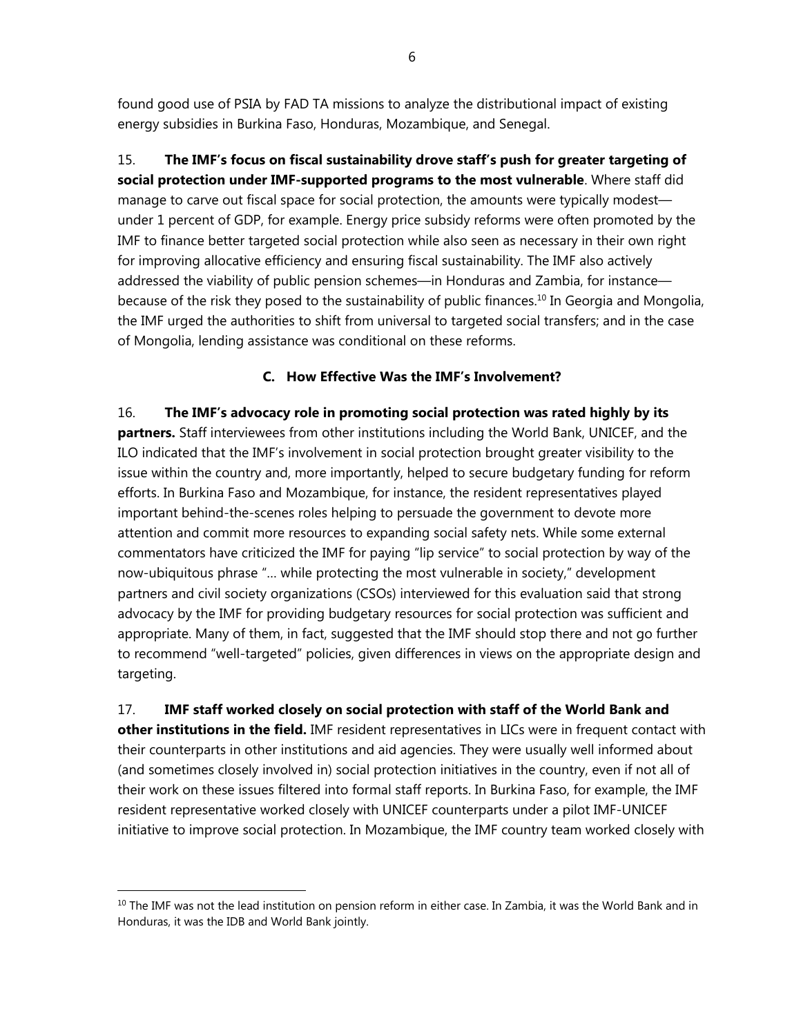found good use of PSIA by FAD TA missions to analyze the distributional impact of existing energy subsidies in Burkina Faso, Honduras, Mozambique, and Senegal.

15. **The IMF's focus on fiscal sustainability drove staff's push for greater targeting of social protection under IMF-supported programs to the most vulnerable**. Where staff did manage to carve out fiscal space for social protection, the amounts were typically modest—under 1 percent of GDP, for example. Energy price subsidy reforms were often promoted by the IMF to finance better targeted social protection while also seen as necessary in their own right for improving allocative efficiency and ensuring fiscal sustainability. The IMF also actively addressed the viability of public pension schemes—in Honduras and Zambia, for instance—because of the risk they posed to the sustainability of public finances.[10] In Georgia and Mongolia, the IMF urged the authorities to shift from universal to targeted social transfers; and in the case of Mongolia, lending assistance was conditional on these reforms.

### C. How Effective Was the IMF's Involvement?

16. **The IMF's advocacy role in promoting social protection was rated highly by its partners.** Staff interviewees from other institutions including the World Bank, UNICEF, and the ILO indicated that the IMF's involvement in social protection brought greater visibility to the issue within the country and, more importantly, helped to secure budgetary funding for reform efforts. In Burkina Faso and Mozambique, for instance, the resident representatives played important behind-the-scenes roles helping to persuade the government to devote more attention and commit more resources to expanding social safety nets. While some external commentators have criticized the IMF for paying "lip service" to social protection by way of the now-ubiquitous phrase "… while protecting the most vulnerable in society," development partners and civil society organizations (CSOs) interviewed for this evaluation said that strong advocacy by the IMF for providing budgetary resources for social protection was sufficient and appropriate. Many of them, in fact, suggested that the IMF should stop there and not go further to recommend "well-targeted" policies, given differences in views on the appropriate design and targeting.

17. **IMF staff worked closely on social protection with staff of the World Bank and other institutions in the field.** IMF resident representatives in LICs were in frequent contact with their counterparts in other institutions and aid agencies. They were usually well informed about (and sometimes closely involved in) social protection initiatives in the country, even if not all of their work on these issues filtered into formal staff reports. In Burkina Faso, for example, the IMF resident representative worked closely with UNICEF counterparts under a pilot IMF-UNICEF initiative to improve social protection. In Mozambique, the IMF country team worked closely with

[10] The IMF was not the lead institution on pension reform in either case. In Zambia, it was the World Bank and in Honduras, it was the IDB and World Bank jointly.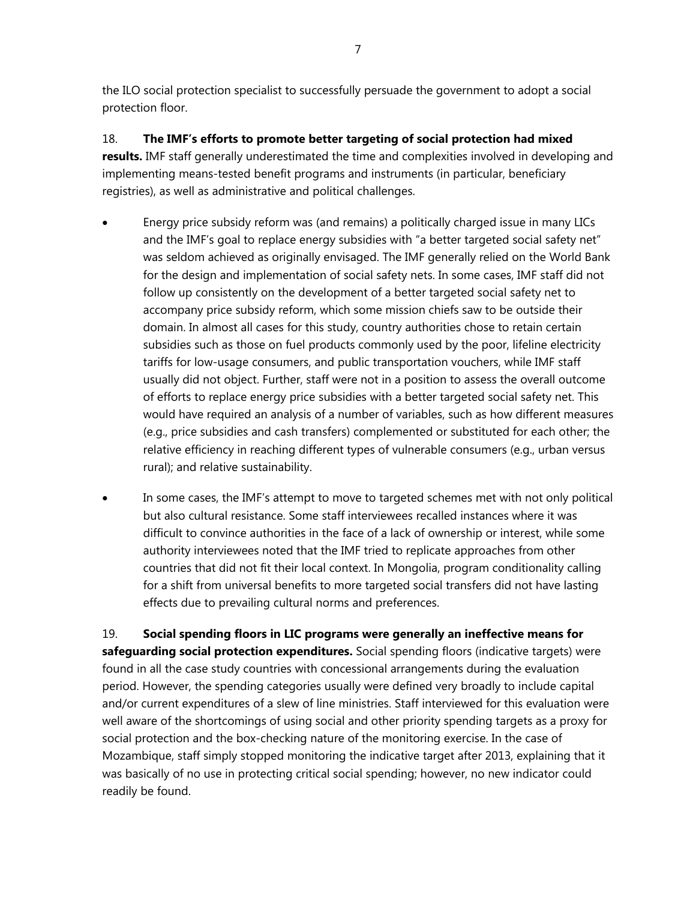the ILO social protection specialist to successfully persuade the government to adopt a social protection floor.

18. **The IMF's efforts to promote better targeting of social protection had mixed results.** IMF staff generally underestimated the time and complexities involved in developing and implementing means-tested benefit programs and instruments (in particular, beneficiary registries), as well as administrative and political challenges.

- Energy price subsidy reform was (and remains) a politically charged issue in many LICs and the IMF's goal to replace energy subsidies with "a better targeted social safety net" was seldom achieved as originally envisaged. The IMF generally relied on the World Bank for the design and implementation of social safety nets. In some cases, IMF staff did not follow up consistently on the development of a better targeted social safety net to accompany price subsidy reform, which some mission chiefs saw to be outside their domain. In almost all cases for this study, country authorities chose to retain certain subsidies such as those on fuel products commonly used by the poor, lifeline electricity tariffs for low-usage consumers, and public transportation vouchers, while IMF staff usually did not object. Further, staff were not in a position to assess the overall outcome of efforts to replace energy price subsidies with a better targeted social safety net. This would have required an analysis of a number of variables, such as how different measures (e.g., price subsidies and cash transfers) complemented or substituted for each other; the relative efficiency in reaching different types of vulnerable consumers (e.g., urban versus rural); and relative sustainability.

- In some cases, the IMF's attempt to move to targeted schemes met with not only political but also cultural resistance. Some staff interviewees recalled instances where it was difficult to convince authorities in the face of a lack of ownership or interest, while some authority interviewees noted that the IMF tried to replicate approaches from other countries that did not fit their local context. In Mongolia, program conditionality calling for a shift from universal benefits to more targeted social transfers did not have lasting effects due to prevailing cultural norms and preferences.

19. **Social spending floors in LIC programs were generally an ineffective means for safeguarding social protection expenditures.** Social spending floors (indicative targets) were found in all the case study countries with concessional arrangements during the evaluation period. However, the spending categories usually were defined very broadly to include capital and/or current expenditures of a slew of line ministries. Staff interviewed for this evaluation were well aware of the shortcomings of using social and other priority spending targets as a proxy for social protection and the box-checking nature of the monitoring exercise. In the case of Mozambique, staff simply stopped monitoring the indicative target after 2013, explaining that it was basically of no use in protecting critical social spending; however, no new indicator could readily be found.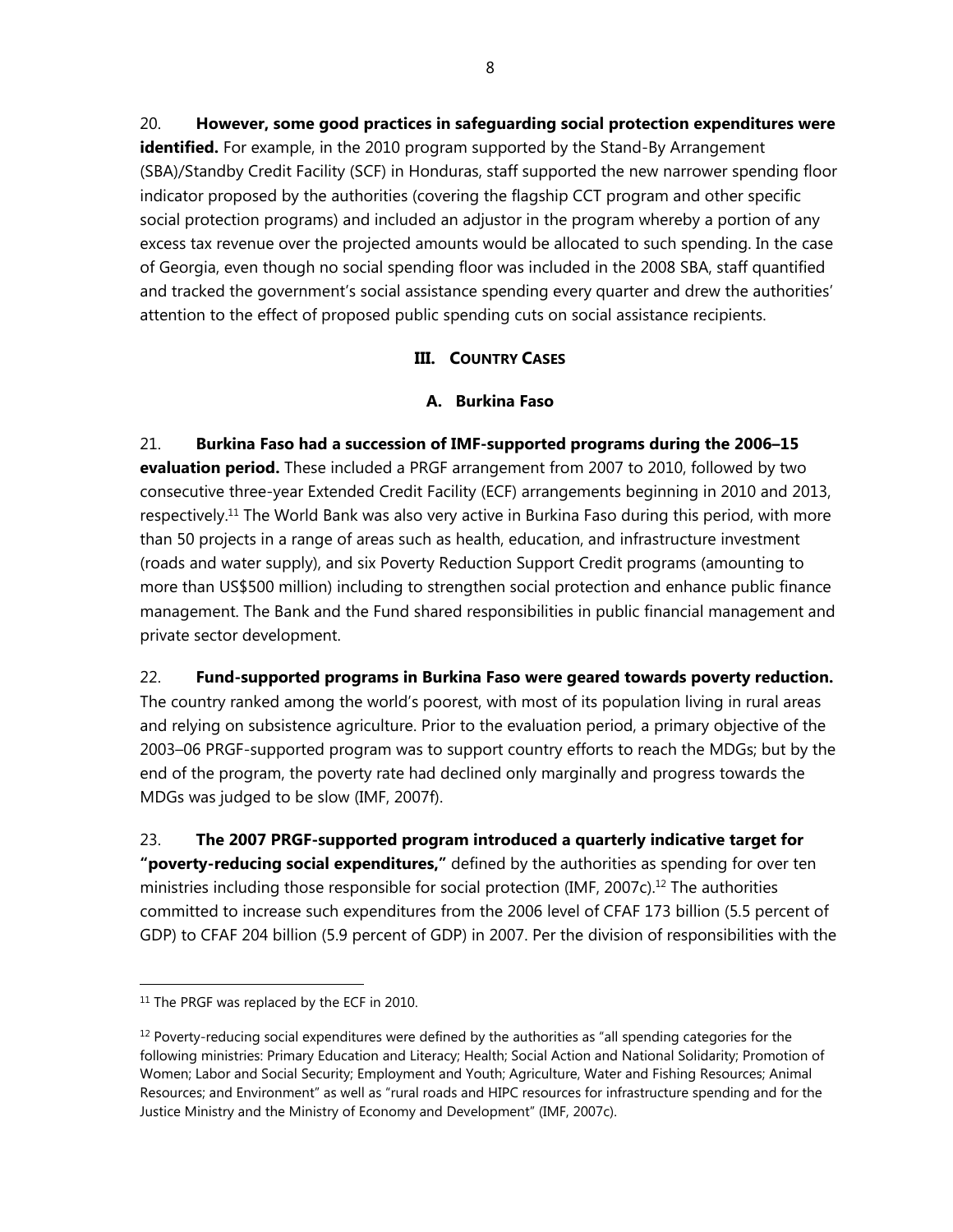20. **However, some good practices in safeguarding social protection expenditures were identified.** For example, in the 2010 program supported by the Stand-By Arrangement (SBA)/Standby Credit Facility (SCF) in Honduras, staff supported the new narrower spending floor indicator proposed by the authorities (covering the flagship CCT program and other specific social protection programs) and included an adjustor in the program whereby a portion of any excess tax revenue over the projected amounts would be allocated to such spending. In the case of Georgia, even though no social spending floor was included in the 2008 SBA, staff quantified and tracked the government's social assistance spending every quarter and drew the authorities' attention to the effect of proposed public spending cuts on social assistance recipients.

## III. COUNTRY CASES

### A. Burkina Faso

21. **Burkina Faso had a succession of IMF-supported programs during the 2006–15 evaluation period.** These included a PRGF arrangement from 2007 to 2010, followed by two consecutive three-year Extended Credit Facility (ECF) arrangements beginning in 2010 and 2013, respectively.[11] The World Bank was also very active in Burkina Faso during this period, with more than 50 projects in a range of areas such as health, education, and infrastructure investment (roads and water supply), and six Poverty Reduction Support Credit programs (amounting to more than US$500 million) including to strengthen social protection and enhance public finance management. The Bank and the Fund shared responsibilities in public financial management and private sector development.

22. **Fund-supported programs in Burkina Faso were geared towards poverty reduction.** The country ranked among the world's poorest, with most of its population living in rural areas and relying on subsistence agriculture. Prior to the evaluation period, a primary objective of the 2003–06 PRGF-supported program was to support country efforts to reach the MDGs; but by the end of the program, the poverty rate had declined only marginally and progress towards the MDGs was judged to be slow (IMF, 2007f).

23. **The 2007 PRGF-supported program introduced a quarterly indicative target for "poverty-reducing social expenditures,"** defined by the authorities as spending for over ten ministries including those responsible for social protection (IMF, 2007c).[12] The authorities committed to increase such expenditures from the 2006 level of CFAF 173 billion (5.5 percent of GDP) to CFAF 204 billion (5.9 percent of GDP) in 2007. Per the division of responsibilities with the

---

[11] The PRGF was replaced by the ECF in 2010.

[12] Poverty-reducing social expenditures were defined by the authorities as "all spending categories for the following ministries: Primary Education and Literacy; Health; Social Action and National Solidarity; Promotion of Women; Labor and Social Security; Employment and Youth; Agriculture, Water and Fishing Resources; Animal Resources; and Environment" as well as "rural roads and HIPC resources for infrastructure spending and for the Justice Ministry and the Ministry of Economy and Development" (IMF, 2007c).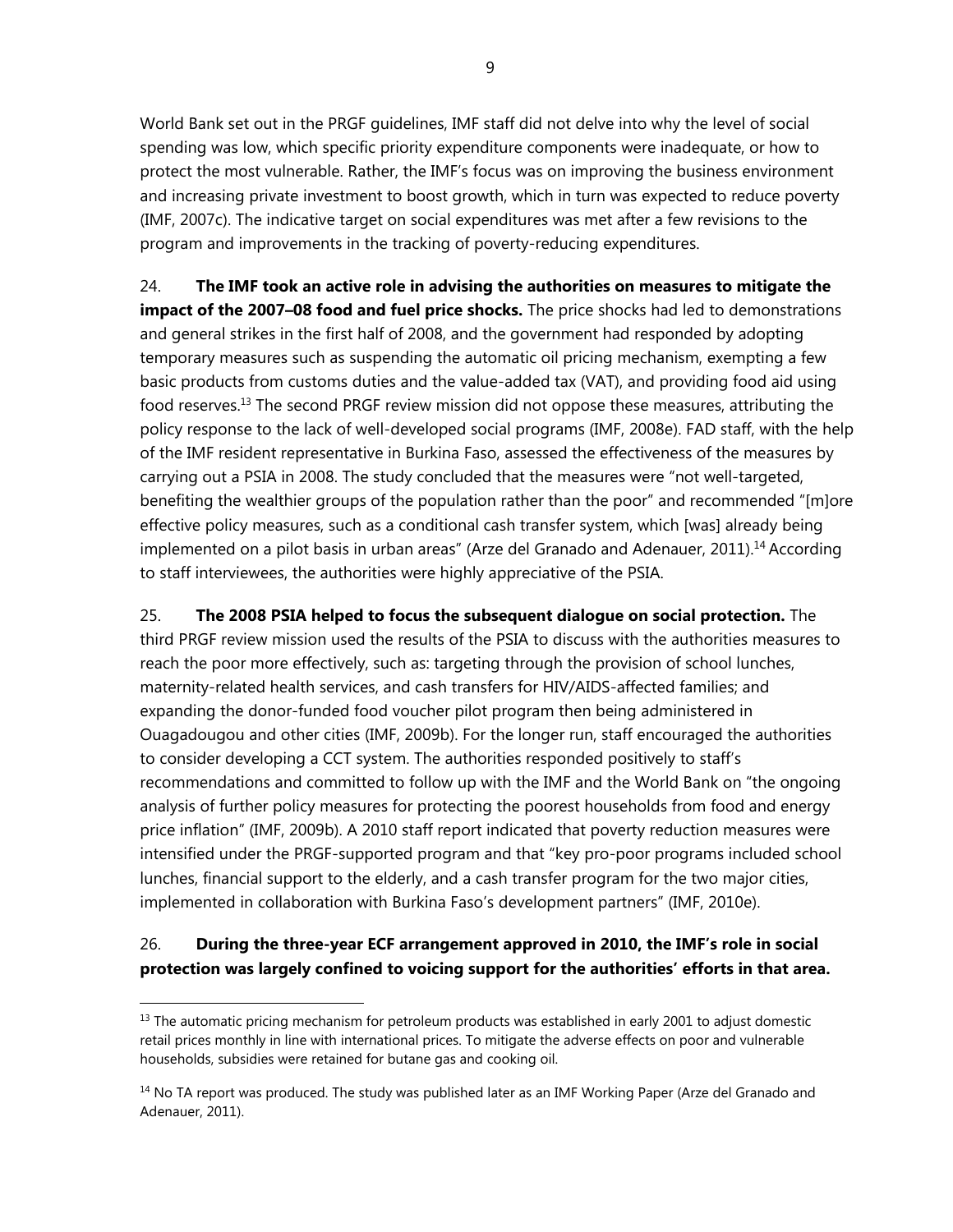World Bank set out in the PRGF guidelines, IMF staff did not delve into why the level of social spending was low, which specific priority expenditure components were inadequate, or how to protect the most vulnerable. Rather, the IMF's focus was on improving the business environment and increasing private investment to boost growth, which in turn was expected to reduce poverty (IMF, 2007c). The indicative target on social expenditures was met after a few revisions to the program and improvements in the tracking of poverty-reducing expenditures.

24. **The IMF took an active role in advising the authorities on measures to mitigate the impact of the 2007–08 food and fuel price shocks.** The price shocks had led to demonstrations and general strikes in the first half of 2008, and the government had responded by adopting temporary measures such as suspending the automatic oil pricing mechanism, exempting a few basic products from customs duties and the value-added tax (VAT), and providing food aid using food reserves.[13] The second PRGF review mission did not oppose these measures, attributing the policy response to the lack of well-developed social programs (IMF, 2008e). FAD staff, with the help of the IMF resident representative in Burkina Faso, assessed the effectiveness of the measures by carrying out a PSIA in 2008. The study concluded that the measures were "not well-targeted, benefiting the wealthier groups of the population rather than the poor" and recommended "[m]ore effective policy measures, such as a conditional cash transfer system, which [was] already being implemented on a pilot basis in urban areas" (Arze del Granado and Adenauer, 2011).[14] According to staff interviewees, the authorities were highly appreciative of the PSIA.

25. **The 2008 PSIA helped to focus the subsequent dialogue on social protection.** The third PRGF review mission used the results of the PSIA to discuss with the authorities measures to reach the poor more effectively, such as: targeting through the provision of school lunches, maternity-related health services, and cash transfers for HIV/AIDS-affected families; and expanding the donor-funded food voucher pilot program then being administered in Ouagadougou and other cities (IMF, 2009b). For the longer run, staff encouraged the authorities to consider developing a CCT system. The authorities responded positively to staff's recommendations and committed to follow up with the IMF and the World Bank on "the ongoing analysis of further policy measures for protecting the poorest households from food and energy price inflation" (IMF, 2009b). A 2010 staff report indicated that poverty reduction measures were intensified under the PRGF-supported program and that "key pro-poor programs included school lunches, financial support to the elderly, and a cash transfer program for the two major cities, implemented in collaboration with Burkina Faso's development partners" (IMF, 2010e).

26. **During the three-year ECF arrangement approved in 2010, the IMF's role in social protection was largely confined to voicing support for the authorities' efforts in that area.**

[13] The automatic pricing mechanism for petroleum products was established in early 2001 to adjust domestic retail prices monthly in line with international prices. To mitigate the adverse effects on poor and vulnerable households, subsidies were retained for butane gas and cooking oil.

[14] No TA report was produced. The study was published later as an IMF Working Paper (Arze del Granado and Adenauer, 2011).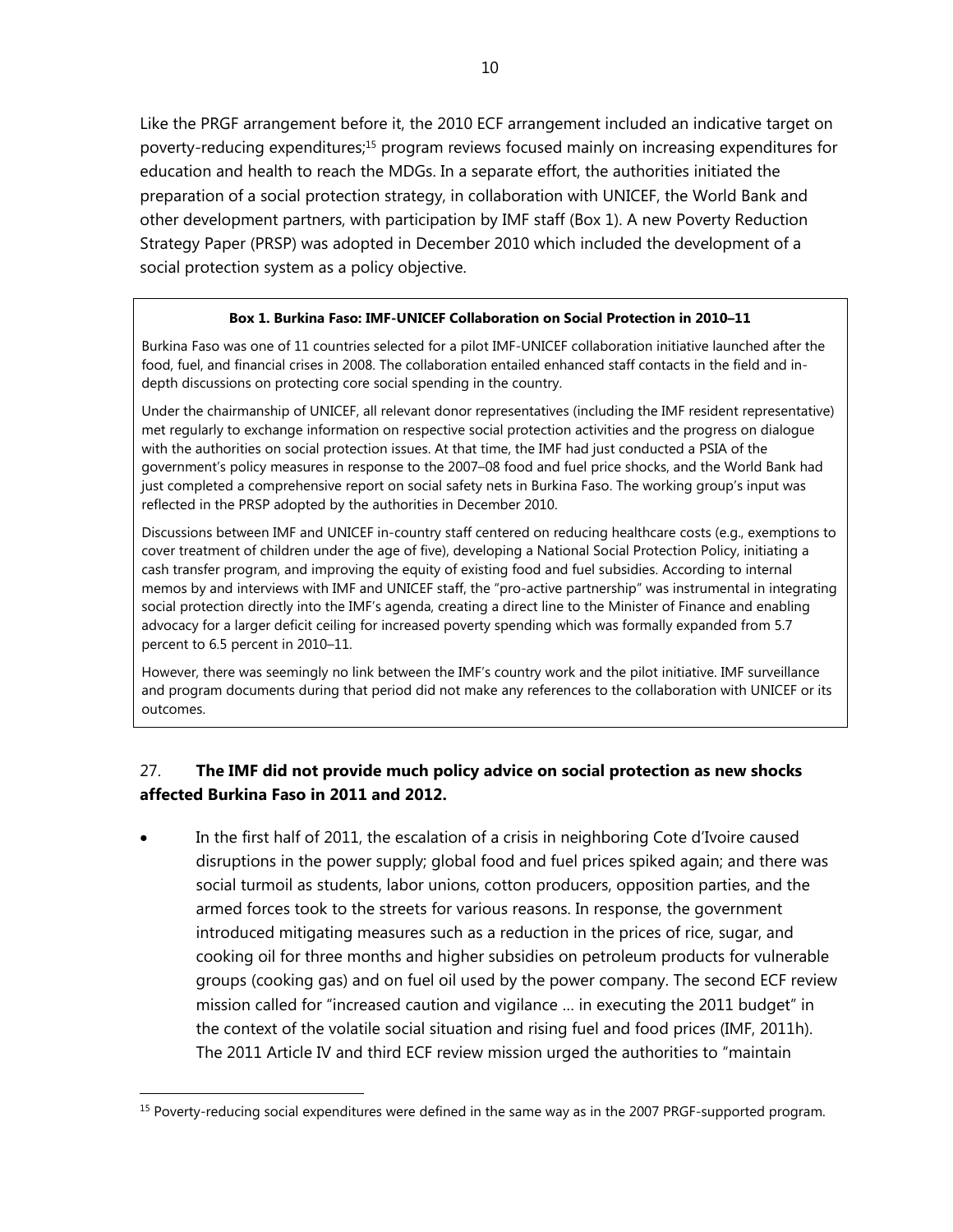Like the PRGF arrangement before it, the 2010 ECF arrangement included an indicative target on poverty-reducing expenditures;[15] program reviews focused mainly on increasing expenditures for education and health to reach the MDGs. In a separate effort, the authorities initiated the preparation of a social protection strategy, in collaboration with UNICEF, the World Bank and other development partners, with participation by IMF staff (Box 1). A new Poverty Reduction Strategy Paper (PRSP) was adopted in December 2010 which included the development of a social protection system as a policy objective.

> **Box 1. Burkina Faso: IMF-UNICEF Collaboration on Social Protection in 2010–11**
>
> Burkina Faso was one of 11 countries selected for a pilot IMF-UNICEF collaboration initiative launched after the food, fuel, and financial crises in 2008. The collaboration entailed enhanced staff contacts in the field and in-depth discussions on protecting core social spending in the country.
>
> Under the chairmanship of UNICEF, all relevant donor representatives (including the IMF resident representative) met regularly to exchange information on respective social protection activities and the progress on dialogue with the authorities on social protection issues. At that time, the IMF had just conducted a PSIA of the government's policy measures in response to the 2007–08 food and fuel price shocks, and the World Bank had just completed a comprehensive report on social safety nets in Burkina Faso. The working group's input was reflected in the PRSP adopted by the authorities in December 2010.
>
> Discussions between IMF and UNICEF in-country staff centered on reducing healthcare costs (e.g., exemptions to cover treatment of children under the age of five), developing a National Social Protection Policy, initiating a cash transfer program, and improving the equity of existing food and fuel subsidies. According to internal memos by and interviews with IMF and UNICEF staff, the "pro-active partnership" was instrumental in integrating social protection directly into the IMF's agenda, creating a direct line to the Minister of Finance and enabling advocacy for a larger deficit ceiling for increased poverty spending which was formally expanded from 5.7 percent to 6.5 percent in 2010–11.
>
> However, there was seemingly no link between the IMF's country work and the pilot initiative. IMF surveillance and program documents during that period did not make any references to the collaboration with UNICEF or its outcomes.

27. **The IMF did not provide much policy advice on social protection as new shocks affected Burkina Faso in 2011 and 2012.**

- In the first half of 2011, the escalation of a crisis in neighboring Cote d'Ivoire caused disruptions in the power supply; global food and fuel prices spiked again; and there was social turmoil as students, labor unions, cotton producers, opposition parties, and the armed forces took to the streets for various reasons. In response, the government introduced mitigating measures such as a reduction in the prices of rice, sugar, and cooking oil for three months and higher subsidies on petroleum products for vulnerable groups (cooking gas) and on fuel oil used by the power company. The second ECF review mission called for "increased caution and vigilance … in executing the 2011 budget" in the context of the volatile social situation and rising fuel and food prices (IMF, 2011h). The 2011 Article IV and third ECF review mission urged the authorities to "maintain

[15] Poverty-reducing social expenditures were defined in the same way as in the 2007 PRGF-supported program.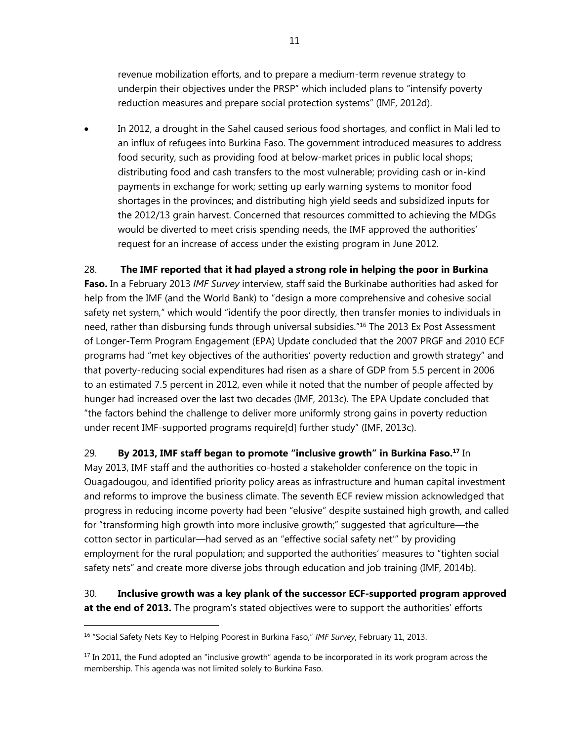revenue mobilization efforts, and to prepare a medium-term revenue strategy to underpin their objectives under the PRSP" which included plans to "intensify poverty reduction measures and prepare social protection systems" (IMF, 2012d).

- In 2012, a drought in the Sahel caused serious food shortages, and conflict in Mali led to an influx of refugees into Burkina Faso. The government introduced measures to address food security, such as providing food at below-market prices in public local shops; distributing food and cash transfers to the most vulnerable; providing cash or in-kind payments in exchange for work; setting up early warning systems to monitor food shortages in the provinces; and distributing high yield seeds and subsidized inputs for the 2012/13 grain harvest. Concerned that resources committed to achieving the MDGs would be diverted to meet crisis spending needs, the IMF approved the authorities' request for an increase of access under the existing program in June 2012.

28. **The IMF reported that it had played a strong role in helping the poor in Burkina Faso.** In a February 2013 *IMF Survey* interview, staff said the Burkinabe authorities had asked for help from the IMF (and the World Bank) to "design a more comprehensive and cohesive social safety net system," which would "identify the poor directly, then transfer monies to individuals in need, rather than disbursing funds through universal subsidies."[16] The 2013 Ex Post Assessment of Longer-Term Program Engagement (EPA) Update concluded that the 2007 PRGF and 2010 ECF programs had "met key objectives of the authorities' poverty reduction and growth strategy" and that poverty-reducing social expenditures had risen as a share of GDP from 5.5 percent in 2006 to an estimated 7.5 percent in 2012, even while it noted that the number of people affected by hunger had increased over the last two decades (IMF, 2013c). The EPA Update concluded that "the factors behind the challenge to deliver more uniformly strong gains in poverty reduction under recent IMF-supported programs require[d] further study" (IMF, 2013c).

29. **By 2013, IMF staff began to promote "inclusive growth" in Burkina Faso.**[17] In May 2013, IMF staff and the authorities co-hosted a stakeholder conference on the topic in Ouagadougou, and identified priority policy areas as infrastructure and human capital investment and reforms to improve the business climate. The seventh ECF review mission acknowledged that progress in reducing income poverty had been "elusive" despite sustained high growth, and called for "transforming high growth into more inclusive growth;" suggested that agriculture—the cotton sector in particular—had served as an "effective social safety net'" by providing employment for the rural population; and supported the authorities' measures to "tighten social safety nets" and create more diverse jobs through education and job training (IMF, 2014b).

30. **Inclusive growth was a key plank of the successor ECF-supported program approved at the end of 2013.** The program's stated objectives were to support the authorities' efforts

---

[16] "Social Safety Nets Key to Helping Poorest in Burkina Faso," *IMF Survey*, February 11, 2013.

[17] In 2011, the Fund adopted an "inclusive growth" agenda to be incorporated in its work program across the membership. This agenda was not limited solely to Burkina Faso.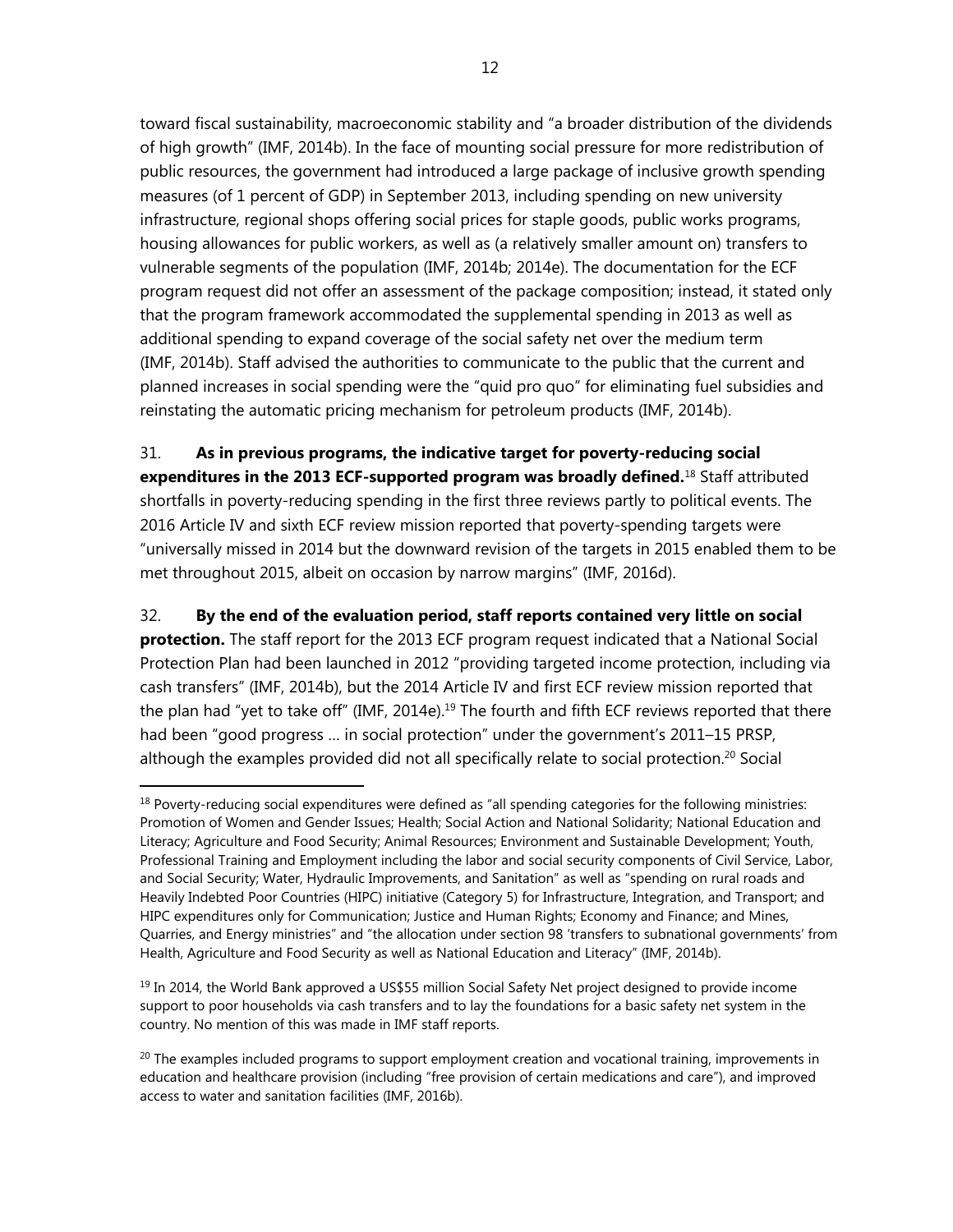toward fiscal sustainability, macroeconomic stability and "a broader distribution of the dividends of high growth" (IMF, 2014b). In the face of mounting social pressure for more redistribution of public resources, the government had introduced a large package of inclusive growth spending measures (of 1 percent of GDP) in September 2013, including spending on new university infrastructure, regional shops offering social prices for staple goods, public works programs, housing allowances for public workers, as well as (a relatively smaller amount on) transfers to vulnerable segments of the population (IMF, 2014b; 2014e). The documentation for the ECF program request did not offer an assessment of the package composition; instead, it stated only that the program framework accommodated the supplemental spending in 2013 as well as additional spending to expand coverage of the social safety net over the medium term (IMF, 2014b). Staff advised the authorities to communicate to the public that the current and planned increases in social spending were the "quid pro quo" for eliminating fuel subsidies and reinstating the automatic pricing mechanism for petroleum products (IMF, 2014b).

31. **As in previous programs, the indicative target for poverty-reducing social expenditures in the 2013 ECF-supported program was broadly defined.**[18] Staff attributed shortfalls in poverty-reducing spending in the first three reviews partly to political events. The 2016 Article IV and sixth ECF review mission reported that poverty-spending targets were "universally missed in 2014 but the downward revision of the targets in 2015 enabled them to be met throughout 2015, albeit on occasion by narrow margins" (IMF, 2016d).

32. **By the end of the evaluation period, staff reports contained very little on social protection.** The staff report for the 2013 ECF program request indicated that a National Social Protection Plan had been launched in 2012 "providing targeted income protection, including via cash transfers" (IMF, 2014b), but the 2014 Article IV and first ECF review mission reported that the plan had "yet to take off" (IMF, 2014e).[19] The fourth and fifth ECF reviews reported that there had been "good progress … in social protection" under the government's 2011–15 PRSP, although the examples provided did not all specifically relate to social protection.[20] Social

---

[18] Poverty-reducing social expenditures were defined as "all spending categories for the following ministries: Promotion of Women and Gender Issues; Health; Social Action and National Solidarity; National Education and Literacy; Agriculture and Food Security; Animal Resources; Environment and Sustainable Development; Youth, Professional Training and Employment including the labor and social security components of Civil Service, Labor, and Social Security; Water, Hydraulic Improvements, and Sanitation" as well as "spending on rural roads and Heavily Indebted Poor Countries (HIPC) initiative (Category 5) for Infrastructure, Integration, and Transport; and HIPC expenditures only for Communication; Justice and Human Rights; Economy and Finance; and Mines, Quarries, and Energy ministries" and "the allocation under section 98 'transfers to subnational governments' from Health, Agriculture and Food Security as well as National Education and Literacy" (IMF, 2014b).

[19] In 2014, the World Bank approved a US$55 million Social Safety Net project designed to provide income support to poor households via cash transfers and to lay the foundations for a basic safety net system in the country. No mention of this was made in IMF staff reports.

[20] The examples included programs to support employment creation and vocational training, improvements in education and healthcare provision (including "free provision of certain medications and care"), and improved access to water and sanitation facilities (IMF, 2016b).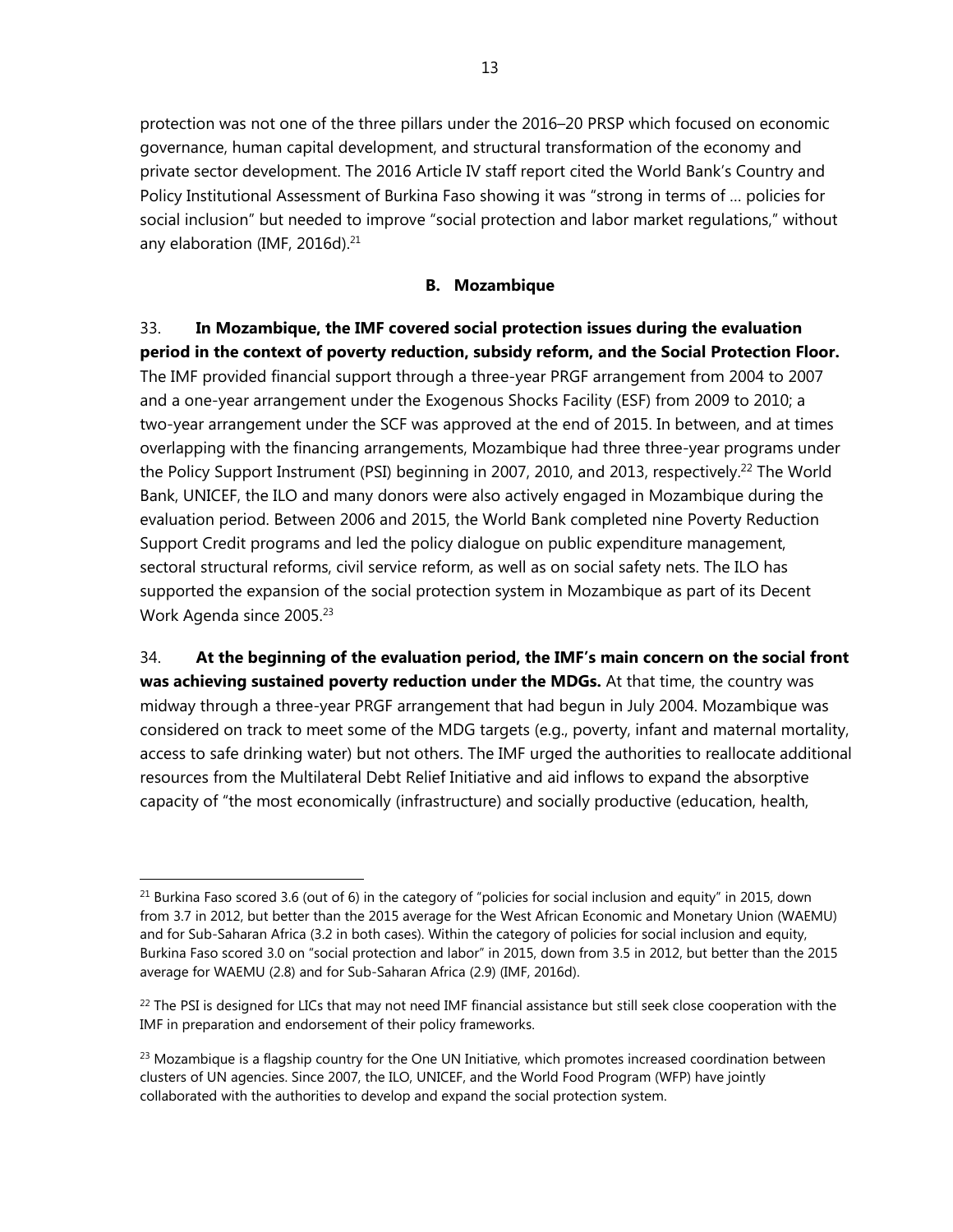protection was not one of the three pillars under the 2016–20 PRSP which focused on economic governance, human capital development, and structural transformation of the economy and private sector development. The 2016 Article IV staff report cited the World Bank's Country and Policy Institutional Assessment of Burkina Faso showing it was "strong in terms of … policies for social inclusion" but needed to improve "social protection and labor market regulations," without any elaboration (IMF, 2016d).[21]

### B. Mozambique

33. **In Mozambique, the IMF covered social protection issues during the evaluation period in the context of poverty reduction, subsidy reform, and the Social Protection Floor.** The IMF provided financial support through a three-year PRGF arrangement from 2004 to 2007 and a one-year arrangement under the Exogenous Shocks Facility (ESF) from 2009 to 2010; a two-year arrangement under the SCF was approved at the end of 2015. In between, and at times overlapping with the financing arrangements, Mozambique had three three-year programs under the Policy Support Instrument (PSI) beginning in 2007, 2010, and 2013, respectively.[22] The World Bank, UNICEF, the ILO and many donors were also actively engaged in Mozambique during the evaluation period. Between 2006 and 2015, the World Bank completed nine Poverty Reduction Support Credit programs and led the policy dialogue on public expenditure management, sectoral structural reforms, civil service reform, as well as on social safety nets. The ILO has supported the expansion of the social protection system in Mozambique as part of its Decent Work Agenda since 2005.[23]

34. **At the beginning of the evaluation period, the IMF's main concern on the social front was achieving sustained poverty reduction under the MDGs.** At that time, the country was midway through a three-year PRGF arrangement that had begun in July 2004. Mozambique was considered on track to meet some of the MDG targets (e.g., poverty, infant and maternal mortality, access to safe drinking water) but not others. The IMF urged the authorities to reallocate additional resources from the Multilateral Debt Relief Initiative and aid inflows to expand the absorptive capacity of "the most economically (infrastructure) and socially productive (education, health,

---

[21] Burkina Faso scored 3.6 (out of 6) in the category of "policies for social inclusion and equity" in 2015, down from 3.7 in 2012, but better than the 2015 average for the West African Economic and Monetary Union (WAEMU) and for Sub-Saharan Africa (3.2 in both cases). Within the category of policies for social inclusion and equity, Burkina Faso scored 3.0 on "social protection and labor" in 2015, down from 3.5 in 2012, but better than the 2015 average for WAEMU (2.8) and for Sub-Saharan Africa (2.9) (IMF, 2016d).

[22] The PSI is designed for LICs that may not need IMF financial assistance but still seek close cooperation with the IMF in preparation and endorsement of their policy frameworks.

[23] Mozambique is a flagship country for the One UN Initiative, which promotes increased coordination between clusters of UN agencies. Since 2007, the ILO, UNICEF, and the World Food Program (WFP) have jointly collaborated with the authorities to develop and expand the social protection system.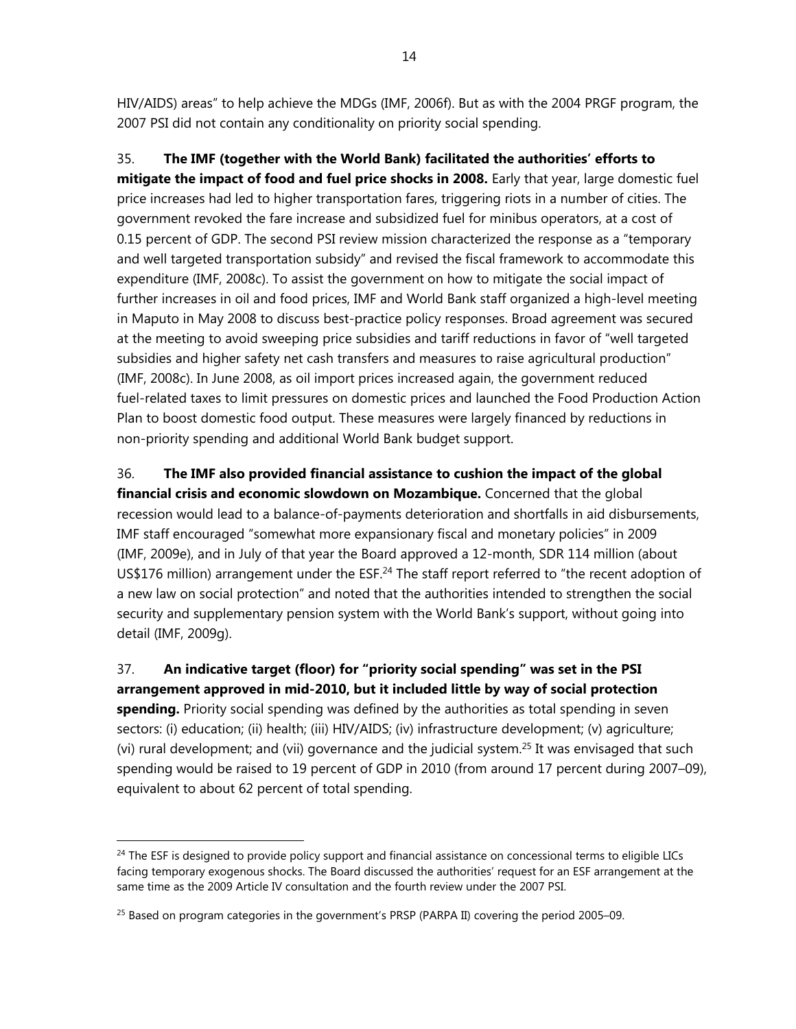HIV/AIDS) areas" to help achieve the MDGs (IMF, 2006f). But as with the 2004 PRGF program, the 2007 PSI did not contain any conditionality on priority social spending.

35. **The IMF (together with the World Bank) facilitated the authorities' efforts to mitigate the impact of food and fuel price shocks in 2008.** Early that year, large domestic fuel price increases had led to higher transportation fares, triggering riots in a number of cities. The government revoked the fare increase and subsidized fuel for minibus operators, at a cost of 0.15 percent of GDP. The second PSI review mission characterized the response as a "temporary and well targeted transportation subsidy" and revised the fiscal framework to accommodate this expenditure (IMF, 2008c). To assist the government on how to mitigate the social impact of further increases in oil and food prices, IMF and World Bank staff organized a high-level meeting in Maputo in May 2008 to discuss best-practice policy responses. Broad agreement was secured at the meeting to avoid sweeping price subsidies and tariff reductions in favor of "well targeted subsidies and higher safety net cash transfers and measures to raise agricultural production" (IMF, 2008c). In June 2008, as oil import prices increased again, the government reduced fuel-related taxes to limit pressures on domestic prices and launched the Food Production Action Plan to boost domestic food output. These measures were largely financed by reductions in non-priority spending and additional World Bank budget support.

36. **The IMF also provided financial assistance to cushion the impact of the global financial crisis and economic slowdown on Mozambique.** Concerned that the global recession would lead to a balance-of-payments deterioration and shortfalls in aid disbursements, IMF staff encouraged "somewhat more expansionary fiscal and monetary policies" in 2009 (IMF, 2009e), and in July of that year the Board approved a 12-month, SDR 114 million (about US$176 million) arrangement under the ESF.[24] The staff report referred to "the recent adoption of a new law on social protection" and noted that the authorities intended to strengthen the social security and supplementary pension system with the World Bank's support, without going into detail (IMF, 2009g).

37. **An indicative target (floor) for "priority social spending" was set in the PSI arrangement approved in mid-2010, but it included little by way of social protection spending.** Priority social spending was defined by the authorities as total spending in seven sectors: (i) education; (ii) health; (iii) HIV/AIDS; (iv) infrastructure development; (v) agriculture; (vi) rural development; and (vii) governance and the judicial system.[25] It was envisaged that such spending would be raised to 19 percent of GDP in 2010 (from around 17 percent during 2007–09), equivalent to about 62 percent of total spending.

---

[24] The ESF is designed to provide policy support and financial assistance on concessional terms to eligible LICs facing temporary exogenous shocks. The Board discussed the authorities' request for an ESF arrangement at the same time as the 2009 Article IV consultation and the fourth review under the 2007 PSI.

[25] Based on program categories in the government's PRSP (PARPA II) covering the period 2005–09.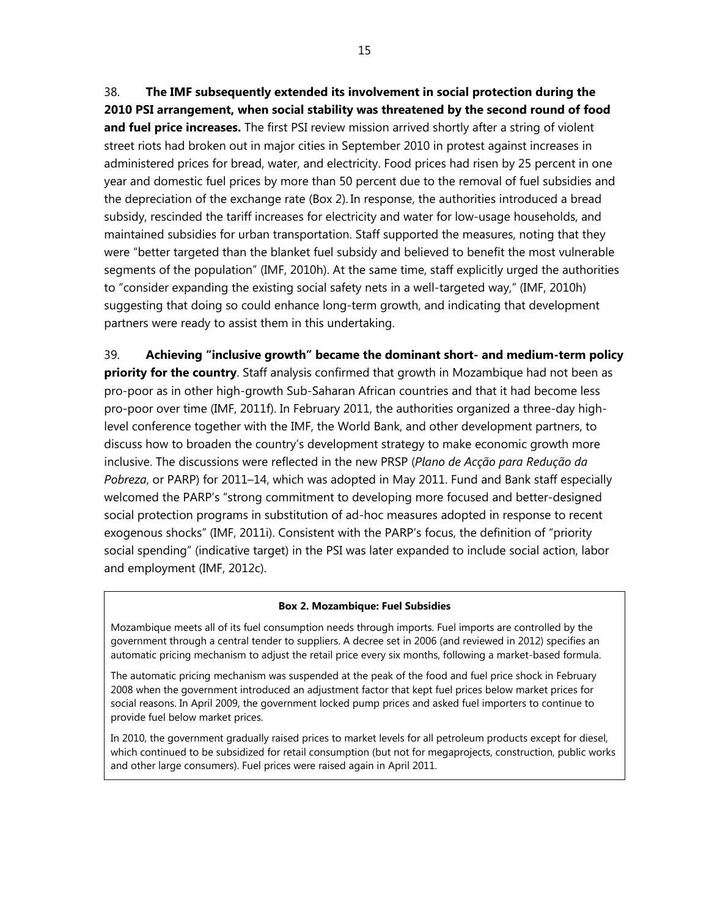38. **The IMF subsequently extended its involvement in social protection during the 2010 PSI arrangement, when social stability was threatened by the second round of food and fuel price increases.** The first PSI review mission arrived shortly after a string of violent street riots had broken out in major cities in September 2010 in protest against increases in administered prices for bread, water, and electricity. Food prices had risen by 25 percent in one year and domestic fuel prices by more than 50 percent due to the removal of fuel subsidies and the depreciation of the exchange rate (Box 2). In response, the authorities introduced a bread subsidy, rescinded the tariff increases for electricity and water for low-usage households, and maintained subsidies for urban transportation. Staff supported the measures, noting that they were "better targeted than the blanket fuel subsidy and believed to benefit the most vulnerable segments of the population" (IMF, 2010h). At the same time, staff explicitly urged the authorities to "consider expanding the existing social safety nets in a well-targeted way," (IMF, 2010h) suggesting that doing so could enhance long-term growth, and indicating that development partners were ready to assist them in this undertaking.

39. **Achieving "inclusive growth" became the dominant short- and medium-term policy priority for the country**. Staff analysis confirmed that growth in Mozambique had not been as pro-poor as in other high-growth Sub-Saharan African countries and that it had become less pro-poor over time (IMF, 2011f). In February 2011, the authorities organized a three-day high-level conference together with the IMF, the World Bank, and other development partners, to discuss how to broaden the country's development strategy to make economic growth more inclusive. The discussions were reflected in the new PRSP (*Plano de Acção para Redução da Pobreza*, or PARP) for 2011–14, which was adopted in May 2011. Fund and Bank staff especially welcomed the PARP's "strong commitment to developing more focused and better-designed social protection programs in substitution of ad-hoc measures adopted in response to recent exogenous shocks" (IMF, 2011i). Consistent with the PARP's focus, the definition of "priority social spending" (indicative target) in the PSI was later expanded to include social action, labor and employment (IMF, 2012c).

**Box 2. Mozambique: Fuel Subsidies**

Mozambique meets all of its fuel consumption needs through imports. Fuel imports are controlled by the government through a central tender to suppliers. A decree set in 2006 (and reviewed in 2012) specifies an automatic pricing mechanism to adjust the retail price every six months, following a market-based formula.

The automatic pricing mechanism was suspended at the peak of the food and fuel price shock in February 2008 when the government introduced an adjustment factor that kept fuel prices below market prices for social reasons. In April 2009, the government locked pump prices and asked fuel importers to continue to provide fuel below market prices.

In 2010, the government gradually raised prices to market levels for all petroleum products except for diesel, which continued to be subsidized for retail consumption (but not for megaprojects, construction, public works and other large consumers). Fuel prices were raised again in April 2011.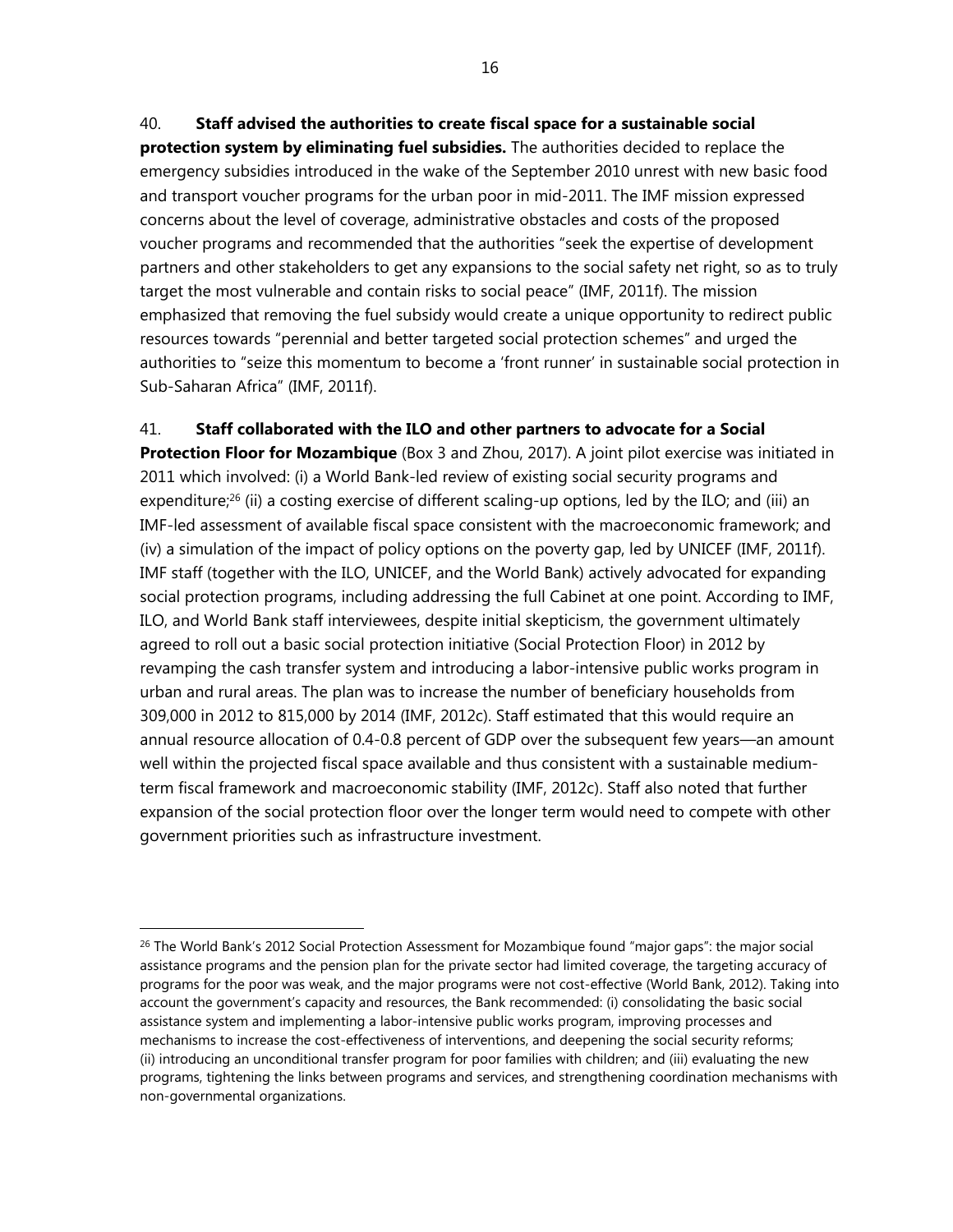40. **Staff advised the authorities to create fiscal space for a sustainable social protection system by eliminating fuel subsidies.** The authorities decided to replace the emergency subsidies introduced in the wake of the September 2010 unrest with new basic food and transport voucher programs for the urban poor in mid-2011. The IMF mission expressed concerns about the level of coverage, administrative obstacles and costs of the proposed voucher programs and recommended that the authorities "seek the expertise of development partners and other stakeholders to get any expansions to the social safety net right, so as to truly target the most vulnerable and contain risks to social peace" (IMF, 2011f). The mission emphasized that removing the fuel subsidy would create a unique opportunity to redirect public resources towards "perennial and better targeted social protection schemes" and urged the authorities to "seize this momentum to become a 'front runner' in sustainable social protection in Sub-Saharan Africa" (IMF, 2011f).

41. **Staff collaborated with the ILO and other partners to advocate for a Social Protection Floor for Mozambique** (Box 3 and Zhou, 2017). A joint pilot exercise was initiated in 2011 which involved: (i) a World Bank-led review of existing social security programs and expenditure;[26] (ii) a costing exercise of different scaling-up options, led by the ILO; and (iii) an IMF-led assessment of available fiscal space consistent with the macroeconomic framework; and (iv) a simulation of the impact of policy options on the poverty gap, led by UNICEF (IMF, 2011f). IMF staff (together with the ILO, UNICEF, and the World Bank) actively advocated for expanding social protection programs, including addressing the full Cabinet at one point. According to IMF, ILO, and World Bank staff interviewees, despite initial skepticism, the government ultimately agreed to roll out a basic social protection initiative (Social Protection Floor) in 2012 by revamping the cash transfer system and introducing a labor-intensive public works program in urban and rural areas. The plan was to increase the number of beneficiary households from 309,000 in 2012 to 815,000 by 2014 (IMF, 2012c). Staff estimated that this would require an annual resource allocation of 0.4-0.8 percent of GDP over the subsequent few years—an amount well within the projected fiscal space available and thus consistent with a sustainable medium-term fiscal framework and macroeconomic stability (IMF, 2012c). Staff also noted that further expansion of the social protection floor over the longer term would need to compete with other government priorities such as infrastructure investment.

[26] The World Bank's 2012 Social Protection Assessment for Mozambique found "major gaps": the major social assistance programs and the pension plan for the private sector had limited coverage, the targeting accuracy of programs for the poor was weak, and the major programs were not cost-effective (World Bank, 2012). Taking into account the government's capacity and resources, the Bank recommended: (i) consolidating the basic social assistance system and implementing a labor-intensive public works program, improving processes and mechanisms to increase the cost-effectiveness of interventions, and deepening the social security reforms; (ii) introducing an unconditional transfer program for poor families with children; and (iii) evaluating the new programs, tightening the links between programs and services, and strengthening coordination mechanisms with non-governmental organizations.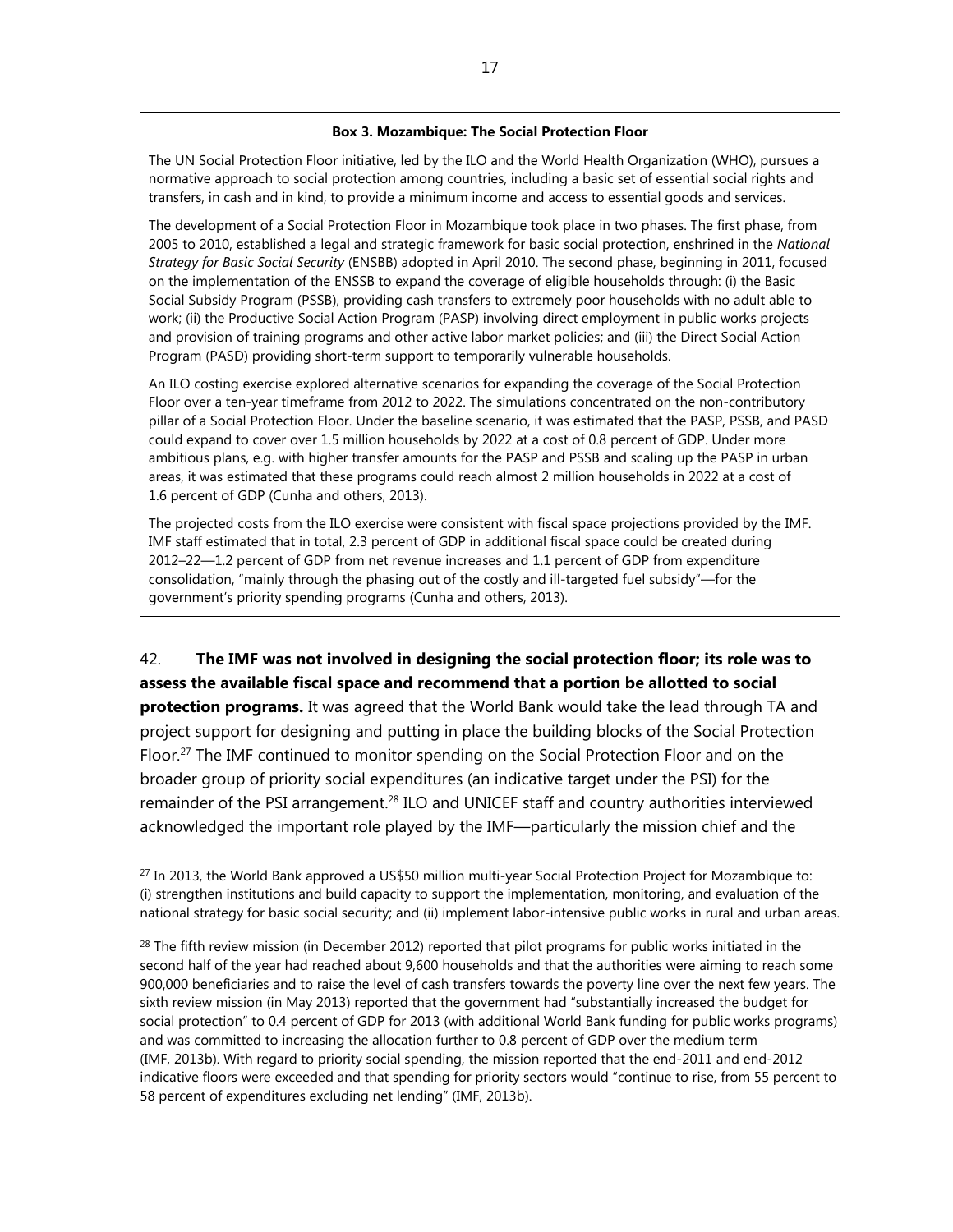**Box 3. Mozambique: The Social Protection Floor**

The UN Social Protection Floor initiative, led by the ILO and the World Health Organization (WHO), pursues a normative approach to social protection among countries, including a basic set of essential social rights and transfers, in cash and in kind, to provide a minimum income and access to essential goods and services.

The development of a Social Protection Floor in Mozambique took place in two phases. The first phase, from 2005 to 2010, established a legal and strategic framework for basic social protection, enshrined in the *National Strategy for Basic Social Security* (ENSBB) adopted in April 2010. The second phase, beginning in 2011, focused on the implementation of the ENSSB to expand the coverage of eligible households through: (i) the Basic Social Subsidy Program (PSSB), providing cash transfers to extremely poor households with no adult able to work; (ii) the Productive Social Action Program (PASP) involving direct employment in public works projects and provision of training programs and other active labor market policies; and (iii) the Direct Social Action Program (PASD) providing short-term support to temporarily vulnerable households.

An ILO costing exercise explored alternative scenarios for expanding the coverage of the Social Protection Floor over a ten-year timeframe from 2012 to 2022. The simulations concentrated on the non-contributory pillar of a Social Protection Floor. Under the baseline scenario, it was estimated that the PASP, PSSB, and PASD could expand to cover over 1.5 million households by 2022 at a cost of 0.8 percent of GDP. Under more ambitious plans, e.g. with higher transfer amounts for the PASP and PSSB and scaling up the PASP in urban areas, it was estimated that these programs could reach almost 2 million households in 2022 at a cost of 1.6 percent of GDP (Cunha and others, 2013).

The projected costs from the ILO exercise were consistent with fiscal space projections provided by the IMF. IMF staff estimated that in total, 2.3 percent of GDP in additional fiscal space could be created during 2012–22—1.2 percent of GDP from net revenue increases and 1.1 percent of GDP from expenditure consolidation, "mainly through the phasing out of the costly and ill-targeted fuel subsidy"—for the government's priority spending programs (Cunha and others, 2013).

42. **The IMF was not involved in designing the social protection floor; its role was to assess the available fiscal space and recommend that a portion be allotted to social protection programs.** It was agreed that the World Bank would take the lead through TA and project support for designing and putting in place the building blocks of the Social Protection Floor.[27] The IMF continued to monitor spending on the Social Protection Floor and on the broader group of priority social expenditures (an indicative target under the PSI) for the remainder of the PSI arrangement.[28] ILO and UNICEF staff and country authorities interviewed acknowledged the important role played by the IMF—particularly the mission chief and the

[27] In 2013, the World Bank approved a US$50 million multi-year Social Protection Project for Mozambique to: (i) strengthen institutions and build capacity to support the implementation, monitoring, and evaluation of the national strategy for basic social security; and (ii) implement labor-intensive public works in rural and urban areas.

[28] The fifth review mission (in December 2012) reported that pilot programs for public works initiated in the second half of the year had reached about 9,600 households and that the authorities were aiming to reach some 900,000 beneficiaries and to raise the level of cash transfers towards the poverty line over the next few years. The sixth review mission (in May 2013) reported that the government had "substantially increased the budget for social protection" to 0.4 percent of GDP for 2013 (with additional World Bank funding for public works programs) and was committed to increasing the allocation further to 0.8 percent of GDP over the medium term (IMF, 2013b). With regard to priority social spending, the mission reported that the end-2011 and end-2012 indicative floors were exceeded and that spending for priority sectors would "continue to rise, from 55 percent to 58 percent of expenditures excluding net lending" (IMF, 2013b).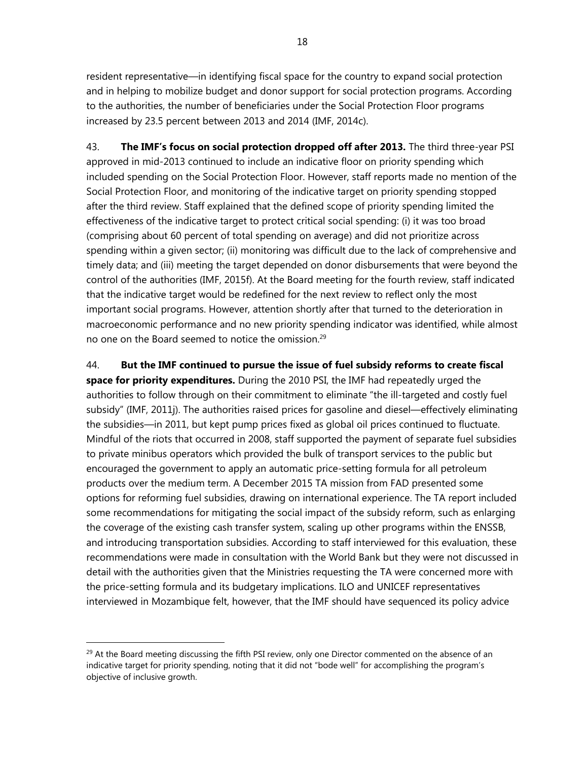resident representative—in identifying fiscal space for the country to expand social protection and in helping to mobilize budget and donor support for social protection programs. According to the authorities, the number of beneficiaries under the Social Protection Floor programs increased by 23.5 percent between 2013 and 2014 (IMF, 2014c).

43. **The IMF's focus on social protection dropped off after 2013.** The third three-year PSI approved in mid-2013 continued to include an indicative floor on priority spending which included spending on the Social Protection Floor. However, staff reports made no mention of the Social Protection Floor, and monitoring of the indicative target on priority spending stopped after the third review. Staff explained that the defined scope of priority spending limited the effectiveness of the indicative target to protect critical social spending: (i) it was too broad (comprising about 60 percent of total spending on average) and did not prioritize across spending within a given sector; (ii) monitoring was difficult due to the lack of comprehensive and timely data; and (iii) meeting the target depended on donor disbursements that were beyond the control of the authorities (IMF, 2015f). At the Board meeting for the fourth review, staff indicated that the indicative target would be redefined for the next review to reflect only the most important social programs. However, attention shortly after that turned to the deterioration in macroeconomic performance and no new priority spending indicator was identified, while almost no one on the Board seemed to notice the omission.[29]

44. **But the IMF continued to pursue the issue of fuel subsidy reforms to create fiscal space for priority expenditures.** During the 2010 PSI, the IMF had repeatedly urged the authorities to follow through on their commitment to eliminate "the ill-targeted and costly fuel subsidy" (IMF, 2011j). The authorities raised prices for gasoline and diesel—effectively eliminating the subsidies—in 2011, but kept pump prices fixed as global oil prices continued to fluctuate. Mindful of the riots that occurred in 2008, staff supported the payment of separate fuel subsidies to private minibus operators which provided the bulk of transport services to the public but encouraged the government to apply an automatic price-setting formula for all petroleum products over the medium term. A December 2015 TA mission from FAD presented some options for reforming fuel subsidies, drawing on international experience. The TA report included some recommendations for mitigating the social impact of the subsidy reform, such as enlarging the coverage of the existing cash transfer system, scaling up other programs within the ENSSB, and introducing transportation subsidies. According to staff interviewed for this evaluation, these recommendations were made in consultation with the World Bank but they were not discussed in detail with the authorities given that the Ministries requesting the TA were concerned more with the price-setting formula and its budgetary implications. ILO and UNICEF representatives interviewed in Mozambique felt, however, that the IMF should have sequenced its policy advice

[29] At the Board meeting discussing the fifth PSI review, only one Director commented on the absence of an indicative target for priority spending, noting that it did not "bode well" for accomplishing the program's objective of inclusive growth.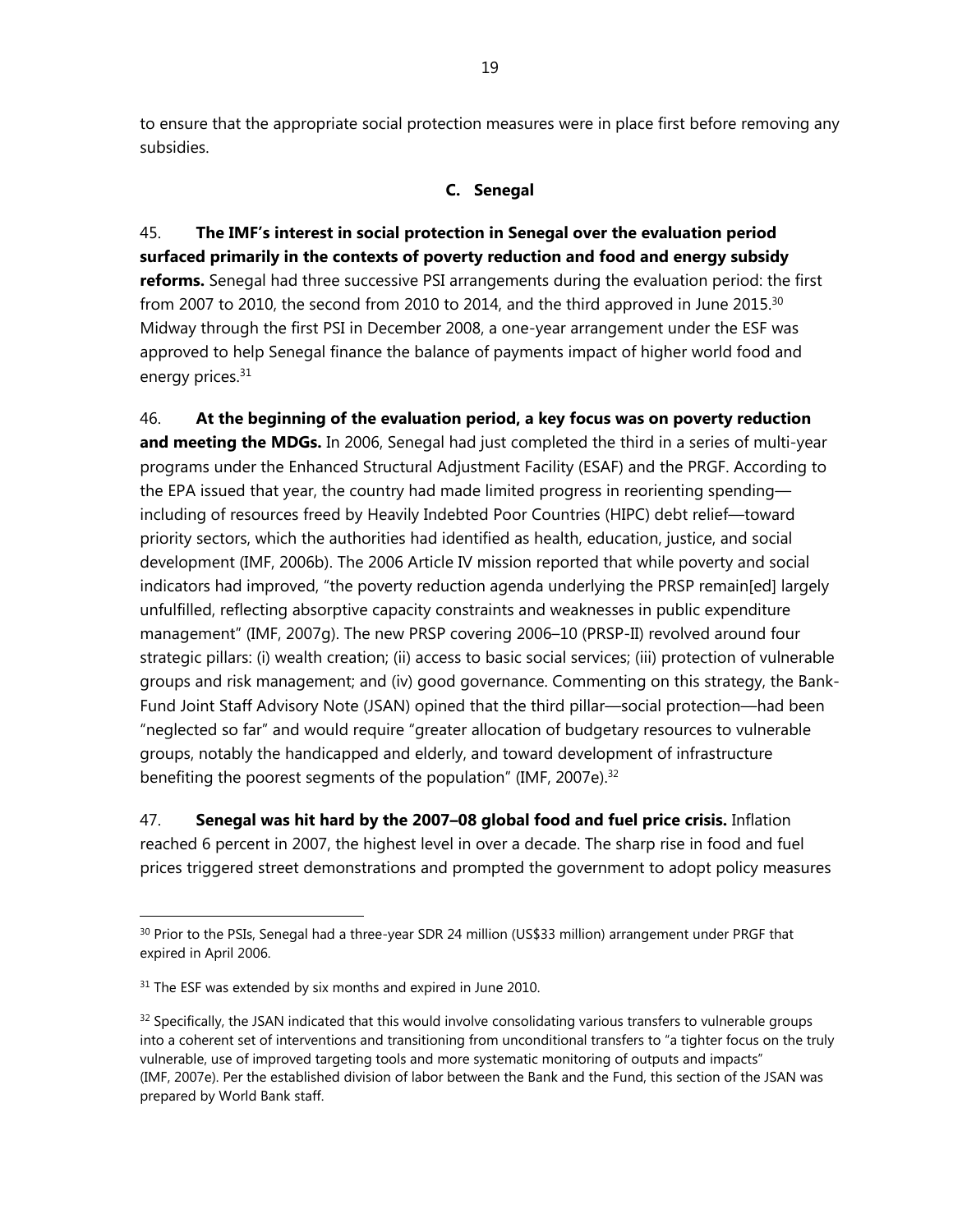to ensure that the appropriate social protection measures were in place first before removing any subsidies.

### C. Senegal

45. **The IMF's interest in social protection in Senegal over the evaluation period surfaced primarily in the contexts of poverty reduction and food and energy subsidy reforms.** Senegal had three successive PSI arrangements during the evaluation period: the first from 2007 to 2010, the second from 2010 to 2014, and the third approved in June 2015.[30] Midway through the first PSI in December 2008, a one-year arrangement under the ESF was approved to help Senegal finance the balance of payments impact of higher world food and energy prices.[31]

46. **At the beginning of the evaluation period, a key focus was on poverty reduction and meeting the MDGs.** In 2006, Senegal had just completed the third in a series of multi-year programs under the Enhanced Structural Adjustment Facility (ESAF) and the PRGF. According to the EPA issued that year, the country had made limited progress in reorienting spending—including of resources freed by Heavily Indebted Poor Countries (HIPC) debt relief—toward priority sectors, which the authorities had identified as health, education, justice, and social development (IMF, 2006b). The 2006 Article IV mission reported that while poverty and social indicators had improved, "the poverty reduction agenda underlying the PRSP remain[ed] largely unfulfilled, reflecting absorptive capacity constraints and weaknesses in public expenditure management" (IMF, 2007g). The new PRSP covering 2006–10 (PRSP-II) revolved around four strategic pillars: (i) wealth creation; (ii) access to basic social services; (iii) protection of vulnerable groups and risk management; and (iv) good governance. Commenting on this strategy, the Bank-Fund Joint Staff Advisory Note (JSAN) opined that the third pillar—social protection—had been "neglected so far" and would require "greater allocation of budgetary resources to vulnerable groups, notably the handicapped and elderly, and toward development of infrastructure benefiting the poorest segments of the population" (IMF, 2007e).[32]

47. **Senegal was hit hard by the 2007–08 global food and fuel price crisis.** Inflation reached 6 percent in 2007, the highest level in over a decade. The sharp rise in food and fuel prices triggered street demonstrations and prompted the government to adopt policy measures

---

[30] Prior to the PSIs, Senegal had a three-year SDR 24 million (US$33 million) arrangement under PRGF that expired in April 2006.

[31] The ESF was extended by six months and expired in June 2010.

[32] Specifically, the JSAN indicated that this would involve consolidating various transfers to vulnerable groups into a coherent set of interventions and transitioning from unconditional transfers to "a tighter focus on the truly vulnerable, use of improved targeting tools and more systematic monitoring of outputs and impacts" (IMF, 2007e). Per the established division of labor between the Bank and the Fund, this section of the JSAN was prepared by World Bank staff.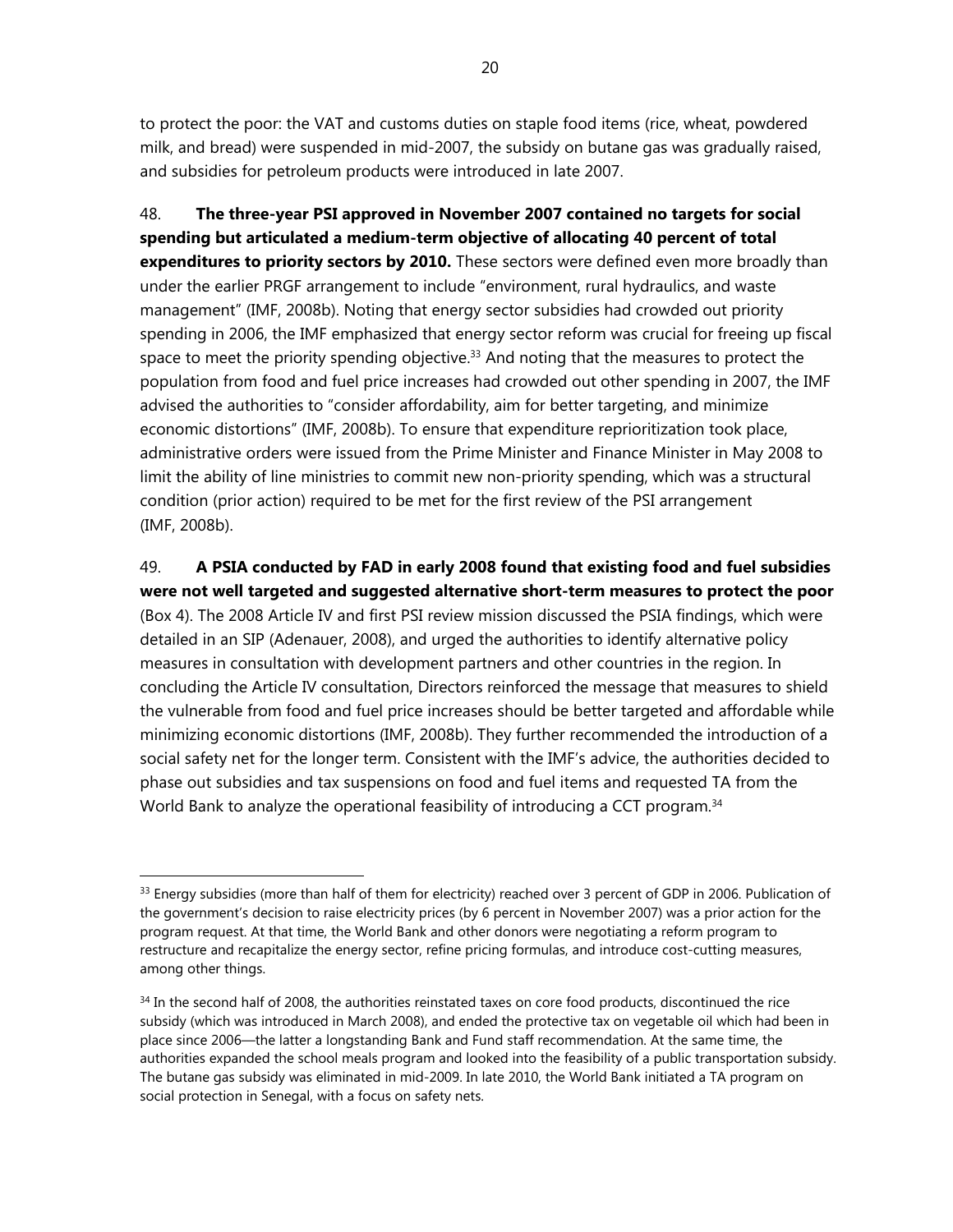to protect the poor: the VAT and customs duties on staple food items (rice, wheat, powdered milk, and bread) were suspended in mid-2007, the subsidy on butane gas was gradually raised, and subsidies for petroleum products were introduced in late 2007.

48. **The three-year PSI approved in November 2007 contained no targets for social spending but articulated a medium-term objective of allocating 40 percent of total expenditures to priority sectors by 2010.** These sectors were defined even more broadly than under the earlier PRGF arrangement to include "environment, rural hydraulics, and waste management" (IMF, 2008b). Noting that energy sector subsidies had crowded out priority spending in 2006, the IMF emphasized that energy sector reform was crucial for freeing up fiscal space to meet the priority spending objective.[33] And noting that the measures to protect the population from food and fuel price increases had crowded out other spending in 2007, the IMF advised the authorities to "consider affordability, aim for better targeting, and minimize economic distortions" (IMF, 2008b). To ensure that expenditure reprioritization took place, administrative orders were issued from the Prime Minister and Finance Minister in May 2008 to limit the ability of line ministries to commit new non-priority spending, which was a structural condition (prior action) required to be met for the first review of the PSI arrangement (IMF, 2008b).

49. **A PSIA conducted by FAD in early 2008 found that existing food and fuel subsidies were not well targeted and suggested alternative short-term measures to protect the poor** (Box 4). The 2008 Article IV and first PSI review mission discussed the PSIA findings, which were detailed in an SIP (Adenauer, 2008), and urged the authorities to identify alternative policy measures in consultation with development partners and other countries in the region. In concluding the Article IV consultation, Directors reinforced the message that measures to shield the vulnerable from food and fuel price increases should be better targeted and affordable while minimizing economic distortions (IMF, 2008b). They further recommended the introduction of a social safety net for the longer term. Consistent with the IMF's advice, the authorities decided to phase out subsidies and tax suspensions on food and fuel items and requested TA from the World Bank to analyze the operational feasibility of introducing a CCT program.[34]

---

[33] Energy subsidies (more than half of them for electricity) reached over 3 percent of GDP in 2006. Publication of the government's decision to raise electricity prices (by 6 percent in November 2007) was a prior action for the program request. At that time, the World Bank and other donors were negotiating a reform program to restructure and recapitalize the energy sector, refine pricing formulas, and introduce cost-cutting measures, among other things.

[34] In the second half of 2008, the authorities reinstated taxes on core food products, discontinued the rice subsidy (which was introduced in March 2008), and ended the protective tax on vegetable oil which had been in place since 2006—the latter a longstanding Bank and Fund staff recommendation. At the same time, the authorities expanded the school meals program and looked into the feasibility of a public transportation subsidy. The butane gas subsidy was eliminated in mid-2009. In late 2010, the World Bank initiated a TA program on social protection in Senegal, with a focus on safety nets.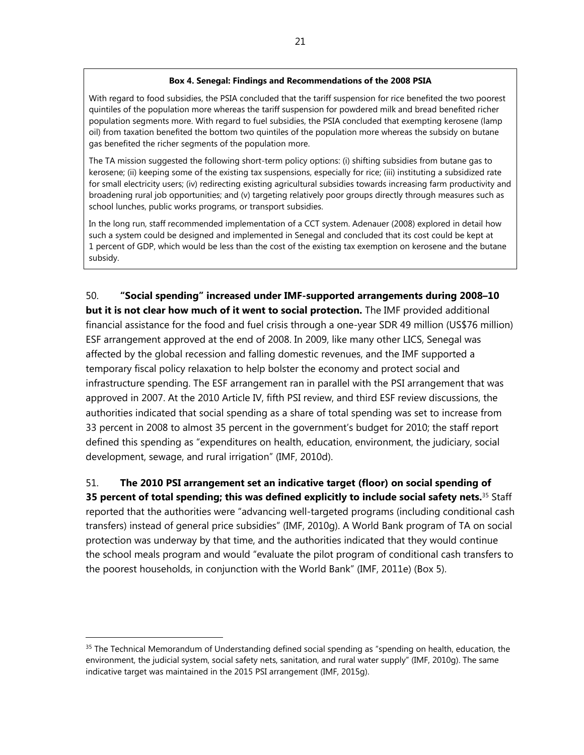**Box 4. Senegal: Findings and Recommendations of the 2008 PSIA**

With regard to food subsidies, the PSIA concluded that the tariff suspension for rice benefited the two poorest quintiles of the population more whereas the tariff suspension for powdered milk and bread benefited richer population segments more. With regard to fuel subsidies, the PSIA concluded that exempting kerosene (lamp oil) from taxation benefited the bottom two quintiles of the population more whereas the subsidy on butane gas benefited the richer segments of the population more.

The TA mission suggested the following short-term policy options: (i) shifting subsidies from butane gas to kerosene; (ii) keeping some of the existing tax suspensions, especially for rice; (iii) instituting a subsidized rate for small electricity users; (iv) redirecting existing agricultural subsidies towards increasing farm productivity and broadening rural job opportunities; and (v) targeting relatively poor groups directly through measures such as school lunches, public works programs, or transport subsidies.

In the long run, staff recommended implementation of a CCT system. Adenauer (2008) explored in detail how such a system could be designed and implemented in Senegal and concluded that its cost could be kept at 1 percent of GDP, which would be less than the cost of the existing tax exemption on kerosene and the butane subsidy.

50. **"Social spending" increased under IMF-supported arrangements during 2008–10 but it is not clear how much of it went to social protection.** The IMF provided additional financial assistance for the food and fuel crisis through a one-year SDR 49 million (US$76 million) ESF arrangement approved at the end of 2008. In 2009, like many other LICS, Senegal was affected by the global recession and falling domestic revenues, and the IMF supported a temporary fiscal policy relaxation to help bolster the economy and protect social and infrastructure spending. The ESF arrangement ran in parallel with the PSI arrangement that was approved in 2007. At the 2010 Article IV, fifth PSI review, and third ESF review discussions, the authorities indicated that social spending as a share of total spending was set to increase from 33 percent in 2008 to almost 35 percent in the government's budget for 2010; the staff report defined this spending as "expenditures on health, education, environment, the judiciary, social development, sewage, and rural irrigation" (IMF, 2010d).

51. **The 2010 PSI arrangement set an indicative target (floor) on social spending of 35 percent of total spending; this was defined explicitly to include social safety nets.**[35] Staff reported that the authorities were "advancing well-targeted programs (including conditional cash transfers) instead of general price subsidies" (IMF, 2010g). A World Bank program of TA on social protection was underway by that time, and the authorities indicated that they would continue the school meals program and would "evaluate the pilot program of conditional cash transfers to the poorest households, in conjunction with the World Bank" (IMF, 2011e) (Box 5).

---

[35] The Technical Memorandum of Understanding defined social spending as "spending on health, education, the environment, the judicial system, social safety nets, sanitation, and rural water supply" (IMF, 2010g). The same indicative target was maintained in the 2015 PSI arrangement (IMF, 2015g).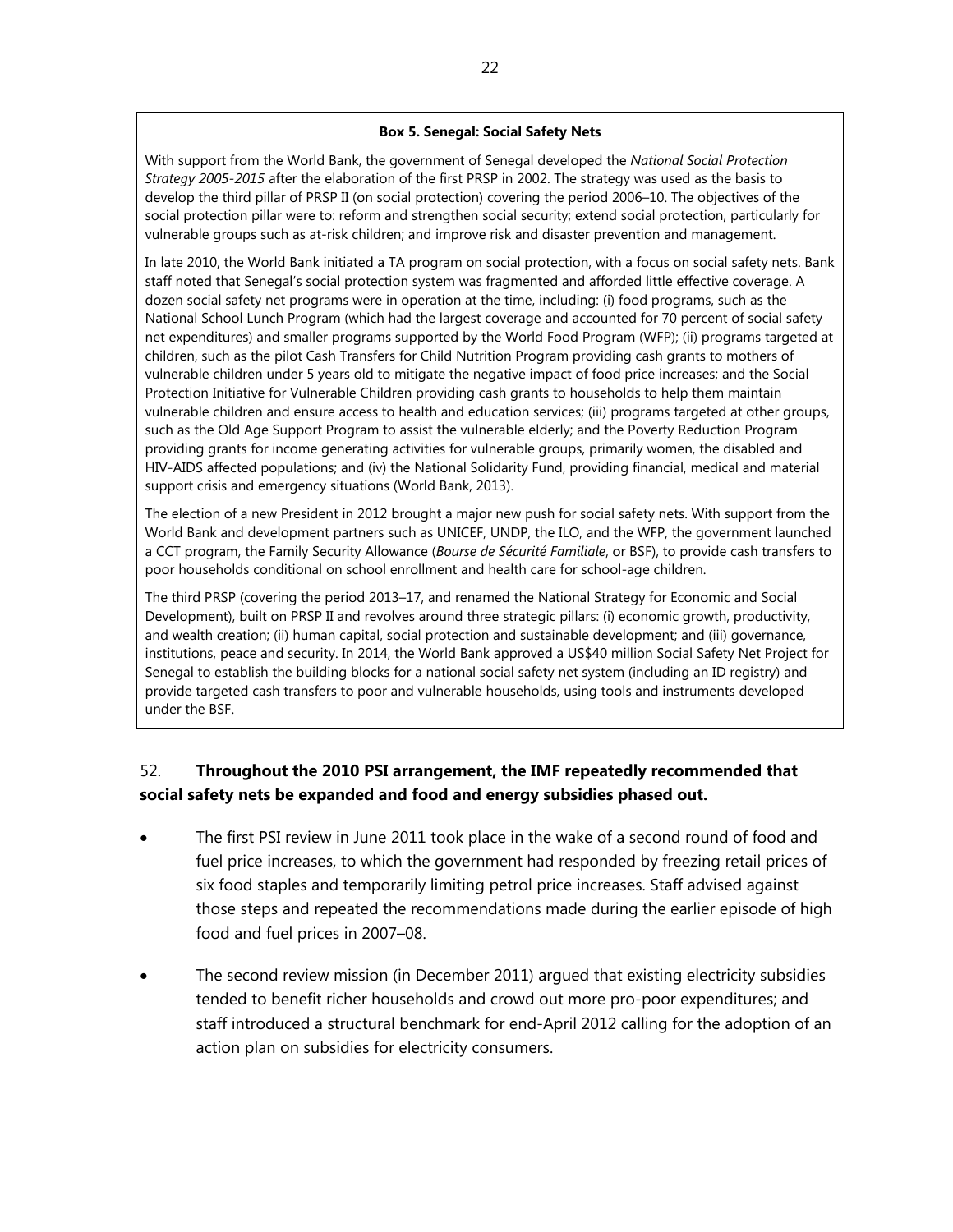**Box 5. Senegal: Social Safety Nets**

With support from the World Bank, the government of Senegal developed the *National Social Protection Strategy 2005-2015* after the elaboration of the first PRSP in 2002. The strategy was used as the basis to develop the third pillar of PRSP II (on social protection) covering the period 2006–10. The objectives of the social protection pillar were to: reform and strengthen social security; extend social protection, particularly for vulnerable groups such as at-risk children; and improve risk and disaster prevention and management.

In late 2010, the World Bank initiated a TA program on social protection, with a focus on social safety nets. Bank staff noted that Senegal's social protection system was fragmented and afforded little effective coverage. A dozen social safety net programs were in operation at the time, including: (i) food programs, such as the National School Lunch Program (which had the largest coverage and accounted for 70 percent of social safety net expenditures) and smaller programs supported by the World Food Program (WFP); (ii) programs targeted at children, such as the pilot Cash Transfers for Child Nutrition Program providing cash grants to mothers of vulnerable children under 5 years old to mitigate the negative impact of food price increases; and the Social Protection Initiative for Vulnerable Children providing cash grants to households to help them maintain vulnerable children and ensure access to health and education services; (iii) programs targeted at other groups, such as the Old Age Support Program to assist the vulnerable elderly; and the Poverty Reduction Program providing grants for income generating activities for vulnerable groups, primarily women, the disabled and HIV-AIDS affected populations; and (iv) the National Solidarity Fund, providing financial, medical and material support crisis and emergency situations (World Bank, 2013).

The election of a new President in 2012 brought a major new push for social safety nets. With support from the World Bank and development partners such as UNICEF, UNDP, the ILO, and the WFP, the government launched a CCT program, the Family Security Allowance (*Bourse de Sécurité Familiale*, or BSF), to provide cash transfers to poor households conditional on school enrollment and health care for school-age children.

The third PRSP (covering the period 2013–17, and renamed the National Strategy for Economic and Social Development), built on PRSP II and revolves around three strategic pillars: (i) economic growth, productivity, and wealth creation; (ii) human capital, social protection and sustainable development; and (iii) governance, institutions, peace and security. In 2014, the World Bank approved a US$40 million Social Safety Net Project for Senegal to establish the building blocks for a national social safety net system (including an ID registry) and provide targeted cash transfers to poor and vulnerable households, using tools and instruments developed under the BSF.

52. **Throughout the 2010 PSI arrangement, the IMF repeatedly recommended that social safety nets be expanded and food and energy subsidies phased out.**

- The first PSI review in June 2011 took place in the wake of a second round of food and fuel price increases, to which the government had responded by freezing retail prices of six food staples and temporarily limiting petrol price increases. Staff advised against those steps and repeated the recommendations made during the earlier episode of high food and fuel prices in 2007–08.

- The second review mission (in December 2011) argued that existing electricity subsidies tended to benefit richer households and crowd out more pro-poor expenditures; and staff introduced a structural benchmark for end-April 2012 calling for the adoption of an action plan on subsidies for electricity consumers.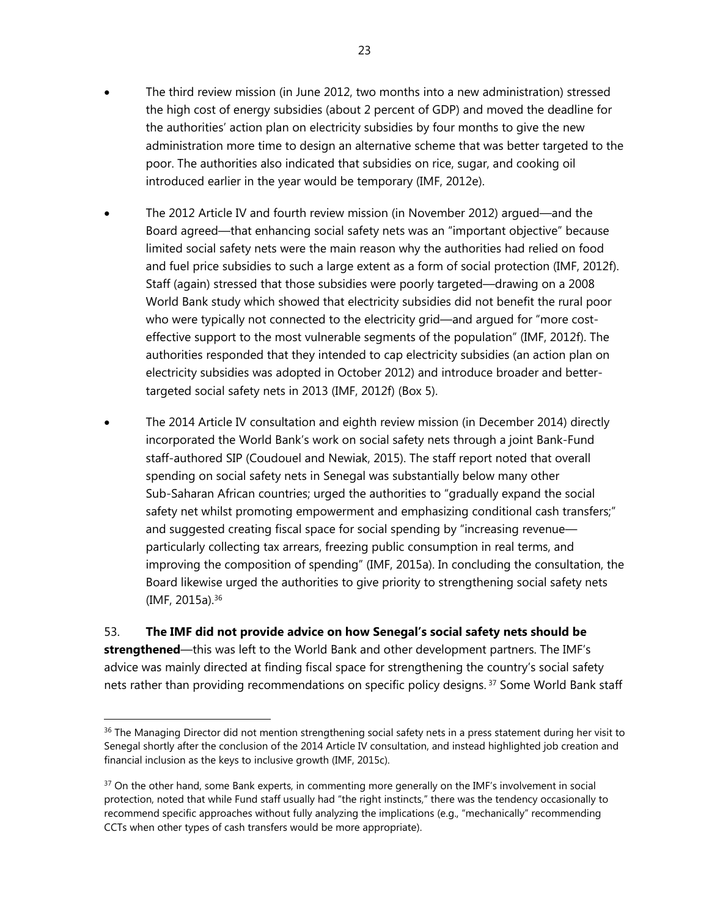- The third review mission (in June 2012, two months into a new administration) stressed the high cost of energy subsidies (about 2 percent of GDP) and moved the deadline for the authorities' action plan on electricity subsidies by four months to give the new administration more time to design an alternative scheme that was better targeted to the poor. The authorities also indicated that subsidies on rice, sugar, and cooking oil introduced earlier in the year would be temporary (IMF, 2012e).

- The 2012 Article IV and fourth review mission (in November 2012) argued—and the Board agreed—that enhancing social safety nets was an "important objective" because limited social safety nets were the main reason why the authorities had relied on food and fuel price subsidies to such a large extent as a form of social protection (IMF, 2012f). Staff (again) stressed that those subsidies were poorly targeted—drawing on a 2008 World Bank study which showed that electricity subsidies did not benefit the rural poor who were typically not connected to the electricity grid—and argued for "more cost-effective support to the most vulnerable segments of the population" (IMF, 2012f). The authorities responded that they intended to cap electricity subsidies (an action plan on electricity subsidies was adopted in October 2012) and introduce broader and better-targeted social safety nets in 2013 (IMF, 2012f) (Box 5).

- The 2014 Article IV consultation and eighth review mission (in December 2014) directly incorporated the World Bank's work on social safety nets through a joint Bank-Fund staff-authored SIP (Coudouel and Newiak, 2015). The staff report noted that overall spending on social safety nets in Senegal was substantially below many other Sub-Saharan African countries; urged the authorities to "gradually expand the social safety net whilst promoting empowerment and emphasizing conditional cash transfers;" and suggested creating fiscal space for social spending by "increasing revenue—particularly collecting tax arrears, freezing public consumption in real terms, and improving the composition of spending" (IMF, 2015a). In concluding the consultation, the Board likewise urged the authorities to give priority to strengthening social safety nets (IMF, 2015a).[36]

53. **The IMF did not provide advice on how Senegal's social safety nets should be strengthened**—this was left to the World Bank and other development partners. The IMF's advice was mainly directed at finding fiscal space for strengthening the country's social safety nets rather than providing recommendations on specific policy designs.[37] Some World Bank staff

---

[36] The Managing Director did not mention strengthening social safety nets in a press statement during her visit to Senegal shortly after the conclusion of the 2014 Article IV consultation, and instead highlighted job creation and financial inclusion as the keys to inclusive growth (IMF, 2015c).

[37] On the other hand, some Bank experts, in commenting more generally on the IMF's involvement in social protection, noted that while Fund staff usually had "the right instincts," there was the tendency occasionally to recommend specific approaches without fully analyzing the implications (e.g., "mechanically" recommending CCTs when other types of cash transfers would be more appropriate).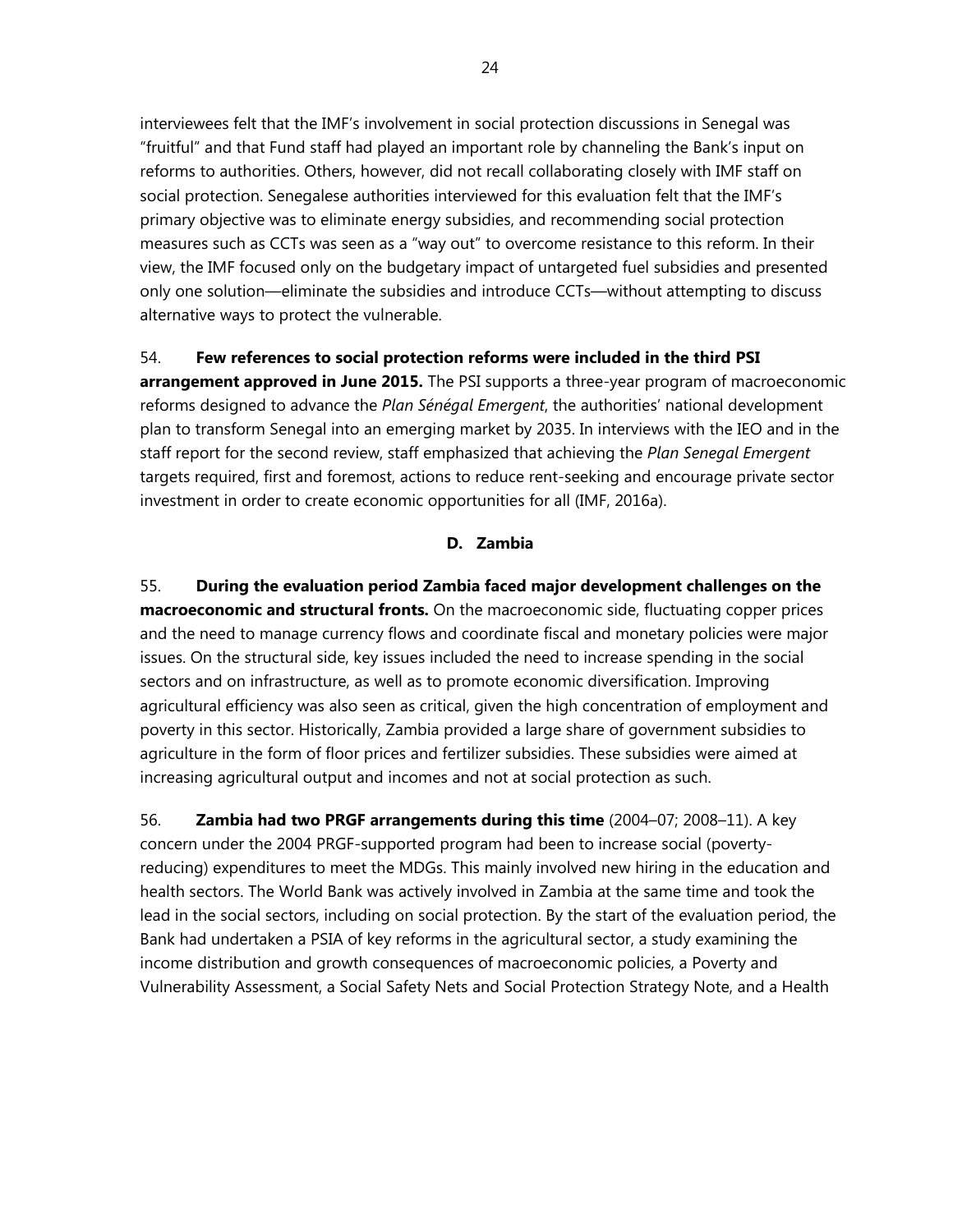interviewees felt that the IMF's involvement in social protection discussions in Senegal was "fruitful" and that Fund staff had played an important role by channeling the Bank's input on reforms to authorities. Others, however, did not recall collaborating closely with IMF staff on social protection. Senegalese authorities interviewed for this evaluation felt that the IMF's primary objective was to eliminate energy subsidies, and recommending social protection measures such as CCTs was seen as a "way out" to overcome resistance to this reform. In their view, the IMF focused only on the budgetary impact of untargeted fuel subsidies and presented only one solution—eliminate the subsidies and introduce CCTs—without attempting to discuss alternative ways to protect the vulnerable.

54. **Few references to social protection reforms were included in the third PSI arrangement approved in June 2015.** The PSI supports a three-year program of macroeconomic reforms designed to advance the *Plan Sénégal Emergent*, the authorities' national development plan to transform Senegal into an emerging market by 2035. In interviews with the IEO and in the staff report for the second review, staff emphasized that achieving the *Plan Senegal Emergent* targets required, first and foremost, actions to reduce rent-seeking and encourage private sector investment in order to create economic opportunities for all (IMF, 2016a).

### D. Zambia

55. **During the evaluation period Zambia faced major development challenges on the macroeconomic and structural fronts.** On the macroeconomic side, fluctuating copper prices and the need to manage currency flows and coordinate fiscal and monetary policies were major issues. On the structural side, key issues included the need to increase spending in the social sectors and on infrastructure, as well as to promote economic diversification. Improving agricultural efficiency was also seen as critical, given the high concentration of employment and poverty in this sector. Historically, Zambia provided a large share of government subsidies to agriculture in the form of floor prices and fertilizer subsidies. These subsidies were aimed at increasing agricultural output and incomes and not at social protection as such.

56. **Zambia had two PRGF arrangements during this time** (2004–07; 2008–11). A key concern under the 2004 PRGF-supported program had been to increase social (poverty-reducing) expenditures to meet the MDGs. This mainly involved new hiring in the education and health sectors. The World Bank was actively involved in Zambia at the same time and took the lead in the social sectors, including on social protection. By the start of the evaluation period, the Bank had undertaken a PSIA of key reforms in the agricultural sector, a study examining the income distribution and growth consequences of macroeconomic policies, a Poverty and Vulnerability Assessment, a Social Safety Nets and Social Protection Strategy Note, and a Health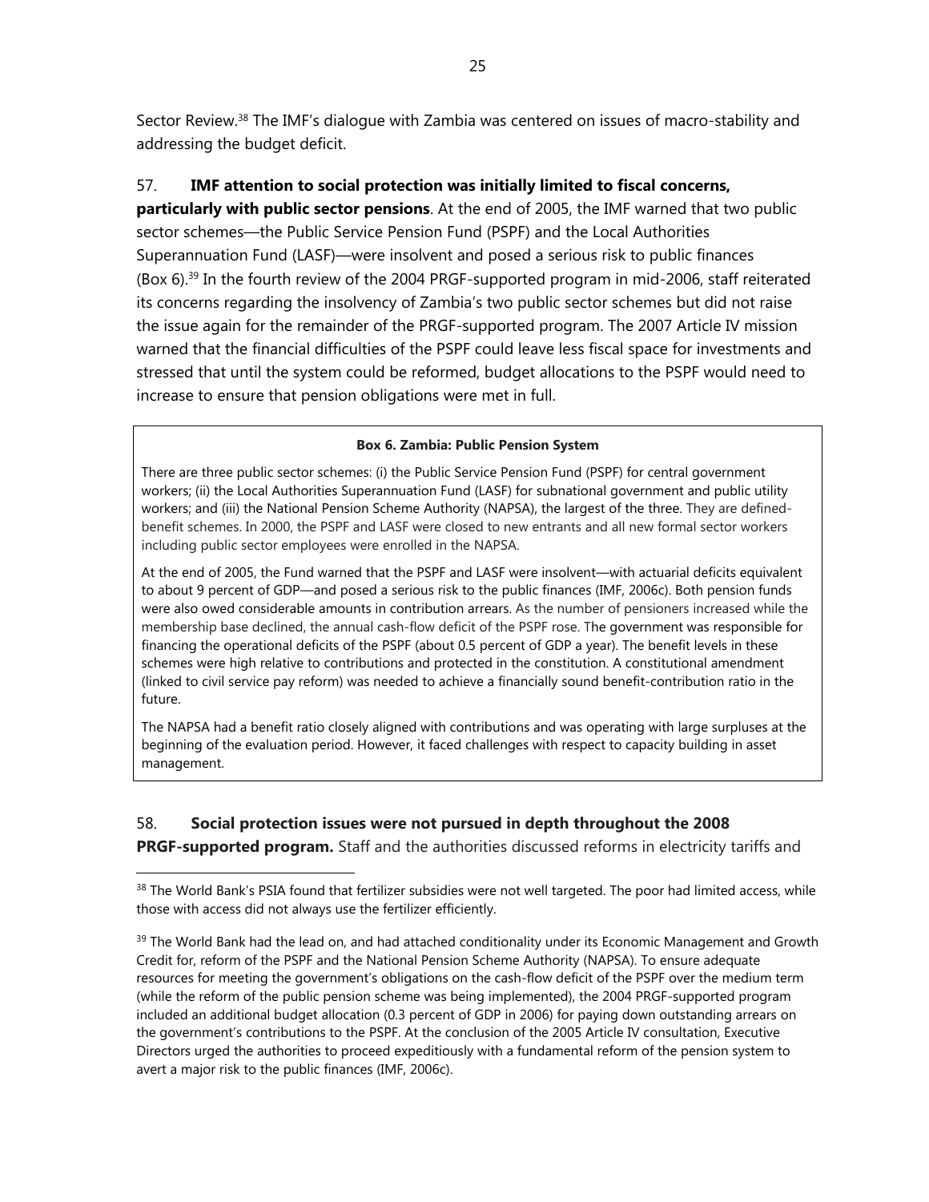Sector Review.[38] The IMF's dialogue with Zambia was centered on issues of macro-stability and addressing the budget deficit.

57. **IMF attention to social protection was initially limited to fiscal concerns, particularly with public sector pensions**. At the end of 2005, the IMF warned that two public sector schemes—the Public Service Pension Fund (PSPF) and the Local Authorities Superannuation Fund (LASF)—were insolvent and posed a serious risk to public finances (Box 6).[39] In the fourth review of the 2004 PRGF-supported program in mid-2006, staff reiterated its concerns regarding the insolvency of Zambia's two public sector schemes but did not raise the issue again for the remainder of the PRGF-supported program. The 2007 Article IV mission warned that the financial difficulties of the PSPF could leave less fiscal space for investments and stressed that until the system could be reformed, budget allocations to the PSPF would need to increase to ensure that pension obligations were met in full.

**Box 6. Zambia: Public Pension System**

There are three public sector schemes: (i) the Public Service Pension Fund (PSPF) for central government workers; (ii) the Local Authorities Superannuation Fund (LASF) for subnational government and public utility workers; and (iii) the National Pension Scheme Authority (NAPSA), the largest of the three. They are defined-benefit schemes. In 2000, the PSPF and LASF were closed to new entrants and all new formal sector workers including public sector employees were enrolled in the NAPSA.

At the end of 2005, the Fund warned that the PSPF and LASF were insolvent—with actuarial deficits equivalent to about 9 percent of GDP—and posed a serious risk to the public finances (IMF, 2006c). Both pension funds were also owed considerable amounts in contribution arrears. As the number of pensioners increased while the membership base declined, the annual cash-flow deficit of the PSPF rose. The government was responsible for financing the operational deficits of the PSPF (about 0.5 percent of GDP a year). The benefit levels in these schemes were high relative to contributions and protected in the constitution. A constitutional amendment (linked to civil service pay reform) was needed to achieve a financially sound benefit-contribution ratio in the future.

The NAPSA had a benefit ratio closely aligned with contributions and was operating with large surpluses at the beginning of the evaluation period. However, it faced challenges with respect to capacity building in asset management.

58. **Social protection issues were not pursued in depth throughout the 2008 PRGF-supported program.** Staff and the authorities discussed reforms in electricity tariffs and

[38] The World Bank's PSIA found that fertilizer subsidies were not well targeted. The poor had limited access, while those with access did not always use the fertilizer efficiently.

[39] The World Bank had the lead on, and had attached conditionality under its Economic Management and Growth Credit for, reform of the PSPF and the National Pension Scheme Authority (NAPSA). To ensure adequate resources for meeting the government's obligations on the cash-flow deficit of the PSPF over the medium term (while the reform of the public pension scheme was being implemented), the 2004 PRGF-supported program included an additional budget allocation (0.3 percent of GDP in 2006) for paying down outstanding arrears on the government's contributions to the PSPF. At the conclusion of the 2005 Article IV consultation, Executive Directors urged the authorities to proceed expeditiously with a fundamental reform of the pension system to avert a major risk to the public finances (IMF, 2006c).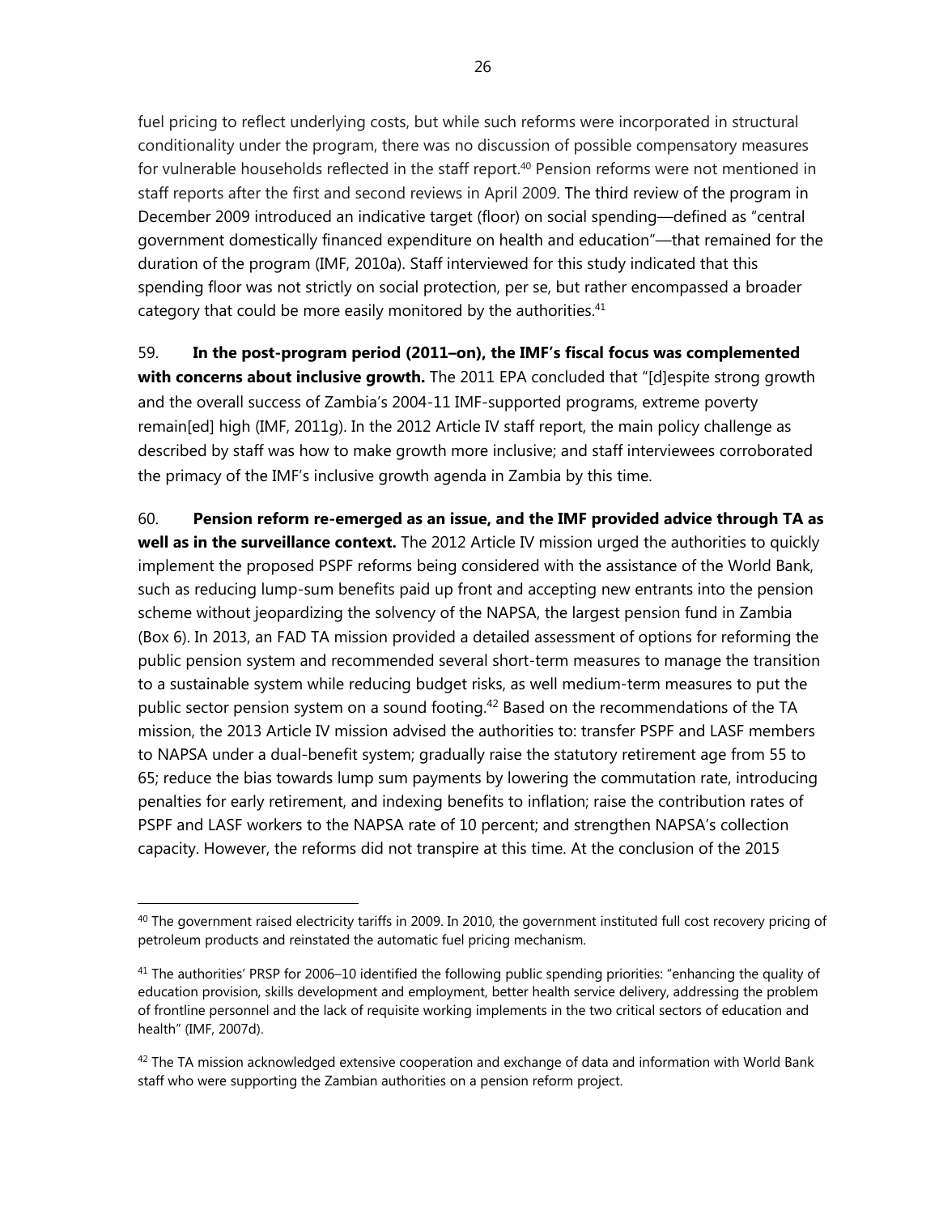fuel pricing to reflect underlying costs, but while such reforms were incorporated in structural conditionality under the program, there was no discussion of possible compensatory measures for vulnerable households reflected in the staff report.[40] Pension reforms were not mentioned in staff reports after the first and second reviews in April 2009. The third review of the program in December 2009 introduced an indicative target (floor) on social spending—defined as "central government domestically financed expenditure on health and education"—that remained for the duration of the program (IMF, 2010a). Staff interviewed for this study indicated that this spending floor was not strictly on social protection, per se, but rather encompassed a broader category that could be more easily monitored by the authorities.[41]

59. **In the post-program period (2011–on), the IMF's fiscal focus was complemented with concerns about inclusive growth.** The 2011 EPA concluded that "[d]espite strong growth and the overall success of Zambia's 2004-11 IMF-supported programs, extreme poverty remain[ed] high (IMF, 2011g). In the 2012 Article IV staff report, the main policy challenge as described by staff was how to make growth more inclusive; and staff interviewees corroborated the primacy of the IMF's inclusive growth agenda in Zambia by this time.

60. **Pension reform re-emerged as an issue, and the IMF provided advice through TA as well as in the surveillance context.** The 2012 Article IV mission urged the authorities to quickly implement the proposed PSPF reforms being considered with the assistance of the World Bank, such as reducing lump-sum benefits paid up front and accepting new entrants into the pension scheme without jeopardizing the solvency of the NAPSA, the largest pension fund in Zambia (Box 6). In 2013, an FAD TA mission provided a detailed assessment of options for reforming the public pension system and recommended several short-term measures to manage the transition to a sustainable system while reducing budget risks, as well medium-term measures to put the public sector pension system on a sound footing.[42] Based on the recommendations of the TA mission, the 2013 Article IV mission advised the authorities to: transfer PSPF and LASF members to NAPSA under a dual-benefit system; gradually raise the statutory retirement age from 55 to 65; reduce the bias towards lump sum payments by lowering the commutation rate, introducing penalties for early retirement, and indexing benefits to inflation; raise the contribution rates of PSPF and LASF workers to the NAPSA rate of 10 percent; and strengthen NAPSA's collection capacity. However, the reforms did not transpire at this time. At the conclusion of the 2015

---

[40] The government raised electricity tariffs in 2009. In 2010, the government instituted full cost recovery pricing of petroleum products and reinstated the automatic fuel pricing mechanism.

[41] The authorities' PRSP for 2006–10 identified the following public spending priorities: "enhancing the quality of education provision, skills development and employment, better health service delivery, addressing the problem of frontline personnel and the lack of requisite working implements in the two critical sectors of education and health" (IMF, 2007d).

[42] The TA mission acknowledged extensive cooperation and exchange of data and information with World Bank staff who were supporting the Zambian authorities on a pension reform project.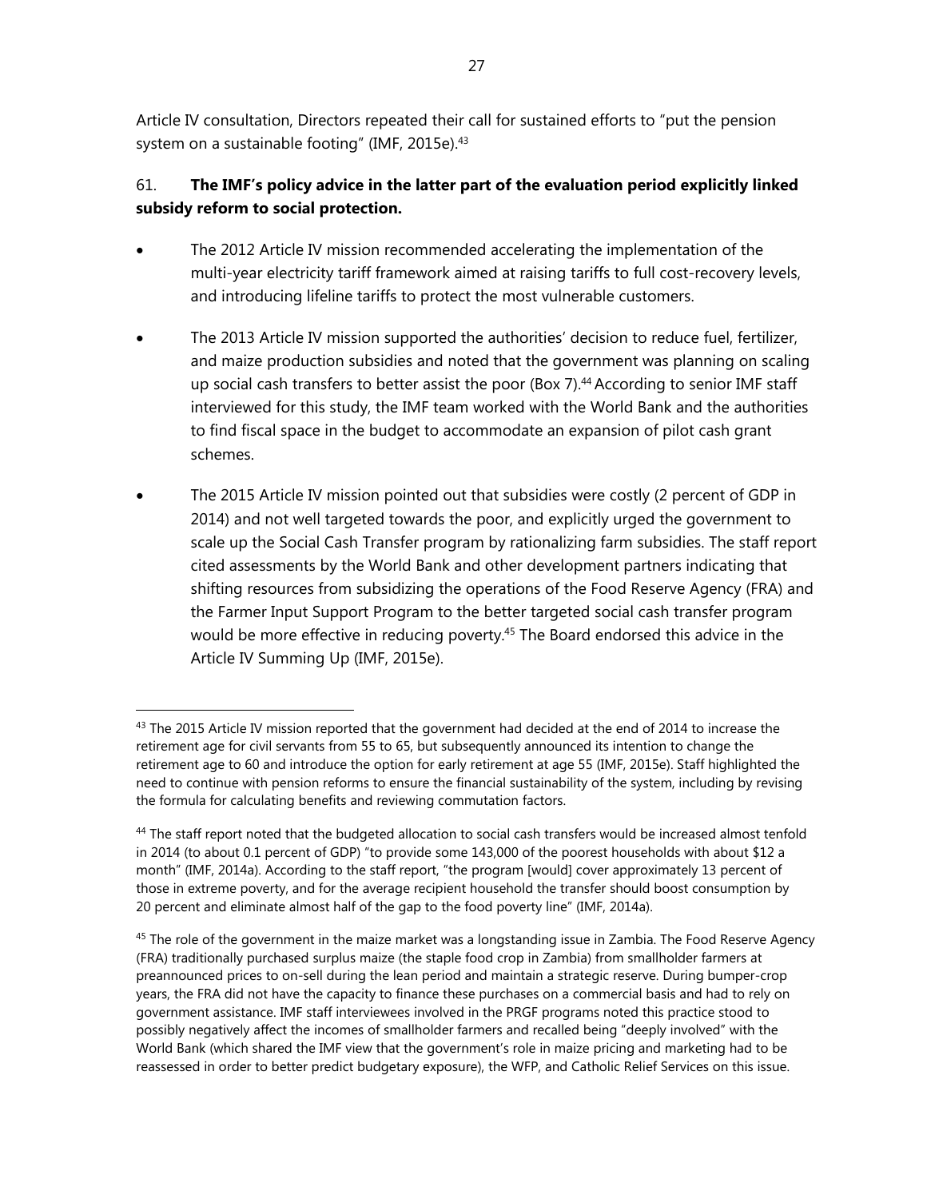Article IV consultation, Directors repeated their call for sustained efforts to "put the pension system on a sustainable footing" (IMF, 2015e).[43]

61. **The IMF's policy advice in the latter part of the evaluation period explicitly linked subsidy reform to social protection.**

- The 2012 Article IV mission recommended accelerating the implementation of the multi-year electricity tariff framework aimed at raising tariffs to full cost-recovery levels, and introducing lifeline tariffs to protect the most vulnerable customers.
- The 2013 Article IV mission supported the authorities' decision to reduce fuel, fertilizer, and maize production subsidies and noted that the government was planning on scaling up social cash transfers to better assist the poor (Box 7).[44] According to senior IMF staff interviewed for this study, the IMF team worked with the World Bank and the authorities to find fiscal space in the budget to accommodate an expansion of pilot cash grant schemes.
- The 2015 Article IV mission pointed out that subsidies were costly (2 percent of GDP in 2014) and not well targeted towards the poor, and explicitly urged the government to scale up the Social Cash Transfer program by rationalizing farm subsidies. The staff report cited assessments by the World Bank and other development partners indicating that shifting resources from subsidizing the operations of the Food Reserve Agency (FRA) and the Farmer Input Support Program to the better targeted social cash transfer program would be more effective in reducing poverty.[45] The Board endorsed this advice in the Article IV Summing Up (IMF, 2015e).

---

[43] The 2015 Article IV mission reported that the government had decided at the end of 2014 to increase the retirement age for civil servants from 55 to 65, but subsequently announced its intention to change the retirement age to 60 and introduce the option for early retirement at age 55 (IMF, 2015e). Staff highlighted the need to continue with pension reforms to ensure the financial sustainability of the system, including by revising the formula for calculating benefits and reviewing commutation factors.

[44] The staff report noted that the budgeted allocation to social cash transfers would be increased almost tenfold in 2014 (to about 0.1 percent of GDP) "to provide some 143,000 of the poorest households with about $12 a month" (IMF, 2014a). According to the staff report, "the program [would] cover approximately 13 percent of those in extreme poverty, and for the average recipient household the transfer should boost consumption by 20 percent and eliminate almost half of the gap to the food poverty line" (IMF, 2014a).

[45] The role of the government in the maize market was a longstanding issue in Zambia. The Food Reserve Agency (FRA) traditionally purchased surplus maize (the staple food crop in Zambia) from smallholder farmers at preannounced prices to on-sell during the lean period and maintain a strategic reserve. During bumper-crop years, the FRA did not have the capacity to finance these purchases on a commercial basis and had to rely on government assistance. IMF staff interviewees involved in the PRGF programs noted this practice stood to possibly negatively affect the incomes of smallholder farmers and recalled being "deeply involved" with the World Bank (which shared the IMF view that the government's role in maize pricing and marketing had to be reassessed in order to better predict budgetary exposure), the WFP, and Catholic Relief Services on this issue.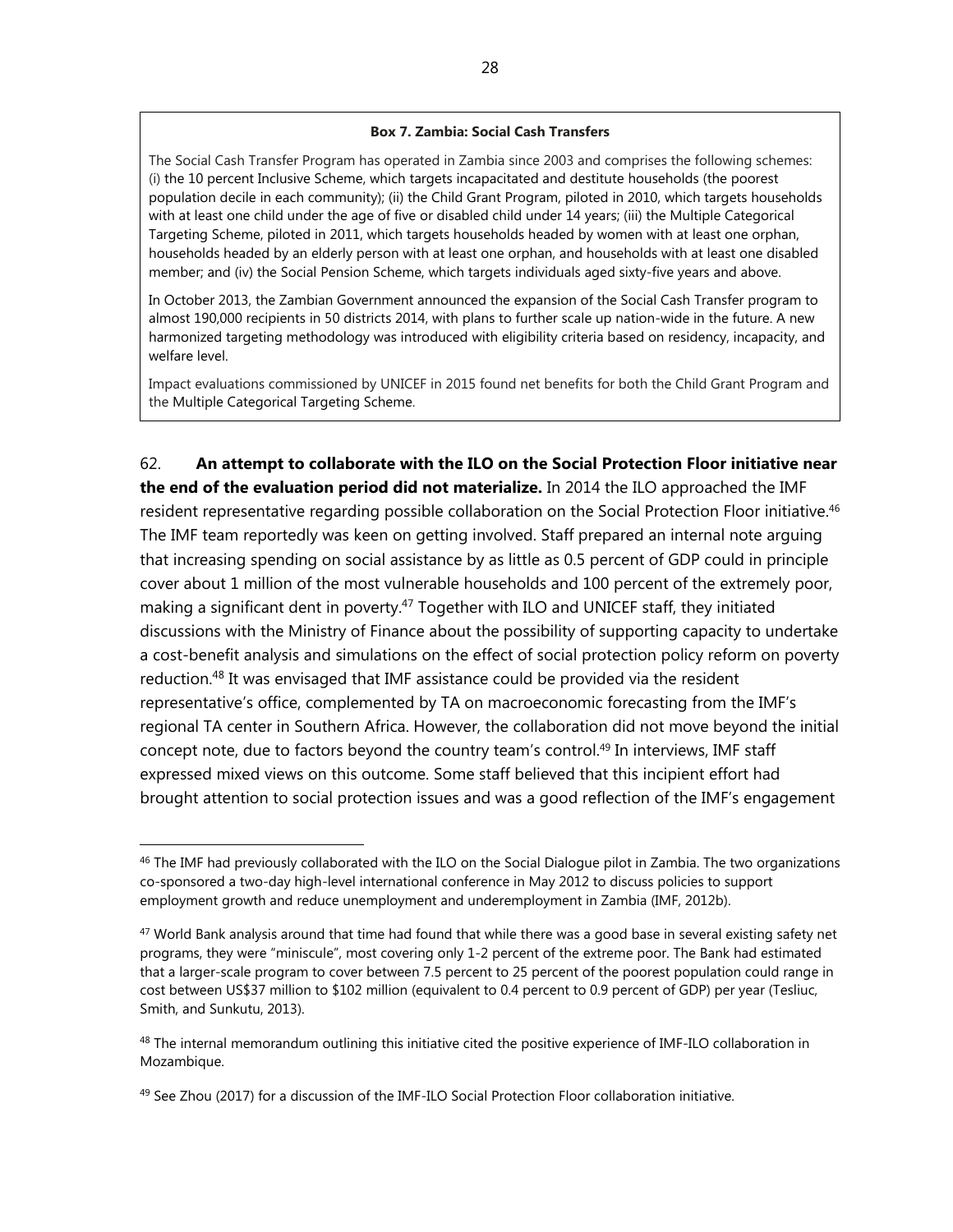**Box 7. Zambia: Social Cash Transfers**

The Social Cash Transfer Program has operated in Zambia since 2003 and comprises the following schemes: (i) the 10 percent Inclusive Scheme, which targets incapacitated and destitute households (the poorest population decile in each community); (ii) the Child Grant Program, piloted in 2010, which targets households with at least one child under the age of five or disabled child under 14 years; (iii) the Multiple Categorical Targeting Scheme, piloted in 2011, which targets households headed by women with at least one orphan, households headed by an elderly person with at least one orphan, and households with at least one disabled member; and (iv) the Social Pension Scheme, which targets individuals aged sixty-five years and above.

In October 2013, the Zambian Government announced the expansion of the Social Cash Transfer program to almost 190,000 recipients in 50 districts 2014, with plans to further scale up nation-wide in the future. A new harmonized targeting methodology was introduced with eligibility criteria based on residency, incapacity, and welfare level.

Impact evaluations commissioned by UNICEF in 2015 found net benefits for both the Child Grant Program and the Multiple Categorical Targeting Scheme.

62. **An attempt to collaborate with the ILO on the Social Protection Floor initiative near the end of the evaluation period did not materialize.** In 2014 the ILO approached the IMF resident representative regarding possible collaboration on the Social Protection Floor initiative.[46] The IMF team reportedly was keen on getting involved. Staff prepared an internal note arguing that increasing spending on social assistance by as little as 0.5 percent of GDP could in principle cover about 1 million of the most vulnerable households and 100 percent of the extremely poor, making a significant dent in poverty.[47] Together with ILO and UNICEF staff, they initiated discussions with the Ministry of Finance about the possibility of supporting capacity to undertake a cost-benefit analysis and simulations on the effect of social protection policy reform on poverty reduction.[48] It was envisaged that IMF assistance could be provided via the resident representative's office, complemented by TA on macroeconomic forecasting from the IMF's regional TA center in Southern Africa. However, the collaboration did not move beyond the initial concept note, due to factors beyond the country team's control.[49] In interviews, IMF staff expressed mixed views on this outcome. Some staff believed that this incipient effort had brought attention to social protection issues and was a good reflection of the IMF's engagement

---

[46] The IMF had previously collaborated with the ILO on the Social Dialogue pilot in Zambia. The two organizations co-sponsored a two-day high-level international conference in May 2012 to discuss policies to support employment growth and reduce unemployment and underemployment in Zambia (IMF, 2012b).

[47] World Bank analysis around that time had found that while there was a good base in several existing safety net programs, they were "miniscule", most covering only 1-2 percent of the extreme poor. The Bank had estimated that a larger-scale program to cover between 7.5 percent to 25 percent of the poorest population could range in cost between US$37 million to $102 million (equivalent to 0.4 percent to 0.9 percent of GDP) per year (Tesliuc, Smith, and Sunkutu, 2013).

[48] The internal memorandum outlining this initiative cited the positive experience of IMF-ILO collaboration in Mozambique.

[49] See Zhou (2017) for a discussion of the IMF-ILO Social Protection Floor collaboration initiative.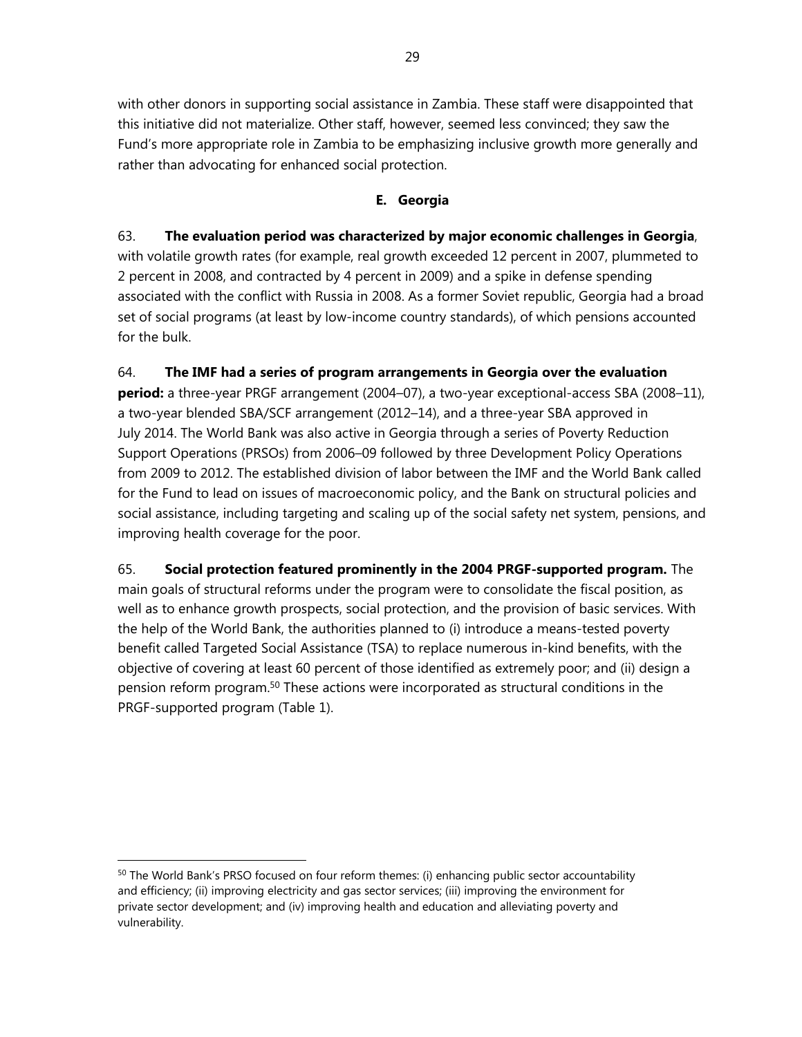with other donors in supporting social assistance in Zambia. These staff were disappointed that this initiative did not materialize. Other staff, however, seemed less convinced; they saw the Fund's more appropriate role in Zambia to be emphasizing inclusive growth more generally and rather than advocating for enhanced social protection.

### E. Georgia

63. **The evaluation period was characterized by major economic challenges in Georgia**, with volatile growth rates (for example, real growth exceeded 12 percent in 2007, plummeted to 2 percent in 2008, and contracted by 4 percent in 2009) and a spike in defense spending associated with the conflict with Russia in 2008. As a former Soviet republic, Georgia had a broad set of social programs (at least by low-income country standards), of which pensions accounted for the bulk.

64. **The IMF had a series of program arrangements in Georgia over the evaluation period:** a three-year PRGF arrangement (2004–07), a two-year exceptional-access SBA (2008–11), a two-year blended SBA/SCF arrangement (2012–14), and a three-year SBA approved in July 2014. The World Bank was also active in Georgia through a series of Poverty Reduction Support Operations (PRSOs) from 2006–09 followed by three Development Policy Operations from 2009 to 2012. The established division of labor between the IMF and the World Bank called for the Fund to lead on issues of macroeconomic policy, and the Bank on structural policies and social assistance, including targeting and scaling up of the social safety net system, pensions, and improving health coverage for the poor.

65. **Social protection featured prominently in the 2004 PRGF-supported program.** The main goals of structural reforms under the program were to consolidate the fiscal position, as well as to enhance growth prospects, social protection, and the provision of basic services. With the help of the World Bank, the authorities planned to (i) introduce a means-tested poverty benefit called Targeted Social Assistance (TSA) to replace numerous in-kind benefits, with the objective of covering at least 60 percent of those identified as extremely poor; and (ii) design a pension reform program.[50] These actions were incorporated as structural conditions in the PRGF-supported program (Table 1).

---

[50] The World Bank's PRSO focused on four reform themes: (i) enhancing public sector accountability and efficiency; (ii) improving electricity and gas sector services; (iii) improving the environment for private sector development; and (iv) improving health and education and alleviating poverty and vulnerability.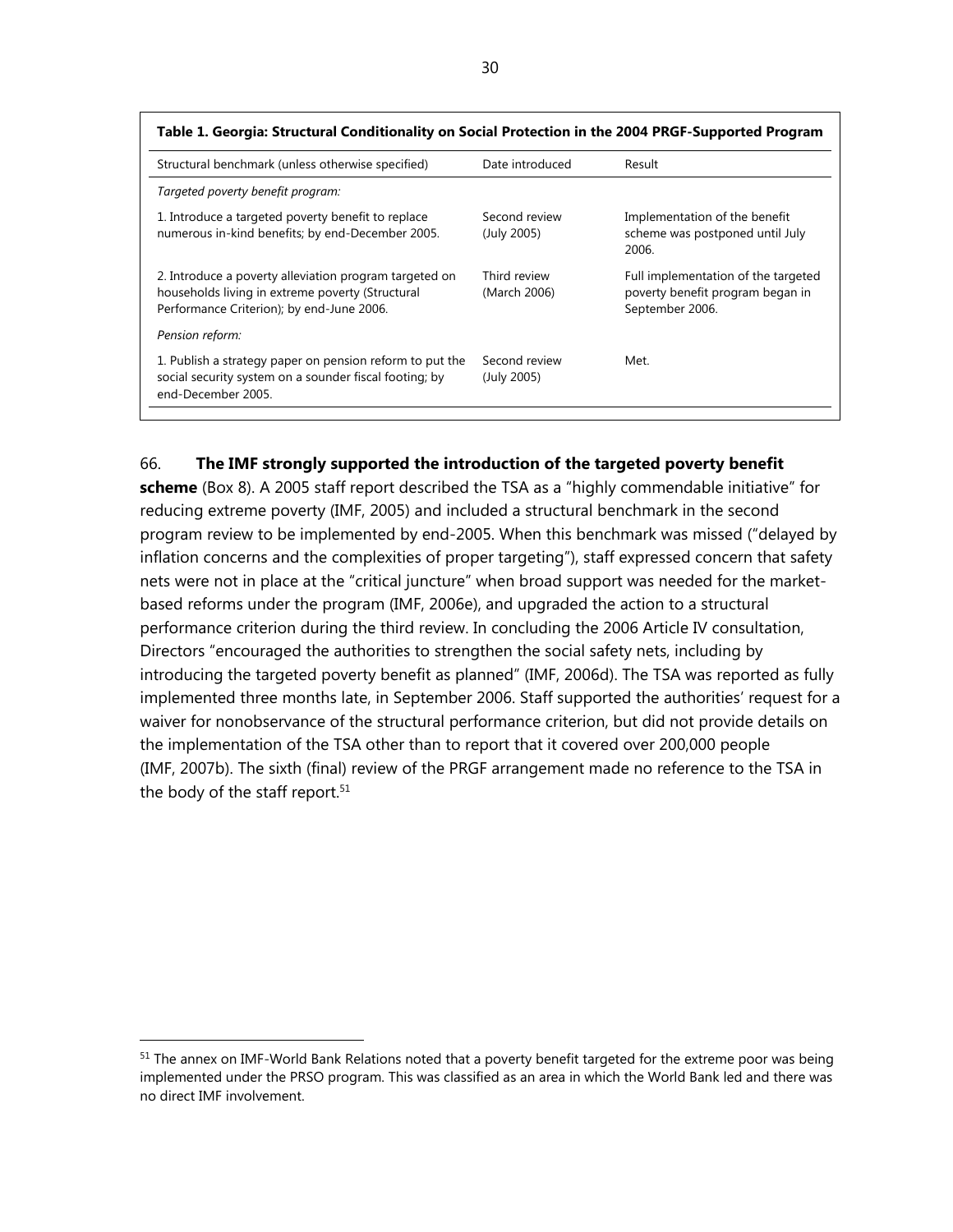**Table 1. Georgia: Structural Conditionality on Social Protection in the 2004 PRGF-Supported Program**

| Structural benchmark (unless otherwise specified) | Date introduced | Result |
|---|---|---|
| *Targeted poverty benefit program:* | | |
| 1. Introduce a targeted poverty benefit to replace numerous in-kind benefits; by end-December 2005. | Second review (July 2005) | Implementation of the benefit scheme was postponed until July 2006. |
| 2. Introduce a poverty alleviation program targeted on households living in extreme poverty (Structural Performance Criterion); by end-June 2006. | Third review (March 2006) | Full implementation of the targeted poverty benefit program began in September 2006. |
| *Pension reform:* | | |
| 1. Publish a strategy paper on pension reform to put the social security system on a sounder fiscal footing; by end-December 2005. | Second review (July 2005) | Met. |

66. **The IMF strongly supported the introduction of the targeted poverty benefit scheme** (Box 8). A 2005 staff report described the TSA as a "highly commendable initiative" for reducing extreme poverty (IMF, 2005) and included a structural benchmark in the second program review to be implemented by end-2005. When this benchmark was missed ("delayed by inflation concerns and the complexities of proper targeting"), staff expressed concern that safety nets were not in place at the "critical juncture" when broad support was needed for the market-based reforms under the program (IMF, 2006e), and upgraded the action to a structural performance criterion during the third review. In concluding the 2006 Article IV consultation, Directors "encouraged the authorities to strengthen the social safety nets, including by introducing the targeted poverty benefit as planned" (IMF, 2006d). The TSA was reported as fully implemented three months late, in September 2006. Staff supported the authorities' request for a waiver for nonobservance of the structural performance criterion, but did not provide details on the implementation of the TSA other than to report that it covered over 200,000 people (IMF, 2007b). The sixth (final) review of the PRGF arrangement made no reference to the TSA in the body of the staff report.[51]

[51] The annex on IMF-World Bank Relations noted that a poverty benefit targeted for the extreme poor was being implemented under the PRSO program. This was classified as an area in which the World Bank led and there was no direct IMF involvement.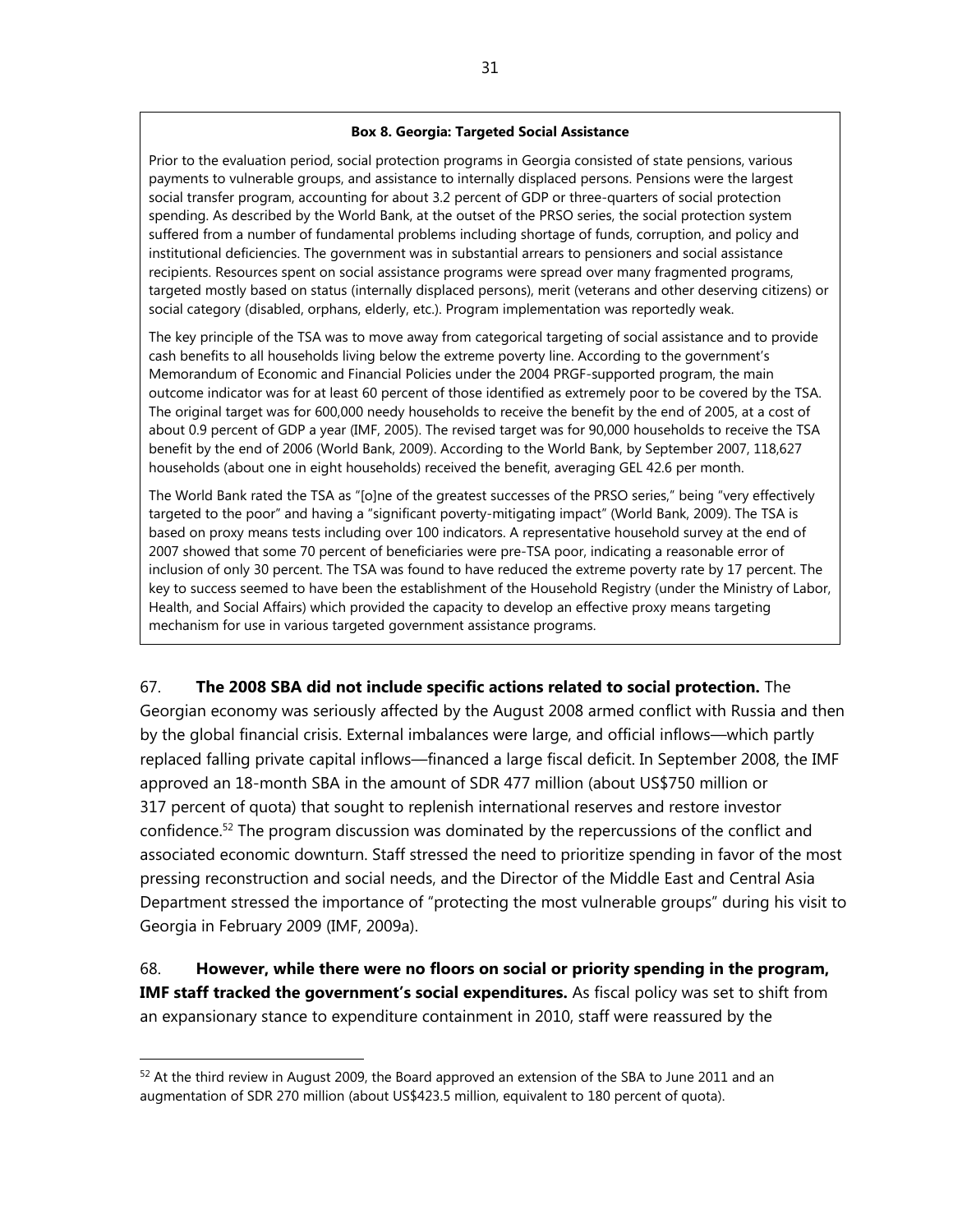**Box 8. Georgia: Targeted Social Assistance**

Prior to the evaluation period, social protection programs in Georgia consisted of state pensions, various payments to vulnerable groups, and assistance to internally displaced persons. Pensions were the largest social transfer program, accounting for about 3.2 percent of GDP or three-quarters of social protection spending. As described by the World Bank, at the outset of the PRSO series, the social protection system suffered from a number of fundamental problems including shortage of funds, corruption, and policy and institutional deficiencies. The government was in substantial arrears to pensioners and social assistance recipients. Resources spent on social assistance programs were spread over many fragmented programs, targeted mostly based on status (internally displaced persons), merit (veterans and other deserving citizens) or social category (disabled, orphans, elderly, etc.). Program implementation was reportedly weak.

The key principle of the TSA was to move away from categorical targeting of social assistance and to provide cash benefits to all households living below the extreme poverty line. According to the government's Memorandum of Economic and Financial Policies under the 2004 PRGF-supported program, the main outcome indicator was for at least 60 percent of those identified as extremely poor to be covered by the TSA. The original target was for 600,000 needy households to receive the benefit by the end of 2005, at a cost of about 0.9 percent of GDP a year (IMF, 2005). The revised target was for 90,000 households to receive the TSA benefit by the end of 2006 (World Bank, 2009). According to the World Bank, by September 2007, 118,627 households (about one in eight households) received the benefit, averaging GEL 42.6 per month.

The World Bank rated the TSA as "[o]ne of the greatest successes of the PRSO series," being "very effectively targeted to the poor" and having a "significant poverty-mitigating impact" (World Bank, 2009). The TSA is based on proxy means tests including over 100 indicators. A representative household survey at the end of 2007 showed that some 70 percent of beneficiaries were pre-TSA poor, indicating a reasonable error of inclusion of only 30 percent. The TSA was found to have reduced the extreme poverty rate by 17 percent. The key to success seemed to have been the establishment of the Household Registry (under the Ministry of Labor, Health, and Social Affairs) which provided the capacity to develop an effective proxy means targeting mechanism for use in various targeted government assistance programs.

67. **The 2008 SBA did not include specific actions related to social protection.** The Georgian economy was seriously affected by the August 2008 armed conflict with Russia and then by the global financial crisis. External imbalances were large, and official inflows—which partly replaced falling private capital inflows—financed a large fiscal deficit. In September 2008, the IMF approved an 18-month SBA in the amount of SDR 477 million (about US$750 million or 317 percent of quota) that sought to replenish international reserves and restore investor confidence.[52] The program discussion was dominated by the repercussions of the conflict and associated economic downturn. Staff stressed the need to prioritize spending in favor of the most pressing reconstruction and social needs, and the Director of the Middle East and Central Asia Department stressed the importance of "protecting the most vulnerable groups" during his visit to Georgia in February 2009 (IMF, 2009a).

68. **However, while there were no floors on social or priority spending in the program, IMF staff tracked the government's social expenditures.** As fiscal policy was set to shift from an expansionary stance to expenditure containment in 2010, staff were reassured by the

---

[52] At the third review in August 2009, the Board approved an extension of the SBA to June 2011 and an augmentation of SDR 270 million (about US$423.5 million, equivalent to 180 percent of quota).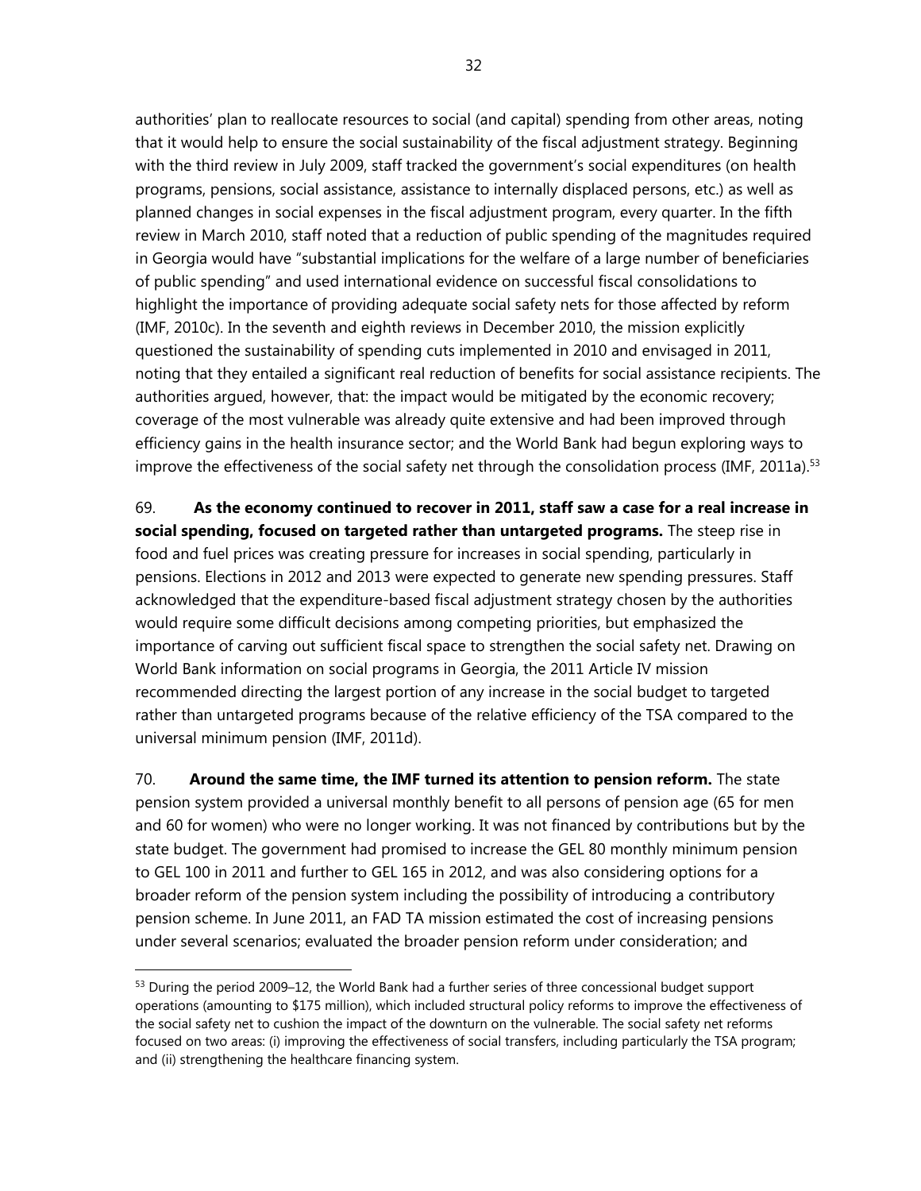authorities' plan to reallocate resources to social (and capital) spending from other areas, noting that it would help to ensure the social sustainability of the fiscal adjustment strategy. Beginning with the third review in July 2009, staff tracked the government's social expenditures (on health programs, pensions, social assistance, assistance to internally displaced persons, etc.) as well as planned changes in social expenses in the fiscal adjustment program, every quarter. In the fifth review in March 2010, staff noted that a reduction of public spending of the magnitudes required in Georgia would have "substantial implications for the welfare of a large number of beneficiaries of public spending" and used international evidence on successful fiscal consolidations to highlight the importance of providing adequate social safety nets for those affected by reform (IMF, 2010c). In the seventh and eighth reviews in December 2010, the mission explicitly questioned the sustainability of spending cuts implemented in 2010 and envisaged in 2011, noting that they entailed a significant real reduction of benefits for social assistance recipients. The authorities argued, however, that: the impact would be mitigated by the economic recovery; coverage of the most vulnerable was already quite extensive and had been improved through efficiency gains in the health insurance sector; and the World Bank had begun exploring ways to improve the effectiveness of the social safety net through the consolidation process (IMF, 2011a).[53]

69. **As the economy continued to recover in 2011, staff saw a case for a real increase in social spending, focused on targeted rather than untargeted programs.** The steep rise in food and fuel prices was creating pressure for increases in social spending, particularly in pensions. Elections in 2012 and 2013 were expected to generate new spending pressures. Staff acknowledged that the expenditure-based fiscal adjustment strategy chosen by the authorities would require some difficult decisions among competing priorities, but emphasized the importance of carving out sufficient fiscal space to strengthen the social safety net. Drawing on World Bank information on social programs in Georgia, the 2011 Article IV mission recommended directing the largest portion of any increase in the social budget to targeted rather than untargeted programs because of the relative efficiency of the TSA compared to the universal minimum pension (IMF, 2011d).

70. **Around the same time, the IMF turned its attention to pension reform.** The state pension system provided a universal monthly benefit to all persons of pension age (65 for men and 60 for women) who were no longer working. It was not financed by contributions but by the state budget. The government had promised to increase the GEL 80 monthly minimum pension to GEL 100 in 2011 and further to GEL 165 in 2012, and was also considering options for a broader reform of the pension system including the possibility of introducing a contributory pension scheme. In June 2011, an FAD TA mission estimated the cost of increasing pensions under several scenarios; evaluated the broader pension reform under consideration; and

---

[53] During the period 2009–12, the World Bank had a further series of three concessional budget support operations (amounting to $175 million), which included structural policy reforms to improve the effectiveness of the social safety net to cushion the impact of the downturn on the vulnerable. The social safety net reforms focused on two areas: (i) improving the effectiveness of social transfers, including particularly the TSA program; and (ii) strengthening the healthcare financing system.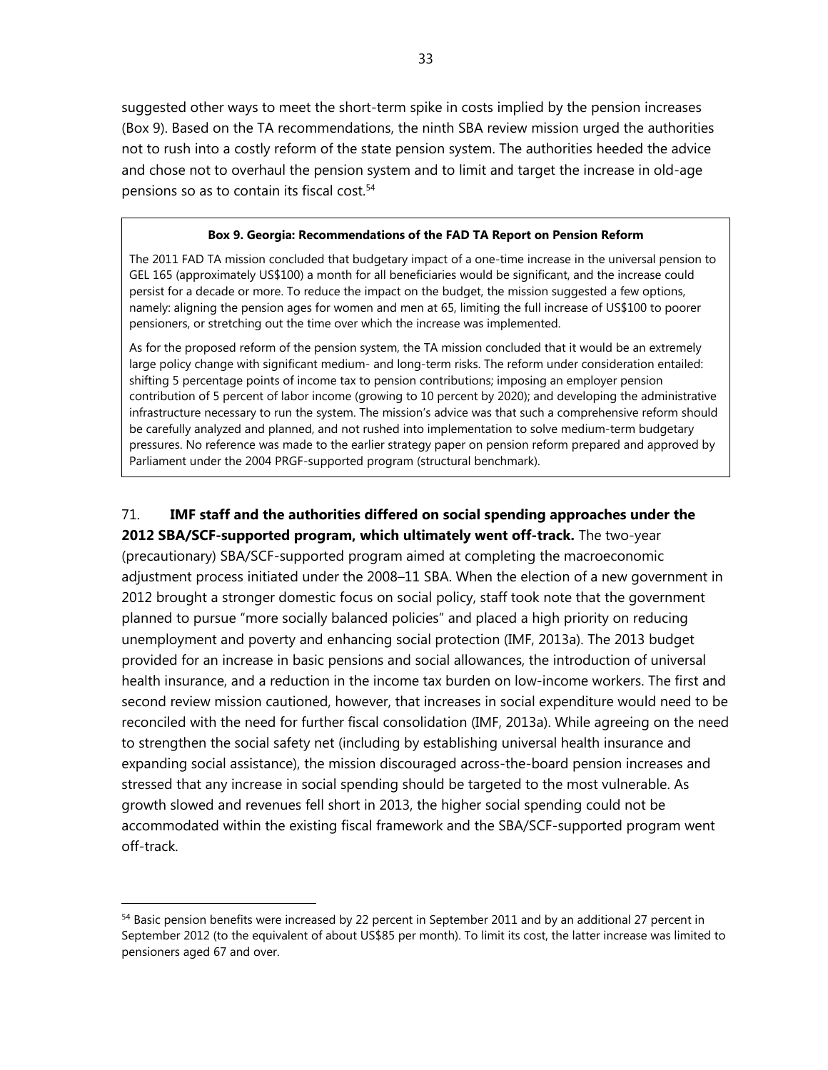suggested other ways to meet the short-term spike in costs implied by the pension increases (Box 9). Based on the TA recommendations, the ninth SBA review mission urged the authorities not to rush into a costly reform of the state pension system. The authorities heeded the advice and chose not to overhaul the pension system and to limit and target the increase in old-age pensions so as to contain its fiscal cost.[54]

**Box 9. Georgia: Recommendations of the FAD TA Report on Pension Reform**

The 2011 FAD TA mission concluded that budgetary impact of a one-time increase in the universal pension to GEL 165 (approximately US$100) a month for all beneficiaries would be significant, and the increase could persist for a decade or more. To reduce the impact on the budget, the mission suggested a few options, namely: aligning the pension ages for women and men at 65, limiting the full increase of US$100 to poorer pensioners, or stretching out the time over which the increase was implemented.

As for the proposed reform of the pension system, the TA mission concluded that it would be an extremely large policy change with significant medium- and long-term risks. The reform under consideration entailed: shifting 5 percentage points of income tax to pension contributions; imposing an employer pension contribution of 5 percent of labor income (growing to 10 percent by 2020); and developing the administrative infrastructure necessary to run the system. The mission's advice was that such a comprehensive reform should be carefully analyzed and planned, and not rushed into implementation to solve medium-term budgetary pressures. No reference was made to the earlier strategy paper on pension reform prepared and approved by Parliament under the 2004 PRGF-supported program (structural benchmark).

71. **IMF staff and the authorities differed on social spending approaches under the 2012 SBA/SCF-supported program, which ultimately went off-track.** The two-year (precautionary) SBA/SCF-supported program aimed at completing the macroeconomic adjustment process initiated under the 2008–11 SBA. When the election of a new government in 2012 brought a stronger domestic focus on social policy, staff took note that the government planned to pursue "more socially balanced policies" and placed a high priority on reducing unemployment and poverty and enhancing social protection (IMF, 2013a). The 2013 budget provided for an increase in basic pensions and social allowances, the introduction of universal health insurance, and a reduction in the income tax burden on low-income workers. The first and second review mission cautioned, however, that increases in social expenditure would need to be reconciled with the need for further fiscal consolidation (IMF, 2013a). While agreeing on the need to strengthen the social safety net (including by establishing universal health insurance and expanding social assistance), the mission discouraged across-the-board pension increases and stressed that any increase in social spending should be targeted to the most vulnerable. As growth slowed and revenues fell short in 2013, the higher social spending could not be accommodated within the existing fiscal framework and the SBA/SCF-supported program went off-track.

---

[54] Basic pension benefits were increased by 22 percent in September 2011 and by an additional 27 percent in September 2012 (to the equivalent of about US$85 per month). To limit its cost, the latter increase was limited to pensioners aged 67 and over.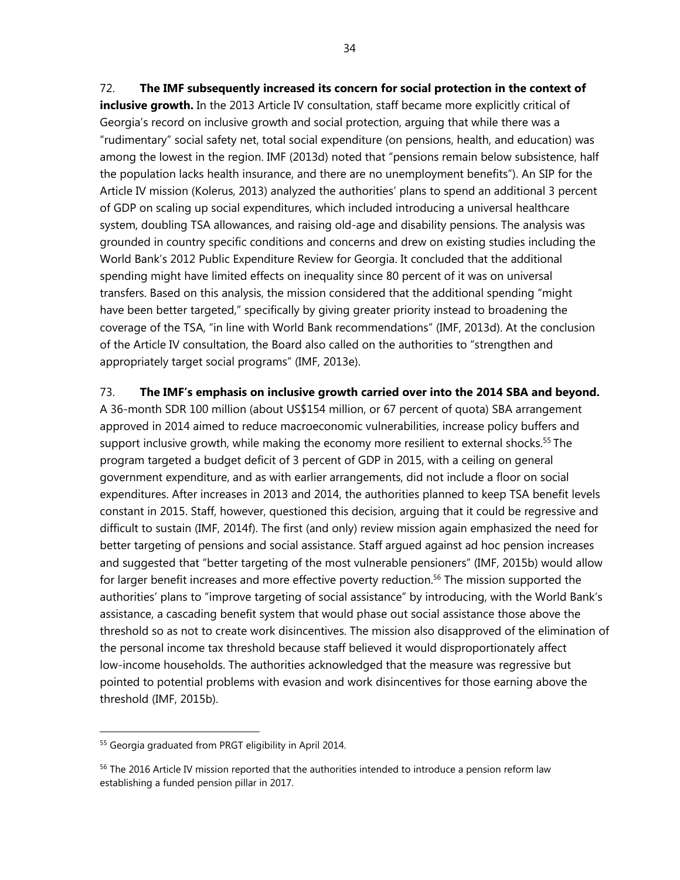72. **The IMF subsequently increased its concern for social protection in the context of inclusive growth.** In the 2013 Article IV consultation, staff became more explicitly critical of Georgia's record on inclusive growth and social protection, arguing that while there was a "rudimentary" social safety net, total social expenditure (on pensions, health, and education) was among the lowest in the region. IMF (2013d) noted that "pensions remain below subsistence, half the population lacks health insurance, and there are no unemployment benefits"). An SIP for the Article IV mission (Kolerus, 2013) analyzed the authorities' plans to spend an additional 3 percent of GDP on scaling up social expenditures, which included introducing a universal healthcare system, doubling TSA allowances, and raising old-age and disability pensions. The analysis was grounded in country specific conditions and concerns and drew on existing studies including the World Bank's 2012 Public Expenditure Review for Georgia. It concluded that the additional spending might have limited effects on inequality since 80 percent of it was on universal transfers. Based on this analysis, the mission considered that the additional spending "might have been better targeted," specifically by giving greater priority instead to broadening the coverage of the TSA, "in line with World Bank recommendations" (IMF, 2013d). At the conclusion of the Article IV consultation, the Board also called on the authorities to "strengthen and appropriately target social programs" (IMF, 2013e).

73. **The IMF's emphasis on inclusive growth carried over into the 2014 SBA and beyond.** A 36-month SDR 100 million (about US$154 million, or 67 percent of quota) SBA arrangement approved in 2014 aimed to reduce macroeconomic vulnerabilities, increase policy buffers and support inclusive growth, while making the economy more resilient to external shocks.[55] The program targeted a budget deficit of 3 percent of GDP in 2015, with a ceiling on general government expenditure, and as with earlier arrangements, did not include a floor on social expenditures. After increases in 2013 and 2014, the authorities planned to keep TSA benefit levels constant in 2015. Staff, however, questioned this decision, arguing that it could be regressive and difficult to sustain (IMF, 2014f). The first (and only) review mission again emphasized the need for better targeting of pensions and social assistance. Staff argued against ad hoc pension increases and suggested that "better targeting of the most vulnerable pensioners" (IMF, 2015b) would allow for larger benefit increases and more effective poverty reduction.[56] The mission supported the authorities' plans to "improve targeting of social assistance" by introducing, with the World Bank's assistance, a cascading benefit system that would phase out social assistance those above the threshold so as not to create work disincentives. The mission also disapproved of the elimination of the personal income tax threshold because staff believed it would disproportionately affect low-income households. The authorities acknowledged that the measure was regressive but pointed to potential problems with evasion and work disincentives for those earning above the threshold (IMF, 2015b).

[55] Georgia graduated from PRGT eligibility in April 2014.

[56] The 2016 Article IV mission reported that the authorities intended to introduce a pension reform law establishing a funded pension pillar in 2017.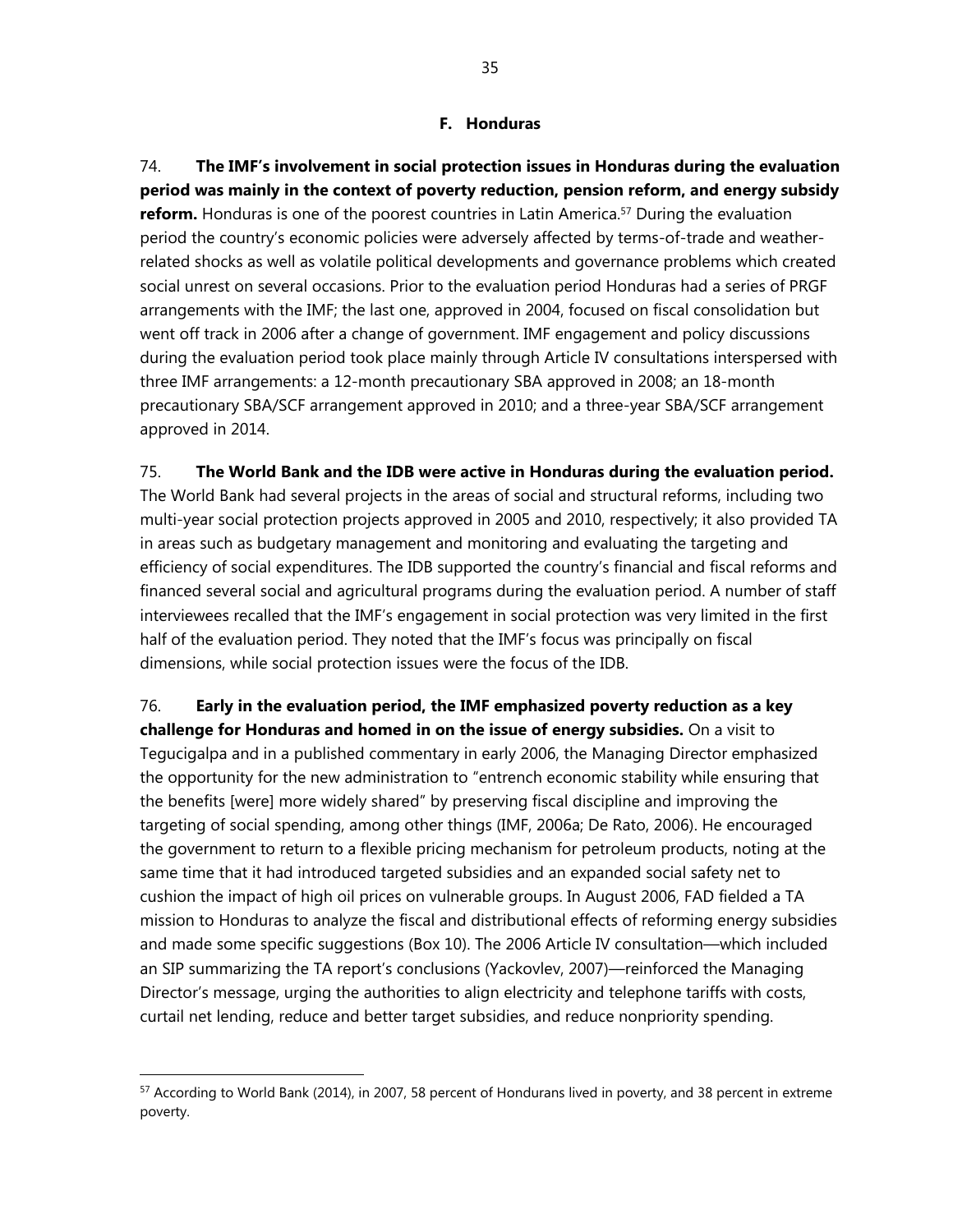### F. Honduras

74. **The IMF's involvement in social protection issues in Honduras during the evaluation period was mainly in the context of poverty reduction, pension reform, and energy subsidy reform.** Honduras is one of the poorest countries in Latin America.[57] During the evaluation period the country's economic policies were adversely affected by terms-of-trade and weather-related shocks as well as volatile political developments and governance problems which created social unrest on several occasions. Prior to the evaluation period Honduras had a series of PRGF arrangements with the IMF; the last one, approved in 2004, focused on fiscal consolidation but went off track in 2006 after a change of government. IMF engagement and policy discussions during the evaluation period took place mainly through Article IV consultations interspersed with three IMF arrangements: a 12-month precautionary SBA approved in 2008; an 18-month precautionary SBA/SCF arrangement approved in 2010; and a three-year SBA/SCF arrangement approved in 2014.

75. **The World Bank and the IDB were active in Honduras during the evaluation period.** The World Bank had several projects in the areas of social and structural reforms, including two multi-year social protection projects approved in 2005 and 2010, respectively; it also provided TA in areas such as budgetary management and monitoring and evaluating the targeting and efficiency of social expenditures. The IDB supported the country's financial and fiscal reforms and financed several social and agricultural programs during the evaluation period. A number of staff interviewees recalled that the IMF's engagement in social protection was very limited in the first half of the evaluation period. They noted that the IMF's focus was principally on fiscal dimensions, while social protection issues were the focus of the IDB.

76. **Early in the evaluation period, the IMF emphasized poverty reduction as a key challenge for Honduras and homed in on the issue of energy subsidies.** On a visit to Tegucigalpa and in a published commentary in early 2006, the Managing Director emphasized the opportunity for the new administration to "entrench economic stability while ensuring that the benefits [were] more widely shared" by preserving fiscal discipline and improving the targeting of social spending, among other things (IMF, 2006a; De Rato, 2006). He encouraged the government to return to a flexible pricing mechanism for petroleum products, noting at the same time that it had introduced targeted subsidies and an expanded social safety net to cushion the impact of high oil prices on vulnerable groups. In August 2006, FAD fielded a TA mission to Honduras to analyze the fiscal and distributional effects of reforming energy subsidies and made some specific suggestions (Box 10). The 2006 Article IV consultation—which included an SIP summarizing the TA report's conclusions (Yackovlev, 2007)—reinforced the Managing Director's message, urging the authorities to align electricity and telephone tariffs with costs, curtail net lending, reduce and better target subsidies, and reduce nonpriority spending.

---

[57] According to World Bank (2014), in 2007, 58 percent of Hondurans lived in poverty, and 38 percent in extreme poverty.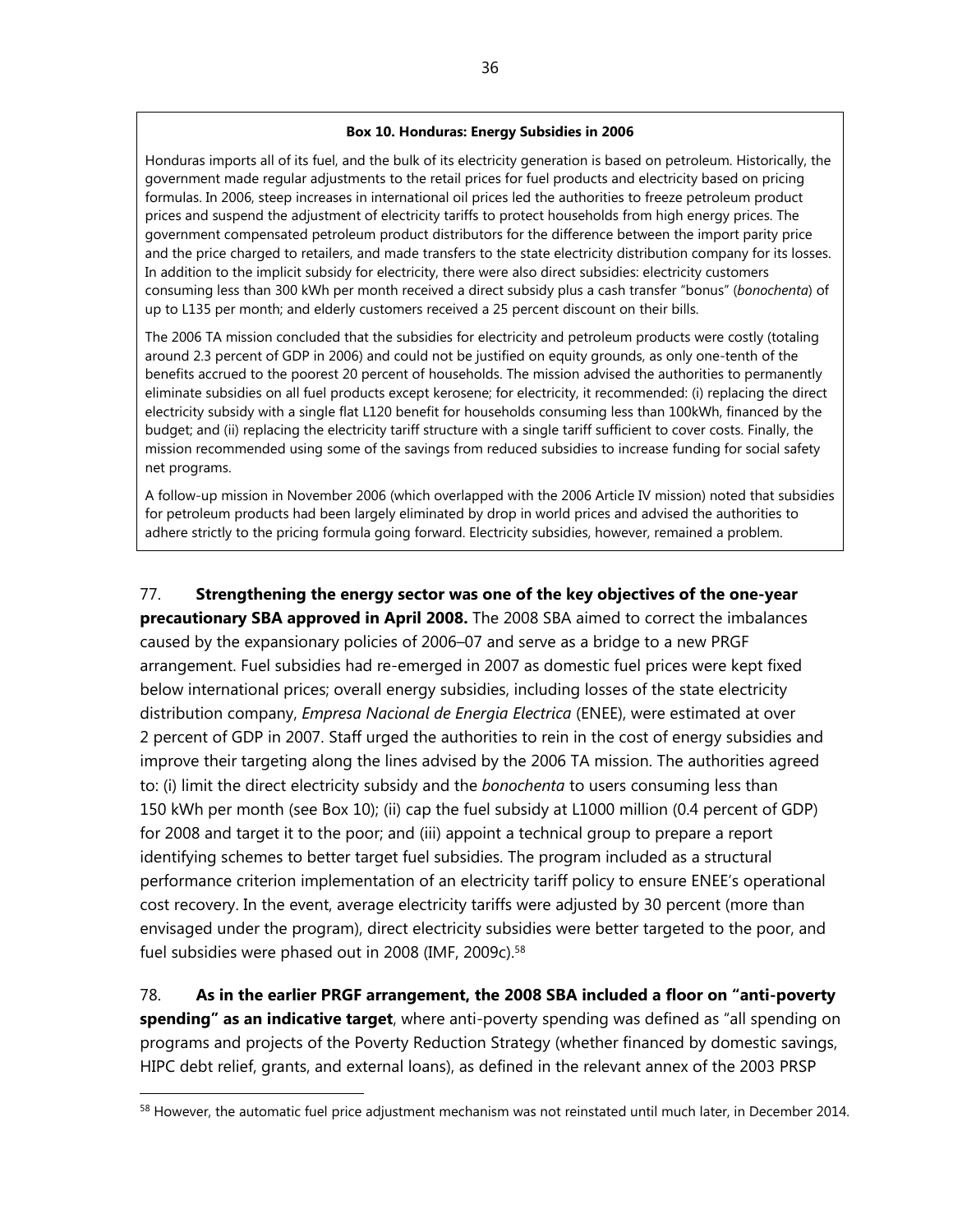**Box 10. Honduras: Energy Subsidies in 2006**

Honduras imports all of its fuel, and the bulk of its electricity generation is based on petroleum. Historically, the government made regular adjustments to the retail prices for fuel products and electricity based on pricing formulas. In 2006, steep increases in international oil prices led the authorities to freeze petroleum product prices and suspend the adjustment of electricity tariffs to protect households from high energy prices. The government compensated petroleum product distributors for the difference between the import parity price and the price charged to retailers, and made transfers to the state electricity distribution company for its losses. In addition to the implicit subsidy for electricity, there were also direct subsidies: electricity customers consuming less than 300 kWh per month received a direct subsidy plus a cash transfer "bonus" (*bonochenta*) of up to L135 per month; and elderly customers received a 25 percent discount on their bills.

The 2006 TA mission concluded that the subsidies for electricity and petroleum products were costly (totaling around 2.3 percent of GDP in 2006) and could not be justified on equity grounds, as only one-tenth of the benefits accrued to the poorest 20 percent of households. The mission advised the authorities to permanently eliminate subsidies on all fuel products except kerosene; for electricity, it recommended: (i) replacing the direct electricity subsidy with a single flat L120 benefit for households consuming less than 100kWh, financed by the budget; and (ii) replacing the electricity tariff structure with a single tariff sufficient to cover costs. Finally, the mission recommended using some of the savings from reduced subsidies to increase funding for social safety net programs.

A follow-up mission in November 2006 (which overlapped with the 2006 Article IV mission) noted that subsidies for petroleum products had been largely eliminated by drop in world prices and advised the authorities to adhere strictly to the pricing formula going forward. Electricity subsidies, however, remained a problem.

77. **Strengthening the energy sector was one of the key objectives of the one-year precautionary SBA approved in April 2008.** The 2008 SBA aimed to correct the imbalances caused by the expansionary policies of 2006–07 and serve as a bridge to a new PRGF arrangement. Fuel subsidies had re-emerged in 2007 as domestic fuel prices were kept fixed below international prices; overall energy subsidies, including losses of the state electricity distribution company, *Empresa Nacional de Energia Electrica* (ENEE), were estimated at over 2 percent of GDP in 2007. Staff urged the authorities to rein in the cost of energy subsidies and improve their targeting along the lines advised by the 2006 TA mission. The authorities agreed to: (i) limit the direct electricity subsidy and the *bonochenta* to users consuming less than 150 kWh per month (see Box 10); (ii) cap the fuel subsidy at L1000 million (0.4 percent of GDP) for 2008 and target it to the poor; and (iii) appoint a technical group to prepare a report identifying schemes to better target fuel subsidies. The program included as a structural performance criterion implementation of an electricity tariff policy to ensure ENEE's operational cost recovery. In the event, average electricity tariffs were adjusted by 30 percent (more than envisaged under the program), direct electricity subsidies were better targeted to the poor, and fuel subsidies were phased out in 2008 (IMF, 2009c).[58]

78. **As in the earlier PRGF arrangement, the 2008 SBA included a floor on "anti-poverty spending" as an indicative target**, where anti-poverty spending was defined as "all spending on programs and projects of the Poverty Reduction Strategy (whether financed by domestic savings, HIPC debt relief, grants, and external loans), as defined in the relevant annex of the 2003 PRSP

[58] However, the automatic fuel price adjustment mechanism was not reinstated until much later, in December 2014.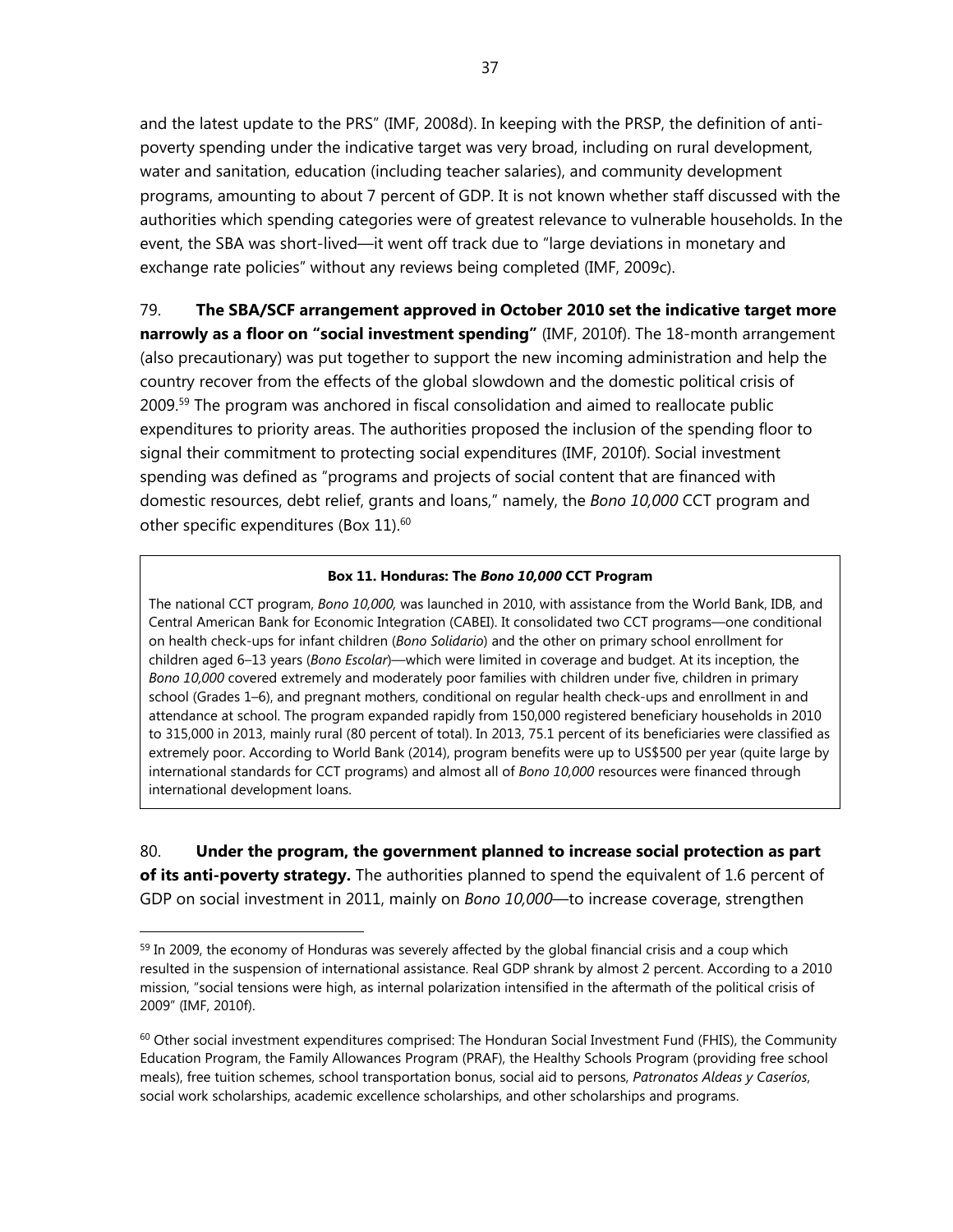and the latest update to the PRS" (IMF, 2008d). In keeping with the PRSP, the definition of anti-poverty spending under the indicative target was very broad, including on rural development, water and sanitation, education (including teacher salaries), and community development programs, amounting to about 7 percent of GDP. It is not known whether staff discussed with the authorities which spending categories were of greatest relevance to vulnerable households. In the event, the SBA was short-lived—it went off track due to "large deviations in monetary and exchange rate policies" without any reviews being completed (IMF, 2009c).

79. **The SBA/SCF arrangement approved in October 2010 set the indicative target more narrowly as a floor on "social investment spending"** (IMF, 2010f). The 18-month arrangement (also precautionary) was put together to support the new incoming administration and help the country recover from the effects of the global slowdown and the domestic political crisis of 2009.[59] The program was anchored in fiscal consolidation and aimed to reallocate public expenditures to priority areas. The authorities proposed the inclusion of the spending floor to signal their commitment to protecting social expenditures (IMF, 2010f). Social investment spending was defined as "programs and projects of social content that are financed with domestic resources, debt relief, grants and loans," namely, the *Bono 10,000* CCT program and other specific expenditures (Box 11).[60]

**Box 11. Honduras: The *Bono 10,000* CCT Program**

The national CCT program, *Bono 10,000,* was launched in 2010, with assistance from the World Bank, IDB, and Central American Bank for Economic Integration (CABEI). It consolidated two CCT programs—one conditional on health check-ups for infant children (*Bono Solidario*) and the other on primary school enrollment for children aged 6–13 years (*Bono Escolar*)—which were limited in coverage and budget. At its inception, the *Bono 10,000* covered extremely and moderately poor families with children under five, children in primary school (Grades 1–6), and pregnant mothers, conditional on regular health check-ups and enrollment in and attendance at school. The program expanded rapidly from 150,000 registered beneficiary households in 2010 to 315,000 in 2013, mainly rural (80 percent of total). In 2013, 75.1 percent of its beneficiaries were classified as extremely poor. According to World Bank (2014), program benefits were up to US$500 per year (quite large by international standards for CCT programs) and almost all of *Bono 10,000* resources were financed through international development loans.

80. **Under the program, the government planned to increase social protection as part of its anti-poverty strategy.** The authorities planned to spend the equivalent of 1.6 percent of GDP on social investment in 2011, mainly on *Bono 10,000*—to increase coverage, strengthen

[59] In 2009, the economy of Honduras was severely affected by the global financial crisis and a coup which resulted in the suspension of international assistance. Real GDP shrank by almost 2 percent. According to a 2010 mission, "social tensions were high, as internal polarization intensified in the aftermath of the political crisis of 2009" (IMF, 2010f).

[60] Other social investment expenditures comprised: The Honduran Social Investment Fund (FHIS), the Community Education Program, the Family Allowances Program (PRAF), the Healthy Schools Program (providing free school meals), free tuition schemes, school transportation bonus, social aid to persons, *Patronatos Aldeas y Caseríos*, social work scholarships, academic excellence scholarships, and other scholarships and programs.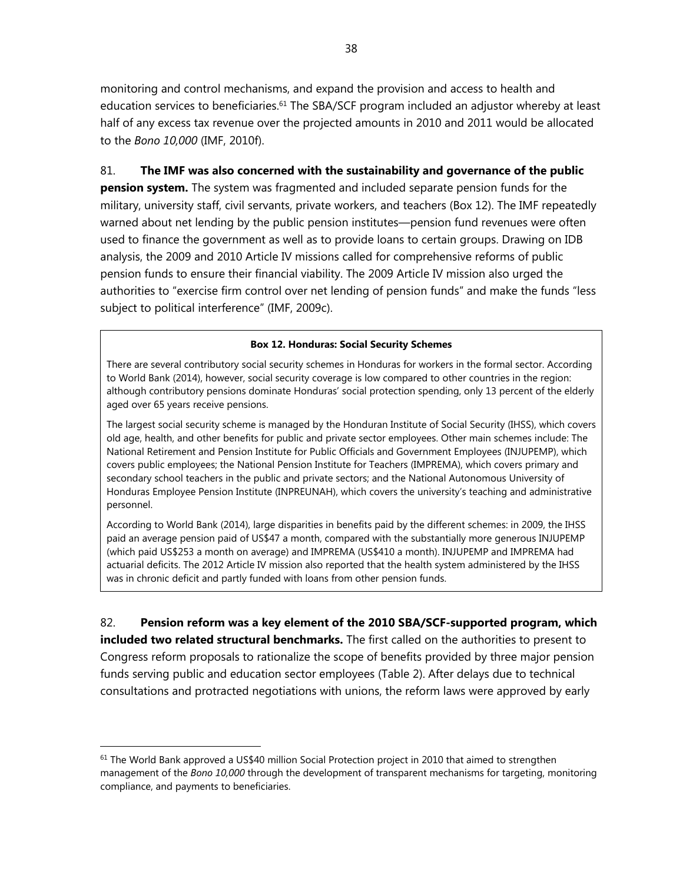monitoring and control mechanisms, and expand the provision and access to health and education services to beneficiaries.[61] The SBA/SCF program included an adjustor whereby at least half of any excess tax revenue over the projected amounts in 2010 and 2011 would be allocated to the *Bono 10,000* (IMF, 2010f).

81. **The IMF was also concerned with the sustainability and governance of the public pension system.** The system was fragmented and included separate pension funds for the military, university staff, civil servants, private workers, and teachers (Box 12). The IMF repeatedly warned about net lending by the public pension institutes—pension fund revenues were often used to finance the government as well as to provide loans to certain groups. Drawing on IDB analysis, the 2009 and 2010 Article IV missions called for comprehensive reforms of public pension funds to ensure their financial viability. The 2009 Article IV mission also urged the authorities to "exercise firm control over net lending of pension funds" and make the funds "less subject to political interference" (IMF, 2009c).

**Box 12. Honduras: Social Security Schemes**

There are several contributory social security schemes in Honduras for workers in the formal sector. According to World Bank (2014), however, social security coverage is low compared to other countries in the region: although contributory pensions dominate Honduras' social protection spending, only 13 percent of the elderly aged over 65 years receive pensions.

The largest social security scheme is managed by the Honduran Institute of Social Security (IHSS), which covers old age, health, and other benefits for public and private sector employees. Other main schemes include: The National Retirement and Pension Institute for Public Officials and Government Employees (INJUPEMP), which covers public employees; the National Pension Institute for Teachers (IMPREMA), which covers primary and secondary school teachers in the public and private sectors; and the National Autonomous University of Honduras Employee Pension Institute (INPREUNAH), which covers the university's teaching and administrative personnel.

According to World Bank (2014), large disparities in benefits paid by the different schemes: in 2009, the IHSS paid an average pension paid of US$47 a month, compared with the substantially more generous INJUPEMP (which paid US$253 a month on average) and IMPREMA (US$410 a month). INJUPEMP and IMPREMA had actuarial deficits. The 2012 Article IV mission also reported that the health system administered by the IHSS was in chronic deficit and partly funded with loans from other pension funds.

82. **Pension reform was a key element of the 2010 SBA/SCF-supported program, which included two related structural benchmarks.** The first called on the authorities to present to Congress reform proposals to rationalize the scope of benefits provided by three major pension funds serving public and education sector employees (Table 2). After delays due to technical consultations and protracted negotiations with unions, the reform laws were approved by early

[61] The World Bank approved a US$40 million Social Protection project in 2010 that aimed to strengthen management of the *Bono 10,000* through the development of transparent mechanisms for targeting, monitoring compliance, and payments to beneficiaries.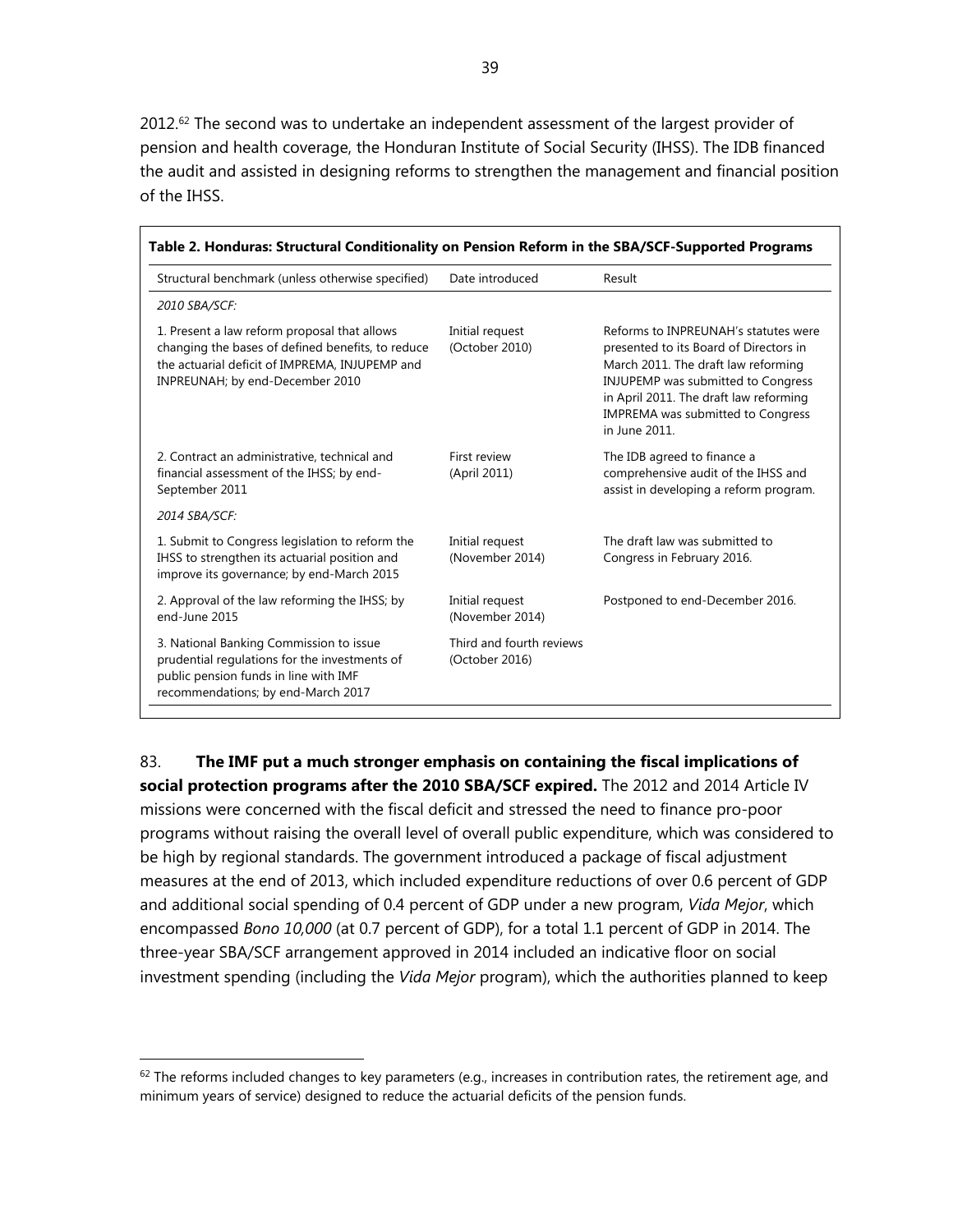2012.[62] The second was to undertake an independent assessment of the largest provider of pension and health coverage, the Honduran Institute of Social Security (IHSS). The IDB financed the audit and assisted in designing reforms to strengthen the management and financial position of the IHSS.

**Table 2. Honduras: Structural Conditionality on Pension Reform in the SBA/SCF-Supported Programs**

| Structural benchmark (unless otherwise specified) | Date introduced | Result |
|---|---|---|
| *2010 SBA/SCF:* | | |
| 1. Present a law reform proposal that allows changing the bases of defined benefits, to reduce the actuarial deficit of IMPREMA, INJUPEMP and INPREUNAH; by end-December 2010 | Initial request (October 2010) | Reforms to INPREUNAH's statutes were presented to its Board of Directors in March 2011. The draft law reforming INJUPEMP was submitted to Congress in April 2011. The draft law reforming IMPREMA was submitted to Congress in June 2011. |
| 2. Contract an administrative, technical and financial assessment of the IHSS; by end-September 2011 | First review (April 2011) | The IDB agreed to finance a comprehensive audit of the IHSS and assist in developing a reform program. |
| *2014 SBA/SCF:* | | |
| 1. Submit to Congress legislation to reform the IHSS to strengthen its actuarial position and improve its governance; by end-March 2015 | Initial request (November 2014) | The draft law was submitted to Congress in February 2016. |
| 2. Approval of the law reforming the IHSS; by end-June 2015 | Initial request (November 2014) | Postponed to end-December 2016. |
| 3. National Banking Commission to issue prudential regulations for the investments of public pension funds in line with IMF recommendations; by end-March 2017 | Third and fourth reviews (October 2016) | |

83. **The IMF put a much stronger emphasis on containing the fiscal implications of social protection programs after the 2010 SBA/SCF expired.** The 2012 and 2014 Article IV missions were concerned with the fiscal deficit and stressed the need to finance pro-poor programs without raising the overall level of overall public expenditure, which was considered to be high by regional standards. The government introduced a package of fiscal adjustment measures at the end of 2013, which included expenditure reductions of over 0.6 percent of GDP and additional social spending of 0.4 percent of GDP under a new program, *Vida Mejor*, which encompassed *Bono 10,000* (at 0.7 percent of GDP), for a total 1.1 percent of GDP in 2014. The three-year SBA/SCF arrangement approved in 2014 included an indicative floor on social investment spending (including the *Vida Mejor* program), which the authorities planned to keep

[62] The reforms included changes to key parameters (e.g., increases in contribution rates, the retirement age, and minimum years of service) designed to reduce the actuarial deficits of the pension funds.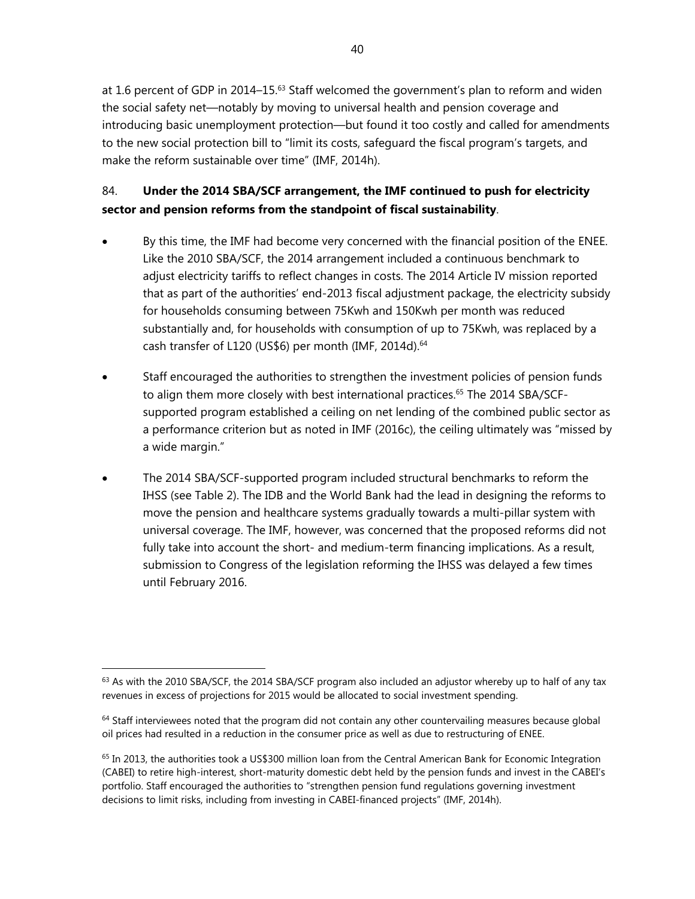at 1.6 percent of GDP in 2014–15.[63] Staff welcomed the government's plan to reform and widen the social safety net—notably by moving to universal health and pension coverage and introducing basic unemployment protection—but found it too costly and called for amendments to the new social protection bill to "limit its costs, safeguard the fiscal program's targets, and make the reform sustainable over time" (IMF, 2014h).

84. **Under the 2014 SBA/SCF arrangement, the IMF continued to push for electricity sector and pension reforms from the standpoint of fiscal sustainability**.

- By this time, the IMF had become very concerned with the financial position of the ENEE. Like the 2010 SBA/SCF, the 2014 arrangement included a continuous benchmark to adjust electricity tariffs to reflect changes in costs. The 2014 Article IV mission reported that as part of the authorities' end-2013 fiscal adjustment package, the electricity subsidy for households consuming between 75Kwh and 150Kwh per month was reduced substantially and, for households with consumption of up to 75Kwh, was replaced by a cash transfer of L120 (US$6) per month (IMF, 2014d).[64]

- Staff encouraged the authorities to strengthen the investment policies of pension funds to align them more closely with best international practices.[65] The 2014 SBA/SCF-supported program established a ceiling on net lending of the combined public sector as a performance criterion but as noted in IMF (2016c), the ceiling ultimately was "missed by a wide margin."

- The 2014 SBA/SCF-supported program included structural benchmarks to reform the IHSS (see Table 2). The IDB and the World Bank had the lead in designing the reforms to move the pension and healthcare systems gradually towards a multi-pillar system with universal coverage. The IMF, however, was concerned that the proposed reforms did not fully take into account the short- and medium-term financing implications. As a result, submission to Congress of the legislation reforming the IHSS was delayed a few times until February 2016.

---

[63] As with the 2010 SBA/SCF, the 2014 SBA/SCF program also included an adjustor whereby up to half of any tax revenues in excess of projections for 2015 would be allocated to social investment spending.

[64] Staff interviewees noted that the program did not contain any other countervailing measures because global oil prices had resulted in a reduction in the consumer price as well as due to restructuring of ENEE.

[65] In 2013, the authorities took a US$300 million loan from the Central American Bank for Economic Integration (CABEI) to retire high-interest, short-maturity domestic debt held by the pension funds and invest in the CABEI's portfolio. Staff encouraged the authorities to "strengthen pension fund regulations governing investment decisions to limit risks, including from investing in CABEI-financed projects" (IMF, 2014h).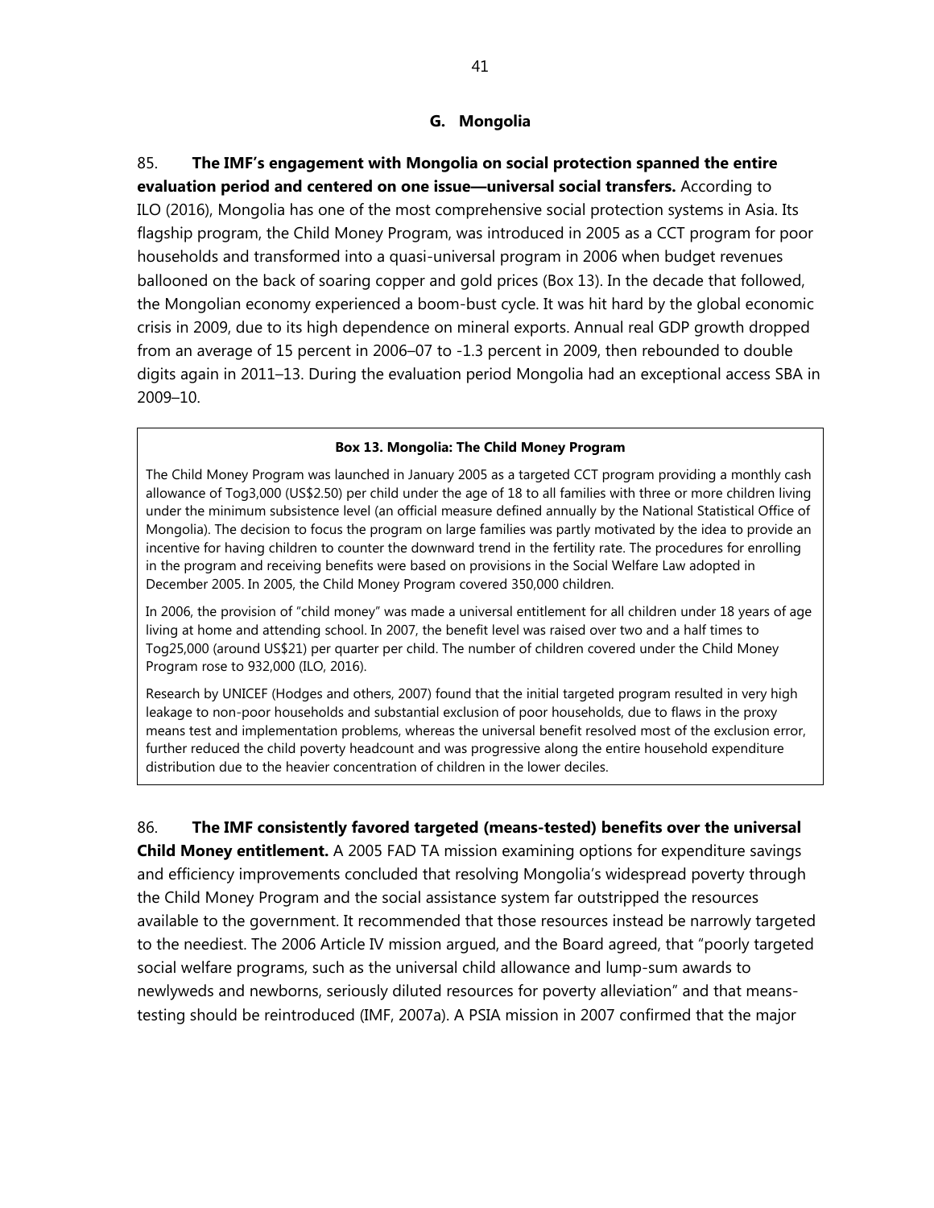## G. Mongolia

85. **The IMF's engagement with Mongolia on social protection spanned the entire evaluation period and centered on one issue—universal social transfers.** According to ILO (2016), Mongolia has one of the most comprehensive social protection systems in Asia. Its flagship program, the Child Money Program, was introduced in 2005 as a CCT program for poor households and transformed into a quasi-universal program in 2006 when budget revenues ballooned on the back of soaring copper and gold prices (Box 13). In the decade that followed, the Mongolian economy experienced a boom-bust cycle. It was hit hard by the global economic crisis in 2009, due to its high dependence on mineral exports. Annual real GDP growth dropped from an average of 15 percent in 2006–07 to -1.3 percent in 2009, then rebounded to double digits again in 2011–13. During the evaluation period Mongolia had an exceptional access SBA in 2009–10.

**Box 13. Mongolia: The Child Money Program**

The Child Money Program was launched in January 2005 as a targeted CCT program providing a monthly cash allowance of Tog3,000 (US$2.50) per child under the age of 18 to all families with three or more children living under the minimum subsistence level (an official measure defined annually by the National Statistical Office of Mongolia). The decision to focus the program on large families was partly motivated by the idea to provide an incentive for having children to counter the downward trend in the fertility rate. The procedures for enrolling in the program and receiving benefits were based on provisions in the Social Welfare Law adopted in December 2005. In 2005, the Child Money Program covered 350,000 children.

In 2006, the provision of "child money" was made a universal entitlement for all children under 18 years of age living at home and attending school. In 2007, the benefit level was raised over two and a half times to Tog25,000 (around US$21) per quarter per child. The number of children covered under the Child Money Program rose to 932,000 (ILO, 2016).

Research by UNICEF (Hodges and others, 2007) found that the initial targeted program resulted in very high leakage to non-poor households and substantial exclusion of poor households, due to flaws in the proxy means test and implementation problems, whereas the universal benefit resolved most of the exclusion error, further reduced the child poverty headcount and was progressive along the entire household expenditure distribution due to the heavier concentration of children in the lower deciles.

86. **The IMF consistently favored targeted (means-tested) benefits over the universal Child Money entitlement.** A 2005 FAD TA mission examining options for expenditure savings and efficiency improvements concluded that resolving Mongolia's widespread poverty through the Child Money Program and the social assistance system far outstripped the resources available to the government. It recommended that those resources instead be narrowly targeted to the neediest. The 2006 Article IV mission argued, and the Board agreed, that "poorly targeted social welfare programs, such as the universal child allowance and lump-sum awards to newlyweds and newborns, seriously diluted resources for poverty alleviation" and that means-testing should be reintroduced (IMF, 2007a). A PSIA mission in 2007 confirmed that the major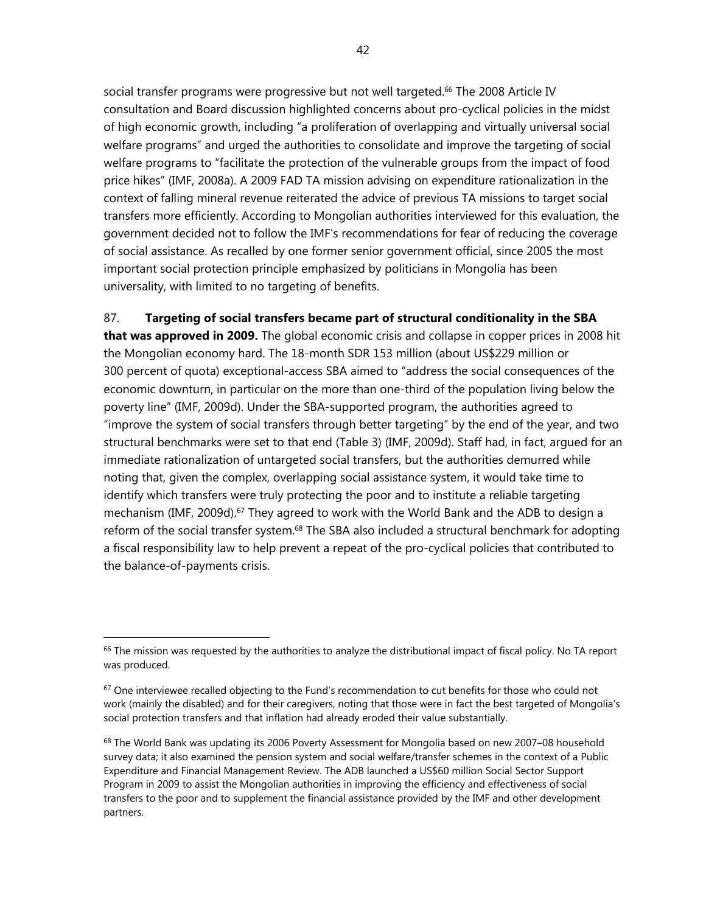social transfer programs were progressive but not well targeted.[66] The 2008 Article IV consultation and Board discussion highlighted concerns about pro-cyclical policies in the midst of high economic growth, including "a proliferation of overlapping and virtually universal social welfare programs" and urged the authorities to consolidate and improve the targeting of social welfare programs to "facilitate the protection of the vulnerable groups from the impact of food price hikes" (IMF, 2008a). A 2009 FAD TA mission advising on expenditure rationalization in the context of falling mineral revenue reiterated the advice of previous TA missions to target social transfers more efficiently. According to Mongolian authorities interviewed for this evaluation, the government decided not to follow the IMF's recommendations for fear of reducing the coverage of social assistance. As recalled by one former senior government official, since 2005 the most important social protection principle emphasized by politicians in Mongolia has been universality, with limited to no targeting of benefits.

87. **Targeting of social transfers became part of structural conditionality in the SBA that was approved in 2009.** The global economic crisis and collapse in copper prices in 2008 hit the Mongolian economy hard. The 18-month SDR 153 million (about US$229 million or 300 percent of quota) exceptional-access SBA aimed to "address the social consequences of the economic downturn, in particular on the more than one-third of the population living below the poverty line" (IMF, 2009d). Under the SBA-supported program, the authorities agreed to "improve the system of social transfers through better targeting" by the end of the year, and two structural benchmarks were set to that end (Table 3) (IMF, 2009d). Staff had, in fact, argued for an immediate rationalization of untargeted social transfers, but the authorities demurred while noting that, given the complex, overlapping social assistance system, it would take time to identify which transfers were truly protecting the poor and to institute a reliable targeting mechanism (IMF, 2009d).[67] They agreed to work with the World Bank and the ADB to design a reform of the social transfer system.[68] The SBA also included a structural benchmark for adopting a fiscal responsibility law to help prevent a repeat of the pro-cyclical policies that contributed to the balance-of-payments crisis.

---

[66] The mission was requested by the authorities to analyze the distributional impact of fiscal policy. No TA report was produced.

[67] One interviewee recalled objecting to the Fund's recommendation to cut benefits for those who could not work (mainly the disabled) and for their caregivers, noting that those were in fact the best targeted of Mongolia's social protection transfers and that inflation had already eroded their value substantially.

[68] The World Bank was updating its 2006 Poverty Assessment for Mongolia based on new 2007–08 household survey data; it also examined the pension system and social welfare/transfer schemes in the context of a Public Expenditure and Financial Management Review. The ADB launched a US$60 million Social Sector Support Program in 2009 to assist the Mongolian authorities in improving the efficiency and effectiveness of social transfers to the poor and to supplement the financial assistance provided by the IMF and other development partners.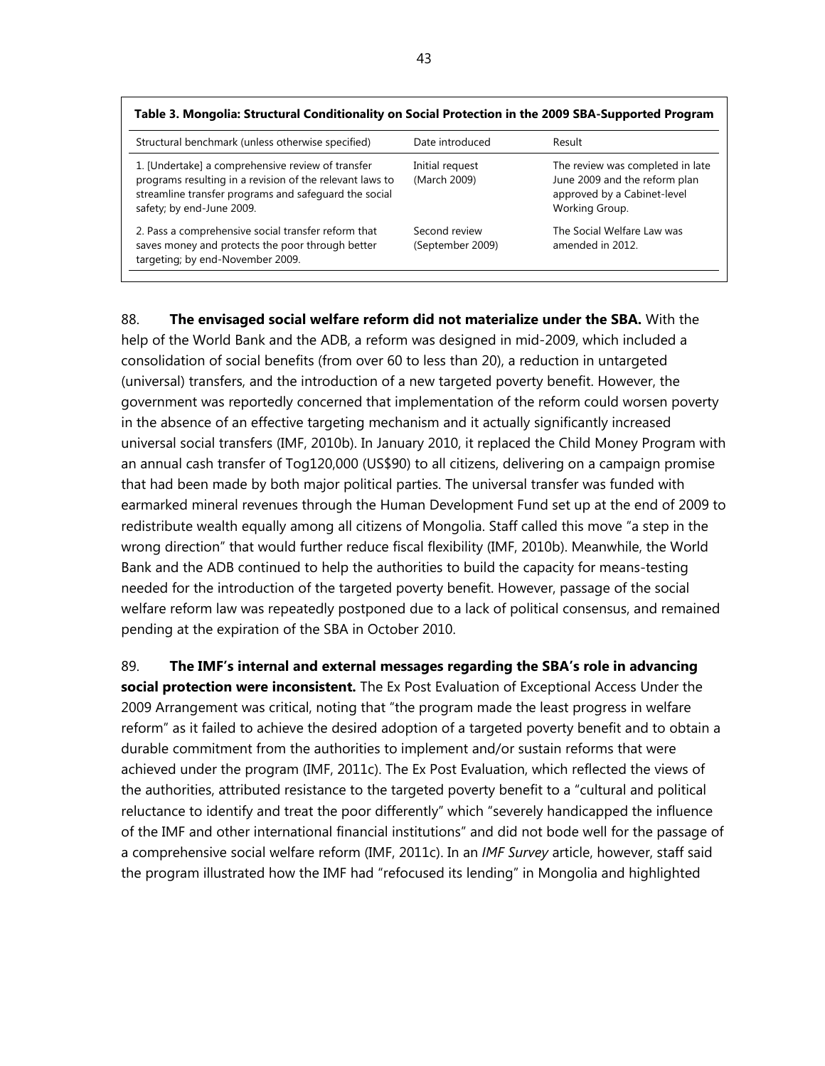**Table 3. Mongolia: Structural Conditionality on Social Protection in the 2009 SBA-Supported Program**

| Structural benchmark (unless otherwise specified) | Date introduced | Result |
|---|---|---|
| 1. [Undertake] a comprehensive review of transfer programs resulting in a revision of the relevant laws to streamline transfer programs and safeguard the social safety; by end-June 2009. | Initial request (March 2009) | The review was completed in late June 2009 and the reform plan approved by a Cabinet-level Working Group. |
| 2. Pass a comprehensive social transfer reform that saves money and protects the poor through better targeting; by end-November 2009. | Second review (September 2009) | The Social Welfare Law was amended in 2012. |

88. **The envisaged social welfare reform did not materialize under the SBA.** With the help of the World Bank and the ADB, a reform was designed in mid-2009, which included a consolidation of social benefits (from over 60 to less than 20), a reduction in untargeted (universal) transfers, and the introduction of a new targeted poverty benefit. However, the government was reportedly concerned that implementation of the reform could worsen poverty in the absence of an effective targeting mechanism and it actually significantly increased universal social transfers (IMF, 2010b). In January 2010, it replaced the Child Money Program with an annual cash transfer of Tog120,000 (US$90) to all citizens, delivering on a campaign promise that had been made by both major political parties. The universal transfer was funded with earmarked mineral revenues through the Human Development Fund set up at the end of 2009 to redistribute wealth equally among all citizens of Mongolia. Staff called this move "a step in the wrong direction" that would further reduce fiscal flexibility (IMF, 2010b). Meanwhile, the World Bank and the ADB continued to help the authorities to build the capacity for means-testing needed for the introduction of the targeted poverty benefit. However, passage of the social welfare reform law was repeatedly postponed due to a lack of political consensus, and remained pending at the expiration of the SBA in October 2010.

89. **The IMF's internal and external messages regarding the SBA's role in advancing social protection were inconsistent.** The Ex Post Evaluation of Exceptional Access Under the 2009 Arrangement was critical, noting that "the program made the least progress in welfare reform" as it failed to achieve the desired adoption of a targeted poverty benefit and to obtain a durable commitment from the authorities to implement and/or sustain reforms that were achieved under the program (IMF, 2011c). The Ex Post Evaluation, which reflected the views of the authorities, attributed resistance to the targeted poverty benefit to a "cultural and political reluctance to identify and treat the poor differently" which "severely handicapped the influence of the IMF and other international financial institutions" and did not bode well for the passage of a comprehensive social welfare reform (IMF, 2011c). In an *IMF Survey* article, however, staff said the program illustrated how the IMF had "refocused its lending" in Mongolia and highlighted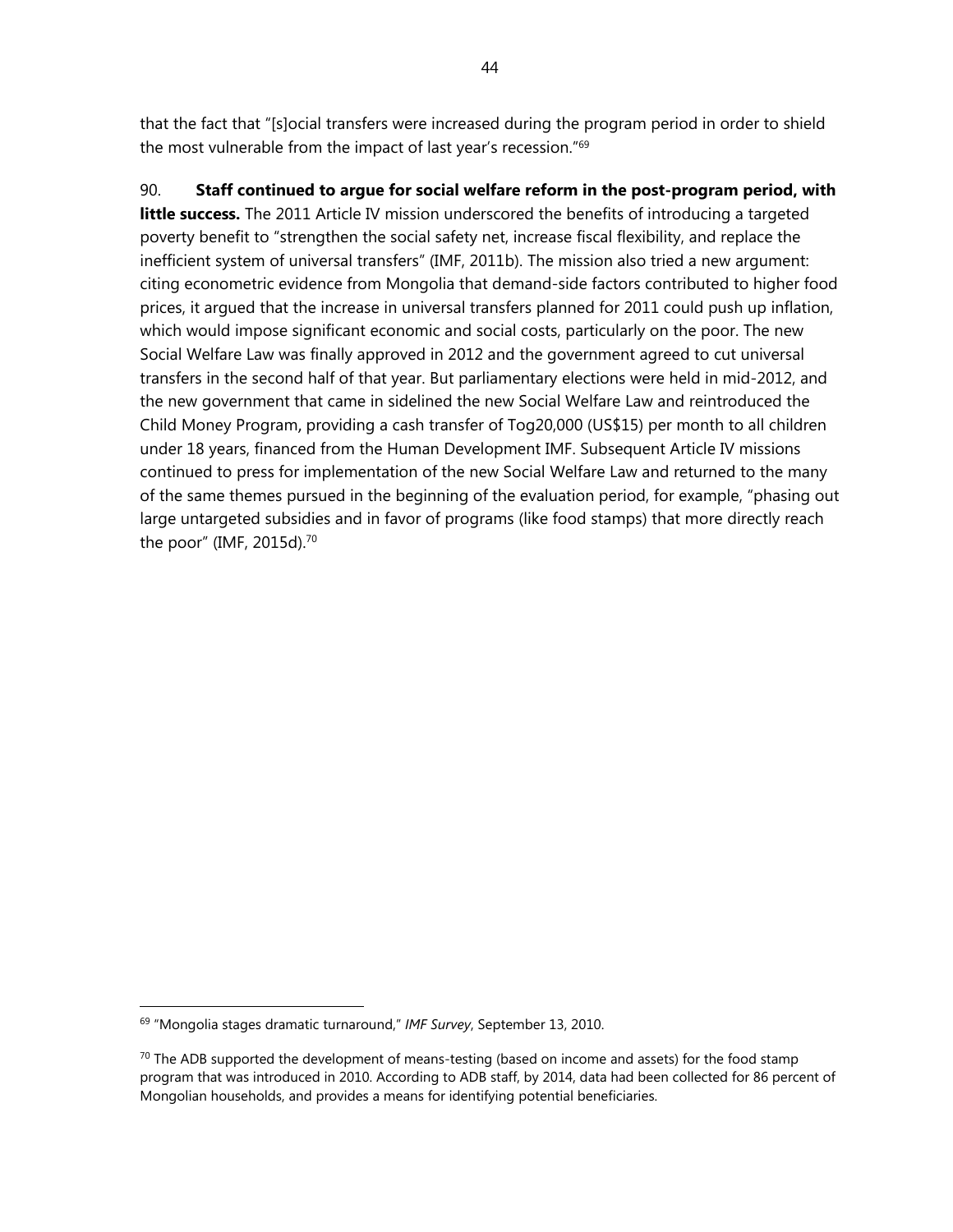that the fact that "[s]ocial transfers were increased during the program period in order to shield the most vulnerable from the impact of last year's recession."[69]

90. **Staff continued to argue for social welfare reform in the post-program period, with little success.** The 2011 Article IV mission underscored the benefits of introducing a targeted poverty benefit to "strengthen the social safety net, increase fiscal flexibility, and replace the inefficient system of universal transfers" (IMF, 2011b). The mission also tried a new argument: citing econometric evidence from Mongolia that demand-side factors contributed to higher food prices, it argued that the increase in universal transfers planned for 2011 could push up inflation, which would impose significant economic and social costs, particularly on the poor. The new Social Welfare Law was finally approved in 2012 and the government agreed to cut universal transfers in the second half of that year. But parliamentary elections were held in mid-2012, and the new government that came in sidelined the new Social Welfare Law and reintroduced the Child Money Program, providing a cash transfer of Tog20,000 (US$15) per month to all children under 18 years, financed from the Human Development IMF. Subsequent Article IV missions continued to press for implementation of the new Social Welfare Law and returned to the many of the same themes pursued in the beginning of the evaluation period, for example, "phasing out large untargeted subsidies and in favor of programs (like food stamps) that more directly reach the poor" (IMF, 2015d).[70]

---

[69] "Mongolia stages dramatic turnaround," *IMF Survey*, September 13, 2010.

[70] The ADB supported the development of means-testing (based on income and assets) for the food stamp program that was introduced in 2010. According to ADB staff, by 2014, data had been collected for 86 percent of Mongolian households, and provides a means for identifying potential beneficiaries.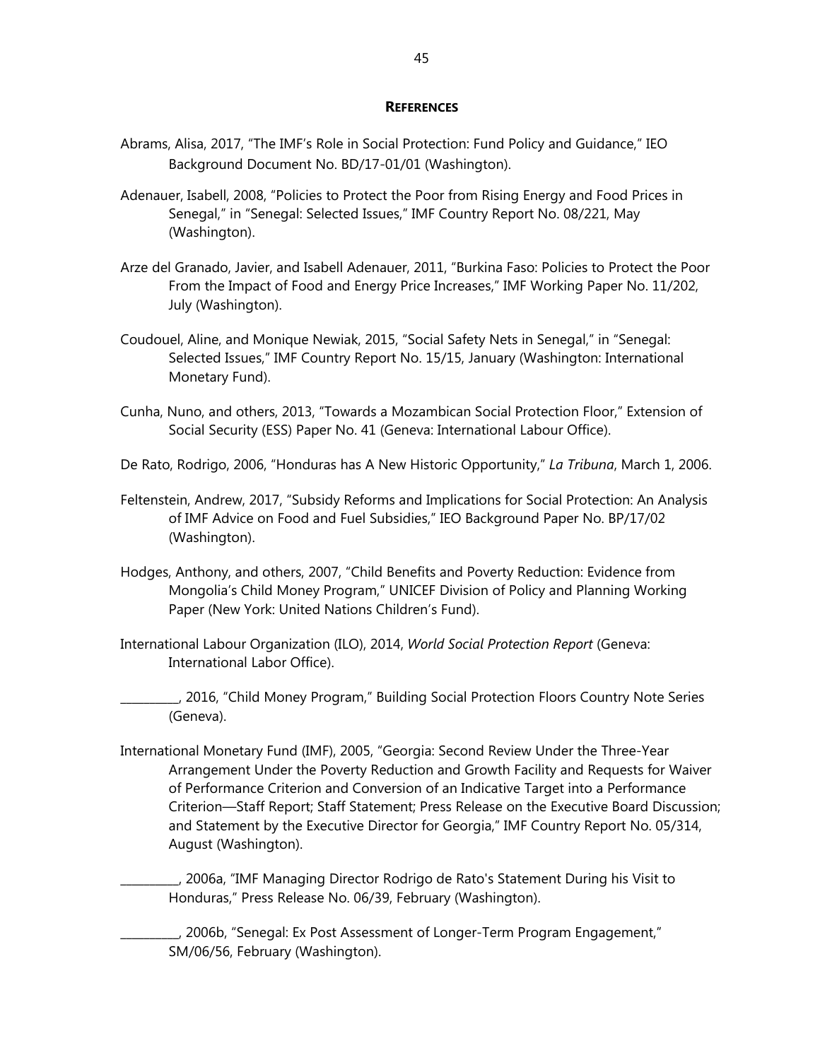## REFERENCES

Abrams, Alisa, 2017, "The IMF's Role in Social Protection: Fund Policy and Guidance," IEO Background Document No. BD/17-01/01 (Washington).

Adenauer, Isabell, 2008, "Policies to Protect the Poor from Rising Energy and Food Prices in Senegal," in "Senegal: Selected Issues," IMF Country Report No. 08/221, May (Washington).

Arze del Granado, Javier, and Isabell Adenauer, 2011, "Burkina Faso: Policies to Protect the Poor From the Impact of Food and Energy Price Increases," IMF Working Paper No. 11/202, July (Washington).

Coudouel, Aline, and Monique Newiak, 2015, "Social Safety Nets in Senegal," in "Senegal: Selected Issues," IMF Country Report No. 15/15, January (Washington: International Monetary Fund).

Cunha, Nuno, and others, 2013, "Towards a Mozambican Social Protection Floor," Extension of Social Security (ESS) Paper No. 41 (Geneva: International Labour Office).

De Rato, Rodrigo, 2006, "Honduras has A New Historic Opportunity," *La Tribuna*, March 1, 2006.

Feltenstein, Andrew, 2017, "Subsidy Reforms and Implications for Social Protection: An Analysis of IMF Advice on Food and Fuel Subsidies," IEO Background Paper No. BP/17/02 (Washington).

Hodges, Anthony, and others, 2007, "Child Benefits and Poverty Reduction: Evidence from Mongolia's Child Money Program," UNICEF Division of Policy and Planning Working Paper (New York: United Nations Children's Fund).

International Labour Organization (ILO), 2014, *World Social Protection Report* (Geneva: International Labor Office).

__________, 2016, "Child Money Program," Building Social Protection Floors Country Note Series (Geneva).

International Monetary Fund (IMF), 2005, "Georgia: Second Review Under the Three-Year Arrangement Under the Poverty Reduction and Growth Facility and Requests for Waiver of Performance Criterion and Conversion of an Indicative Target into a Performance Criterion—Staff Report; Staff Statement; Press Release on the Executive Board Discussion; and Statement by the Executive Director for Georgia," IMF Country Report No. 05/314, August (Washington).

__________, 2006a, "IMF Managing Director Rodrigo de Rato's Statement During his Visit to Honduras," Press Release No. 06/39, February (Washington).

__________, 2006b, "Senegal: Ex Post Assessment of Longer-Term Program Engagement," SM/06/56, February (Washington).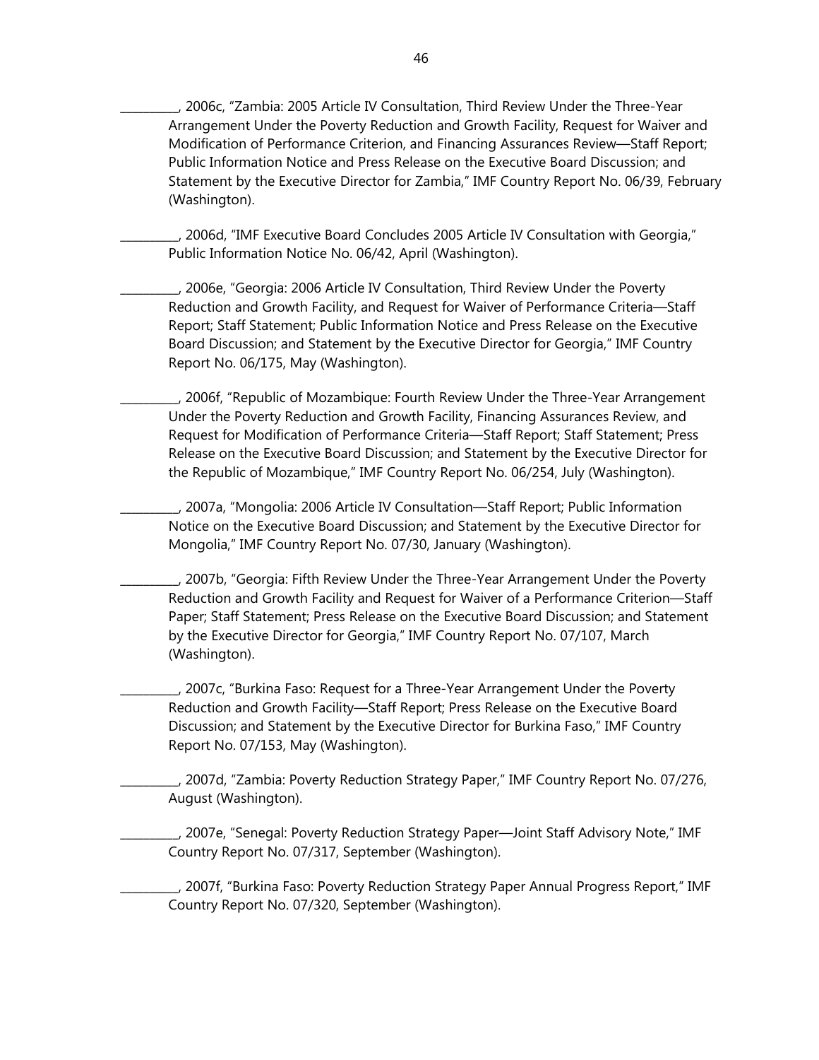__________, 2006c, "Zambia: 2005 Article IV Consultation, Third Review Under the Three-Year Arrangement Under the Poverty Reduction and Growth Facility, Request for Waiver and Modification of Performance Criterion, and Financing Assurances Review—Staff Report; Public Information Notice and Press Release on the Executive Board Discussion; and Statement by the Executive Director for Zambia," IMF Country Report No. 06/39, February (Washington).

__________, 2006d, "IMF Executive Board Concludes 2005 Article IV Consultation with Georgia," Public Information Notice No. 06/42, April (Washington).

__________, 2006e, "Georgia: 2006 Article IV Consultation, Third Review Under the Poverty Reduction and Growth Facility, and Request for Waiver of Performance Criteria—Staff Report; Staff Statement; Public Information Notice and Press Release on the Executive Board Discussion; and Statement by the Executive Director for Georgia," IMF Country Report No. 06/175, May (Washington).

__________, 2006f, "Republic of Mozambique: Fourth Review Under the Three-Year Arrangement Under the Poverty Reduction and Growth Facility, Financing Assurances Review, and Request for Modification of Performance Criteria—Staff Report; Staff Statement; Press Release on the Executive Board Discussion; and Statement by the Executive Director for the Republic of Mozambique," IMF Country Report No. 06/254, July (Washington).

__________, 2007a, "Mongolia: 2006 Article IV Consultation—Staff Report; Public Information Notice on the Executive Board Discussion; and Statement by the Executive Director for Mongolia," IMF Country Report No. 07/30, January (Washington).

__________, 2007b, "Georgia: Fifth Review Under the Three-Year Arrangement Under the Poverty Reduction and Growth Facility and Request for Waiver of a Performance Criterion—Staff Paper; Staff Statement; Press Release on the Executive Board Discussion; and Statement by the Executive Director for Georgia," IMF Country Report No. 07/107, March (Washington).

__________, 2007c, "Burkina Faso: Request for a Three-Year Arrangement Under the Poverty Reduction and Growth Facility—Staff Report; Press Release on the Executive Board Discussion; and Statement by the Executive Director for Burkina Faso," IMF Country Report No. 07/153, May (Washington).

__________, 2007d, "Zambia: Poverty Reduction Strategy Paper," IMF Country Report No. 07/276, August (Washington).

__________, 2007e, "Senegal: Poverty Reduction Strategy Paper—Joint Staff Advisory Note," IMF Country Report No. 07/317, September (Washington).

__________, 2007f, "Burkina Faso: Poverty Reduction Strategy Paper Annual Progress Report," IMF Country Report No. 07/320, September (Washington).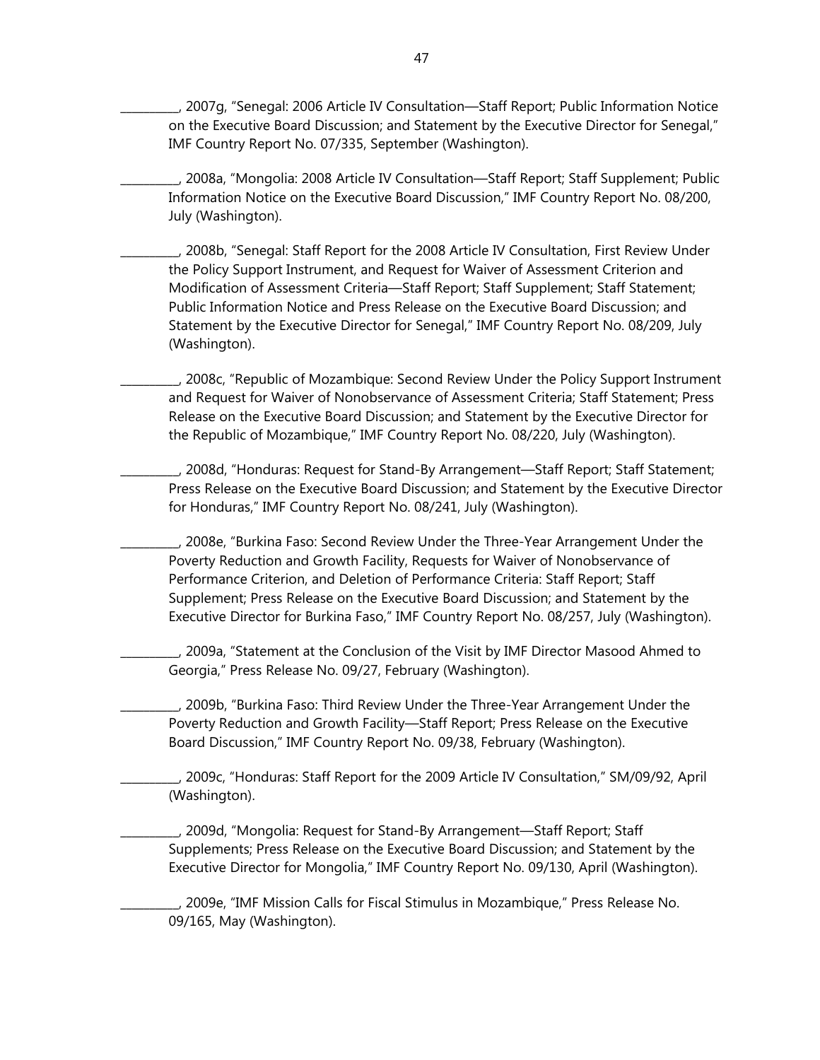__________, 2007g, "Senegal: 2006 Article IV Consultation—Staff Report; Public Information Notice on the Executive Board Discussion; and Statement by the Executive Director for Senegal," IMF Country Report No. 07/335, September (Washington).

__________, 2008a, "Mongolia: 2008 Article IV Consultation—Staff Report; Staff Supplement; Public Information Notice on the Executive Board Discussion," IMF Country Report No. 08/200, July (Washington).

__________, 2008b, "Senegal: Staff Report for the 2008 Article IV Consultation, First Review Under the Policy Support Instrument, and Request for Waiver of Assessment Criterion and Modification of Assessment Criteria—Staff Report; Staff Supplement; Staff Statement; Public Information Notice and Press Release on the Executive Board Discussion; and Statement by the Executive Director for Senegal," IMF Country Report No. 08/209, July (Washington).

__________, 2008c, "Republic of Mozambique: Second Review Under the Policy Support Instrument and Request for Waiver of Nonobservance of Assessment Criteria; Staff Statement; Press Release on the Executive Board Discussion; and Statement by the Executive Director for the Republic of Mozambique," IMF Country Report No. 08/220, July (Washington).

__________, 2008d, "Honduras: Request for Stand-By Arrangement—Staff Report; Staff Statement; Press Release on the Executive Board Discussion; and Statement by the Executive Director for Honduras," IMF Country Report No. 08/241, July (Washington).

__________, 2008e, "Burkina Faso: Second Review Under the Three-Year Arrangement Under the Poverty Reduction and Growth Facility, Requests for Waiver of Nonobservance of Performance Criterion, and Deletion of Performance Criteria: Staff Report; Staff Supplement; Press Release on the Executive Board Discussion; and Statement by the Executive Director for Burkina Faso," IMF Country Report No. 08/257, July (Washington).

__________, 2009a, "Statement at the Conclusion of the Visit by IMF Director Masood Ahmed to Georgia," Press Release No. 09/27, February (Washington).

__________, 2009b, "Burkina Faso: Third Review Under the Three-Year Arrangement Under the Poverty Reduction and Growth Facility—Staff Report; Press Release on the Executive Board Discussion," IMF Country Report No. 09/38, February (Washington).

__________, 2009c, "Honduras: Staff Report for the 2009 Article IV Consultation," SM/09/92, April (Washington).

__________, 2009d, "Mongolia: Request for Stand-By Arrangement—Staff Report; Staff Supplements; Press Release on the Executive Board Discussion; and Statement by the Executive Director for Mongolia," IMF Country Report No. 09/130, April (Washington).

__________, 2009e, "IMF Mission Calls for Fiscal Stimulus in Mozambique," Press Release No. 09/165, May (Washington).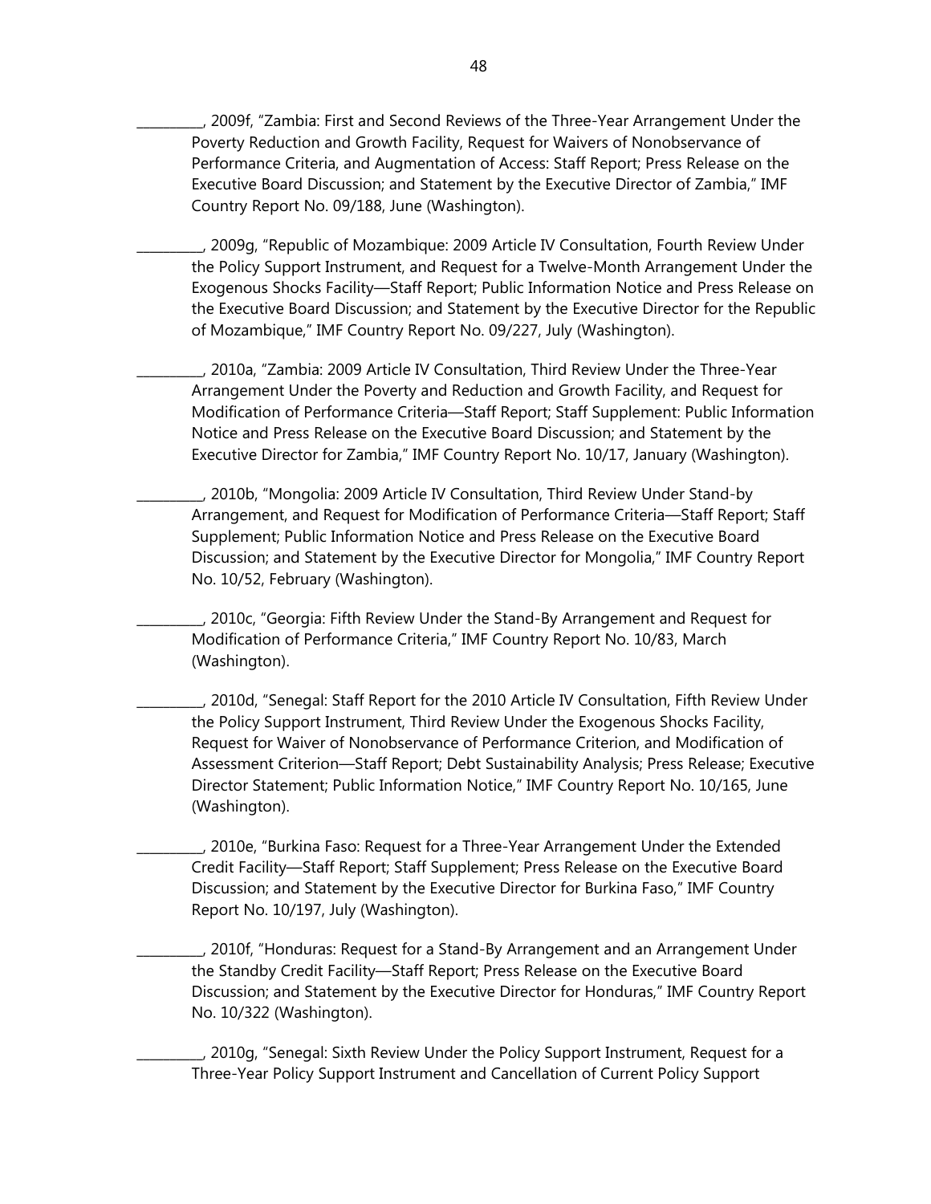__________, 2009f, "Zambia: First and Second Reviews of the Three-Year Arrangement Under the Poverty Reduction and Growth Facility, Request for Waivers of Nonobservance of Performance Criteria, and Augmentation of Access: Staff Report; Press Release on the Executive Board Discussion; and Statement by the Executive Director of Zambia," IMF Country Report No. 09/188, June (Washington).

__________, 2009g, "Republic of Mozambique: 2009 Article IV Consultation, Fourth Review Under the Policy Support Instrument, and Request for a Twelve-Month Arrangement Under the Exogenous Shocks Facility—Staff Report; Public Information Notice and Press Release on the Executive Board Discussion; and Statement by the Executive Director for the Republic of Mozambique," IMF Country Report No. 09/227, July (Washington).

__________, 2010a, "Zambia: 2009 Article IV Consultation, Third Review Under the Three-Year Arrangement Under the Poverty and Reduction and Growth Facility, and Request for Modification of Performance Criteria—Staff Report; Staff Supplement: Public Information Notice and Press Release on the Executive Board Discussion; and Statement by the Executive Director for Zambia," IMF Country Report No. 10/17, January (Washington).

__________, 2010b, "Mongolia: 2009 Article IV Consultation, Third Review Under Stand-by Arrangement, and Request for Modification of Performance Criteria—Staff Report; Staff Supplement; Public Information Notice and Press Release on the Executive Board Discussion; and Statement by the Executive Director for Mongolia," IMF Country Report No. 10/52, February (Washington).

__________, 2010c, "Georgia: Fifth Review Under the Stand-By Arrangement and Request for Modification of Performance Criteria," IMF Country Report No. 10/83, March (Washington).

__________, 2010d, "Senegal: Staff Report for the 2010 Article IV Consultation, Fifth Review Under the Policy Support Instrument, Third Review Under the Exogenous Shocks Facility, Request for Waiver of Nonobservance of Performance Criterion, and Modification of Assessment Criterion—Staff Report; Debt Sustainability Analysis; Press Release; Executive Director Statement; Public Information Notice," IMF Country Report No. 10/165, June (Washington).

__________, 2010e, "Burkina Faso: Request for a Three-Year Arrangement Under the Extended Credit Facility—Staff Report; Staff Supplement; Press Release on the Executive Board Discussion; and Statement by the Executive Director for Burkina Faso," IMF Country Report No. 10/197, July (Washington).

__________, 2010f, "Honduras: Request for a Stand-By Arrangement and an Arrangement Under the Standby Credit Facility—Staff Report; Press Release on the Executive Board Discussion; and Statement by the Executive Director for Honduras," IMF Country Report No. 10/322 (Washington).

__________, 2010g, "Senegal: Sixth Review Under the Policy Support Instrument, Request for a Three-Year Policy Support Instrument and Cancellation of Current Policy Support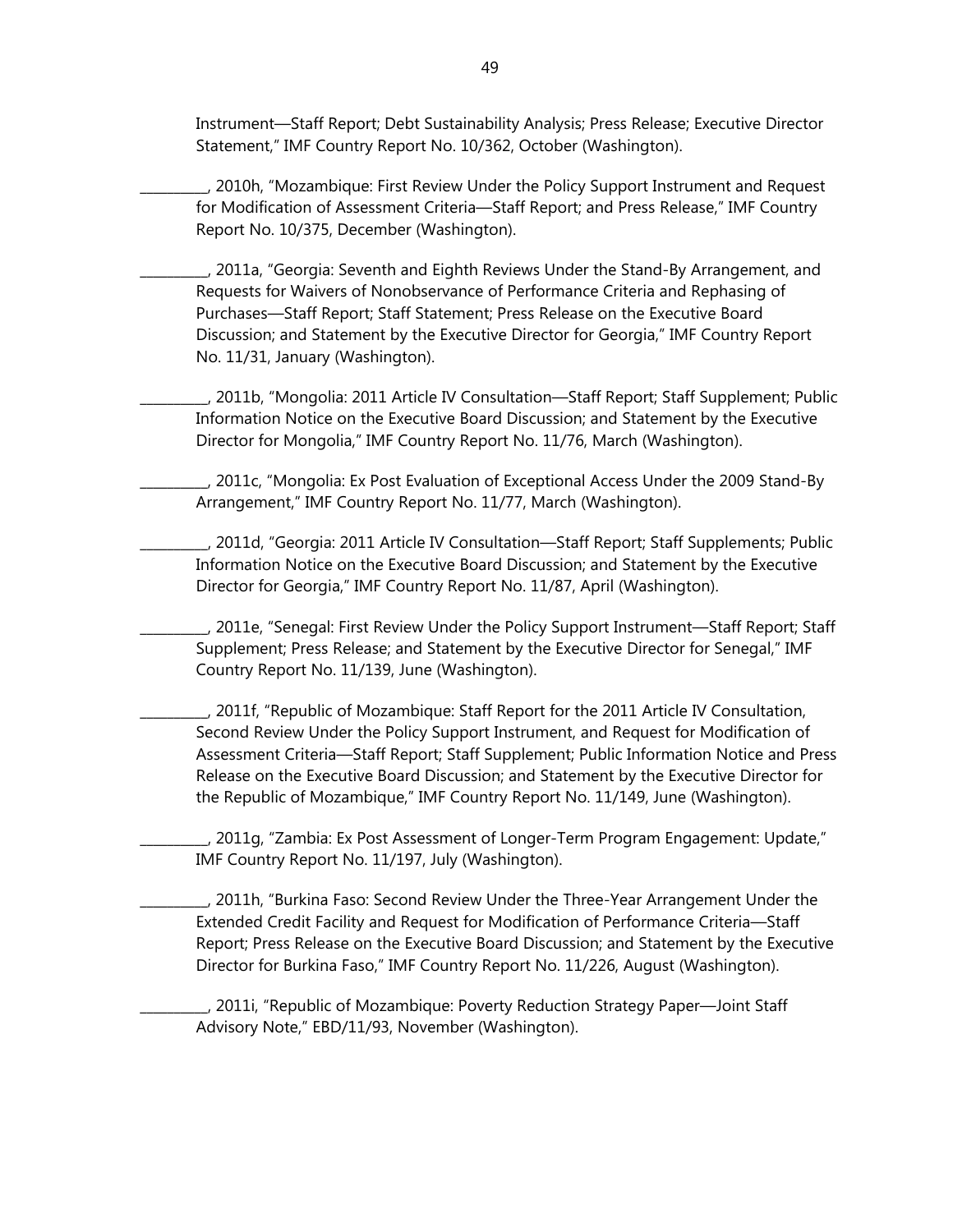Instrument—Staff Report; Debt Sustainability Analysis; Press Release; Executive Director Statement," IMF Country Report No. 10/362, October (Washington).

__________, 2010h, "Mozambique: First Review Under the Policy Support Instrument and Request for Modification of Assessment Criteria—Staff Report; and Press Release," IMF Country Report No. 10/375, December (Washington).

__________, 2011a, "Georgia: Seventh and Eighth Reviews Under the Stand-By Arrangement, and Requests for Waivers of Nonobservance of Performance Criteria and Rephasing of Purchases—Staff Report; Staff Statement; Press Release on the Executive Board Discussion; and Statement by the Executive Director for Georgia," IMF Country Report No. 11/31, January (Washington).

__________, 2011b, "Mongolia: 2011 Article IV Consultation—Staff Report; Staff Supplement; Public Information Notice on the Executive Board Discussion; and Statement by the Executive Director for Mongolia," IMF Country Report No. 11/76, March (Washington).

__________, 2011c, "Mongolia: Ex Post Evaluation of Exceptional Access Under the 2009 Stand-By Arrangement," IMF Country Report No. 11/77, March (Washington).

__________, 2011d, "Georgia: 2011 Article IV Consultation—Staff Report; Staff Supplements; Public Information Notice on the Executive Board Discussion; and Statement by the Executive Director for Georgia," IMF Country Report No. 11/87, April (Washington).

__________, 2011e, "Senegal: First Review Under the Policy Support Instrument—Staff Report; Staff Supplement; Press Release; and Statement by the Executive Director for Senegal," IMF Country Report No. 11/139, June (Washington).

__________, 2011f, "Republic of Mozambique: Staff Report for the 2011 Article IV Consultation, Second Review Under the Policy Support Instrument, and Request for Modification of Assessment Criteria—Staff Report; Staff Supplement; Public Information Notice and Press Release on the Executive Board Discussion; and Statement by the Executive Director for the Republic of Mozambique," IMF Country Report No. 11/149, June (Washington).

__________, 2011g, "Zambia: Ex Post Assessment of Longer-Term Program Engagement: Update," IMF Country Report No. 11/197, July (Washington).

__________, 2011h, "Burkina Faso: Second Review Under the Three-Year Arrangement Under the Extended Credit Facility and Request for Modification of Performance Criteria—Staff Report; Press Release on the Executive Board Discussion; and Statement by the Executive Director for Burkina Faso," IMF Country Report No. 11/226, August (Washington).

__________, 2011i, "Republic of Mozambique: Poverty Reduction Strategy Paper—Joint Staff Advisory Note," EBD/11/93, November (Washington).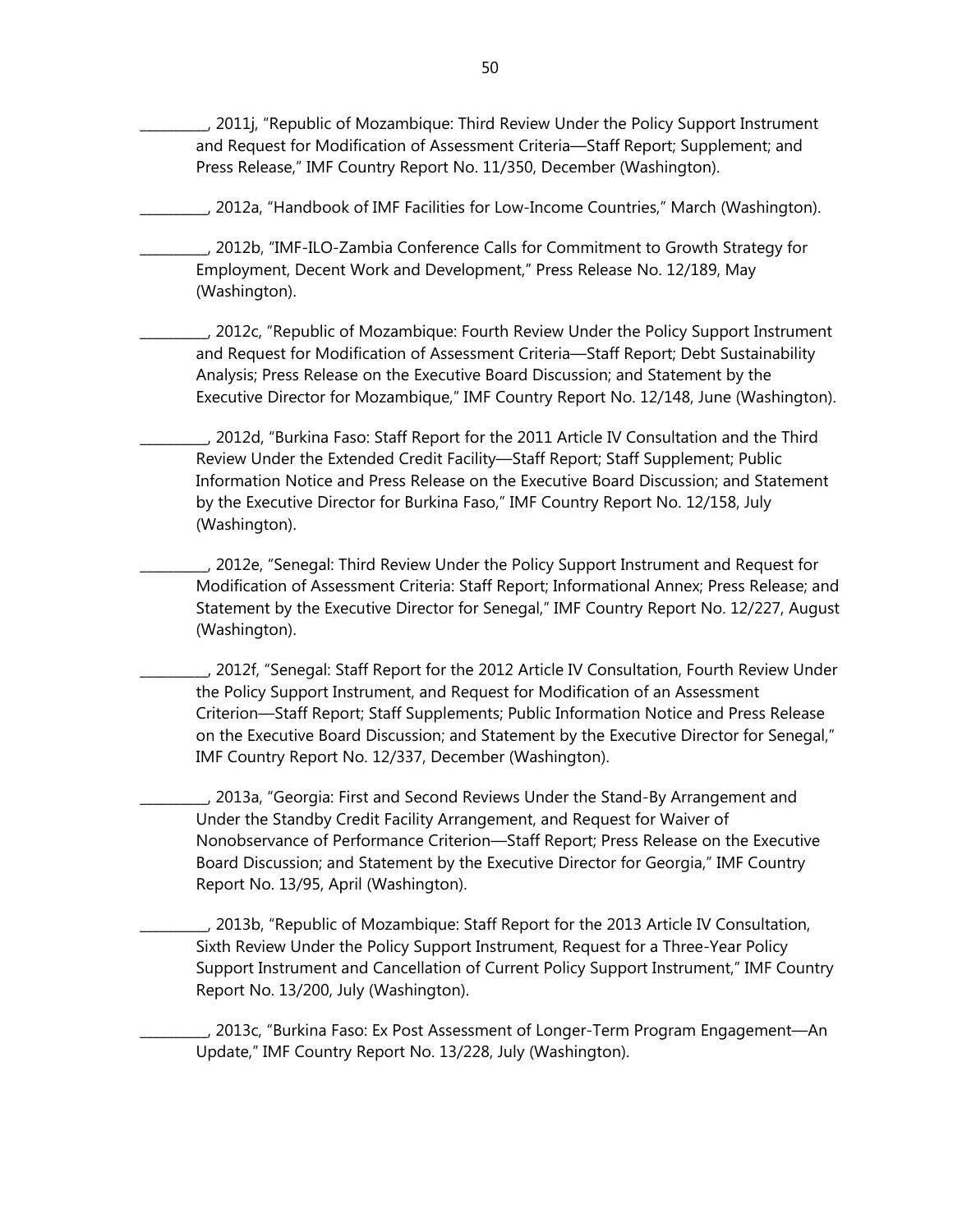__________, 2011j, "Republic of Mozambique: Third Review Under the Policy Support Instrument and Request for Modification of Assessment Criteria—Staff Report; Supplement; and Press Release," IMF Country Report No. 11/350, December (Washington).

__________, 2012a, "Handbook of IMF Facilities for Low-Income Countries," March (Washington).

__________, 2012b, "IMF-ILO-Zambia Conference Calls for Commitment to Growth Strategy for Employment, Decent Work and Development," Press Release No. 12/189, May (Washington).

__________, 2012c, "Republic of Mozambique: Fourth Review Under the Policy Support Instrument and Request for Modification of Assessment Criteria—Staff Report; Debt Sustainability Analysis; Press Release on the Executive Board Discussion; and Statement by the Executive Director for Mozambique," IMF Country Report No. 12/148, June (Washington).

__________, 2012d, "Burkina Faso: Staff Report for the 2011 Article IV Consultation and the Third Review Under the Extended Credit Facility—Staff Report; Staff Supplement; Public Information Notice and Press Release on the Executive Board Discussion; and Statement by the Executive Director for Burkina Faso," IMF Country Report No. 12/158, July (Washington).

__________, 2012e, "Senegal: Third Review Under the Policy Support Instrument and Request for Modification of Assessment Criteria: Staff Report; Informational Annex; Press Release; and Statement by the Executive Director for Senegal," IMF Country Report No. 12/227, August (Washington).

__________, 2012f, "Senegal: Staff Report for the 2012 Article IV Consultation, Fourth Review Under the Policy Support Instrument, and Request for Modification of an Assessment Criterion—Staff Report; Staff Supplements; Public Information Notice and Press Release on the Executive Board Discussion; and Statement by the Executive Director for Senegal," IMF Country Report No. 12/337, December (Washington).

__________, 2013a, "Georgia: First and Second Reviews Under the Stand-By Arrangement and Under the Standby Credit Facility Arrangement, and Request for Waiver of Nonobservance of Performance Criterion—Staff Report; Press Release on the Executive Board Discussion; and Statement by the Executive Director for Georgia," IMF Country Report No. 13/95, April (Washington).

__________, 2013b, "Republic of Mozambique: Staff Report for the 2013 Article IV Consultation, Sixth Review Under the Policy Support Instrument, Request for a Three-Year Policy Support Instrument and Cancellation of Current Policy Support Instrument," IMF Country Report No. 13/200, July (Washington).

__________, 2013c, "Burkina Faso: Ex Post Assessment of Longer-Term Program Engagement—An Update," IMF Country Report No. 13/228, July (Washington).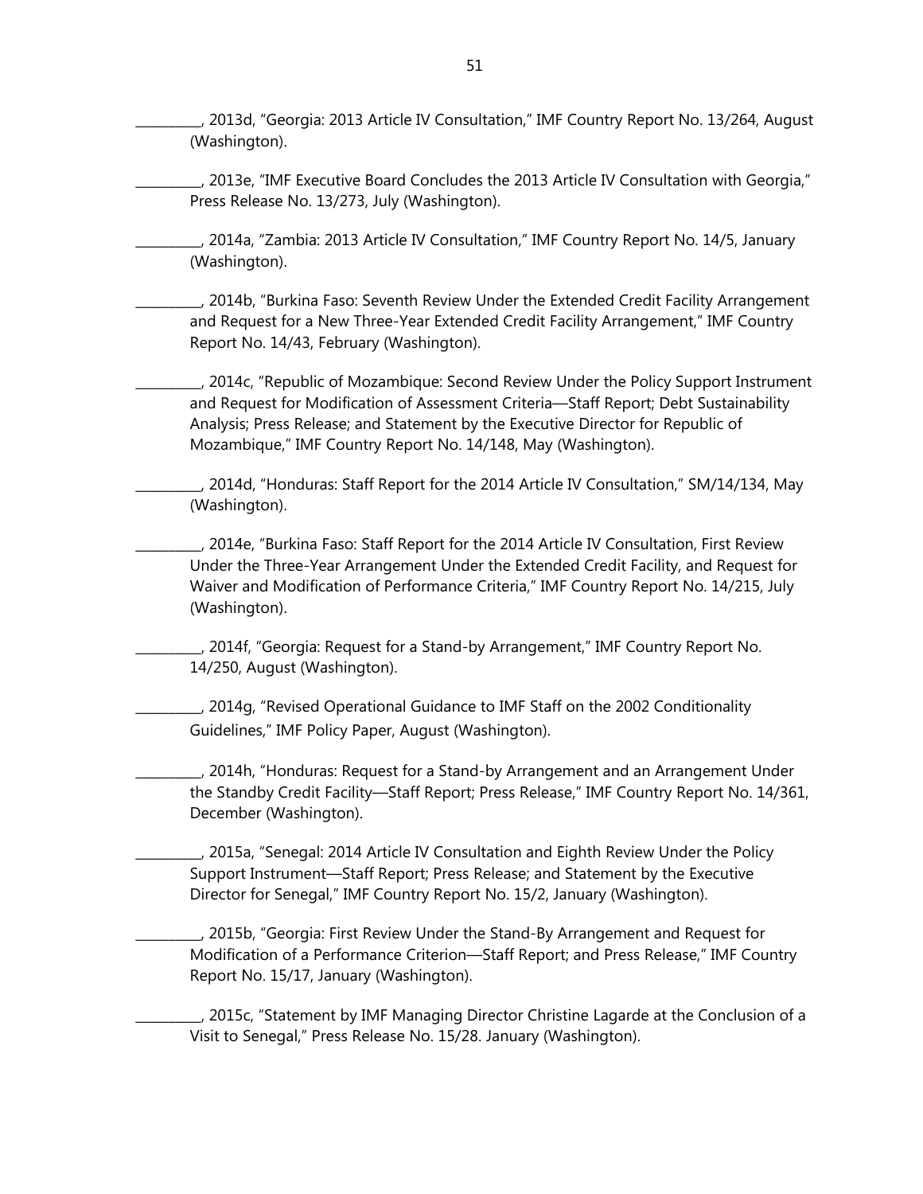__________, 2013d, “Georgia: 2013 Article IV Consultation,” IMF Country Report No. 13/264, August (Washington).

__________, 2013e, “IMF Executive Board Concludes the 2013 Article IV Consultation with Georgia,” Press Release No. 13/273, July (Washington).

__________, 2014a, “Zambia: 2013 Article IV Consultation,” IMF Country Report No. 14/5, January (Washington).

__________, 2014b, “Burkina Faso: Seventh Review Under the Extended Credit Facility Arrangement and Request for a New Three-Year Extended Credit Facility Arrangement,” IMF Country Report No. 14/43, February (Washington).

__________, 2014c, “Republic of Mozambique: Second Review Under the Policy Support Instrument and Request for Modification of Assessment Criteria—Staff Report; Debt Sustainability Analysis; Press Release; and Statement by the Executive Director for Republic of Mozambique,” IMF Country Report No. 14/148, May (Washington).

__________, 2014d, “Honduras: Staff Report for the 2014 Article IV Consultation,” SM/14/134, May (Washington).

__________, 2014e, “Burkina Faso: Staff Report for the 2014 Article IV Consultation, First Review Under the Three-Year Arrangement Under the Extended Credit Facility, and Request for Waiver and Modification of Performance Criteria,” IMF Country Report No. 14/215, July (Washington).

__________, 2014f, “Georgia: Request for a Stand-by Arrangement,” IMF Country Report No. 14/250, August (Washington).

__________, 2014g, “Revised Operational Guidance to IMF Staff on the 2002 Conditionality Guidelines,” IMF Policy Paper, August (Washington).

__________, 2014h, “Honduras: Request for a Stand-by Arrangement and an Arrangement Under the Standby Credit Facility—Staff Report; Press Release,” IMF Country Report No. 14/361, December (Washington).

__________, 2015a, “Senegal: 2014 Article IV Consultation and Eighth Review Under the Policy Support Instrument—Staff Report; Press Release; and Statement by the Executive Director for Senegal,” IMF Country Report No. 15/2, January (Washington).

__________, 2015b, “Georgia: First Review Under the Stand-By Arrangement and Request for Modification of a Performance Criterion—Staff Report; and Press Release,” IMF Country Report No. 15/17, January (Washington).

__________, 2015c, “Statement by IMF Managing Director Christine Lagarde at the Conclusion of a Visit to Senegal,” Press Release No. 15/28. January (Washington).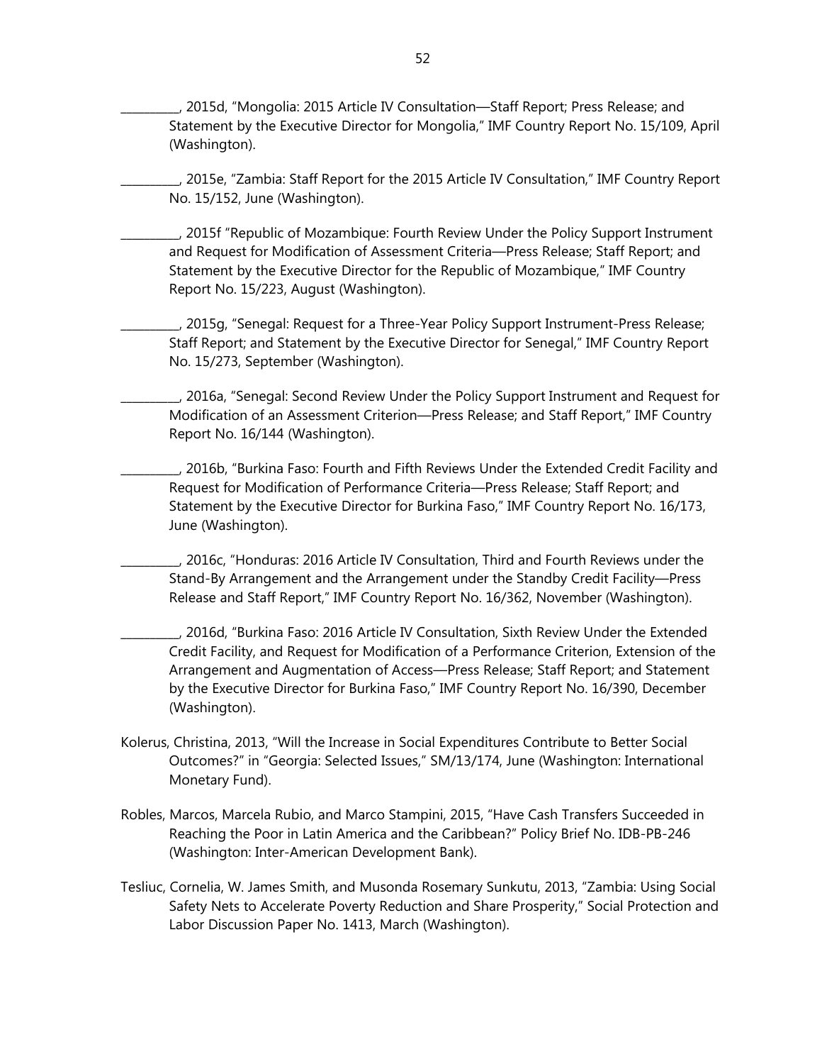__________, 2015d, "Mongolia: 2015 Article IV Consultation—Staff Report; Press Release; and Statement by the Executive Director for Mongolia," IMF Country Report No. 15/109, April (Washington).

__________, 2015e, "Zambia: Staff Report for the 2015 Article IV Consultation," IMF Country Report No. 15/152, June (Washington).

__________, 2015f "Republic of Mozambique: Fourth Review Under the Policy Support Instrument and Request for Modification of Assessment Criteria—Press Release; Staff Report; and Statement by the Executive Director for the Republic of Mozambique," IMF Country Report No. 15/223, August (Washington).

__________, 2015g, "Senegal: Request for a Three-Year Policy Support Instrument-Press Release; Staff Report; and Statement by the Executive Director for Senegal," IMF Country Report No. 15/273, September (Washington).

__________, 2016a, "Senegal: Second Review Under the Policy Support Instrument and Request for Modification of an Assessment Criterion—Press Release; and Staff Report," IMF Country Report No. 16/144 (Washington).

__________, 2016b, "Burkina Faso: Fourth and Fifth Reviews Under the Extended Credit Facility and Request for Modification of Performance Criteria—Press Release; Staff Report; and Statement by the Executive Director for Burkina Faso," IMF Country Report No. 16/173, June (Washington).

__________, 2016c, "Honduras: 2016 Article IV Consultation, Third and Fourth Reviews under the Stand-By Arrangement and the Arrangement under the Standby Credit Facility—Press Release and Staff Report," IMF Country Report No. 16/362, November (Washington).

__________, 2016d, "Burkina Faso: 2016 Article IV Consultation, Sixth Review Under the Extended Credit Facility, and Request for Modification of a Performance Criterion, Extension of the Arrangement and Augmentation of Access—Press Release; Staff Report; and Statement by the Executive Director for Burkina Faso," IMF Country Report No. 16/390, December (Washington).

Kolerus, Christina, 2013, "Will the Increase in Social Expenditures Contribute to Better Social Outcomes?" in "Georgia: Selected Issues," SM/13/174, June (Washington: International Monetary Fund).

Robles, Marcos, Marcela Rubio, and Marco Stampini, 2015, "Have Cash Transfers Succeeded in Reaching the Poor in Latin America and the Caribbean?" Policy Brief No. IDB-PB-246 (Washington: Inter-American Development Bank).

Tesliuc, Cornelia, W. James Smith, and Musonda Rosemary Sunkutu, 2013, "Zambia: Using Social Safety Nets to Accelerate Poverty Reduction and Share Prosperity," Social Protection and Labor Discussion Paper No. 1413, March (Washington).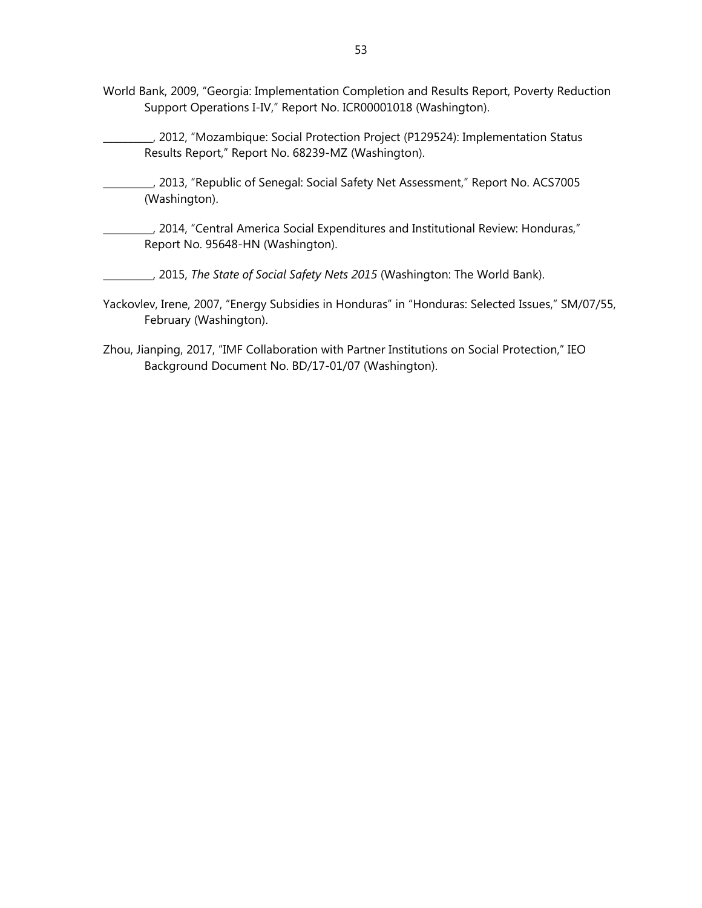World Bank, 2009, "Georgia: Implementation Completion and Results Report, Poverty Reduction Support Operations I-IV," Report No. ICR00001018 (Washington).

__________, 2012, "Mozambique: Social Protection Project (P129524): Implementation Status Results Report," Report No. 68239-MZ (Washington).

__________, 2013, "Republic of Senegal: Social Safety Net Assessment," Report No. ACS7005 (Washington).

__________, 2014, "Central America Social Expenditures and Institutional Review: Honduras," Report No. 95648-HN (Washington).

__________, 2015, *The State of Social Safety Nets 2015* (Washington: The World Bank).

Yackovlev, Irene, 2007, "Energy Subsidies in Honduras" in "Honduras: Selected Issues," SM/07/55, February (Washington).

Zhou, Jianping, 2017, "IMF Collaboration with Partner Institutions on Social Protection," IEO Background Document No. BD/17-01/07 (Washington).